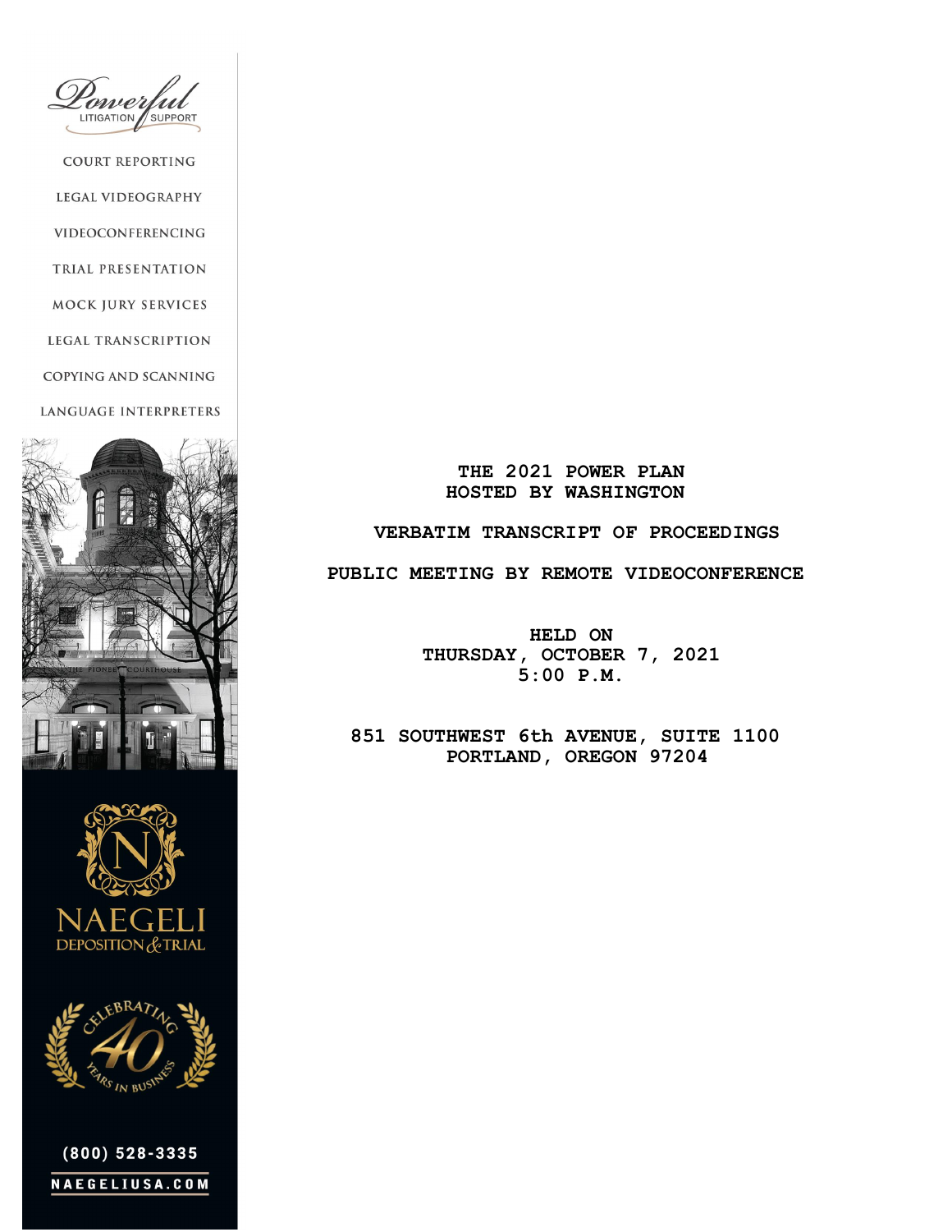Powerful LITIGATION SUPPORT

COURT REPORTING

LEGAL VIDEOGRAPHY

VIDEOCONFERENCING

TRIAL PRESENTATION

MOCK JURY SERVICES

LEGAL TRANSCRIPTION

COPYING AND SCANNING

LANGUAGE INTERPRETERS

NAEGELI DEPOSITION & TRIAL

CELEBRATING 40 YEARS IN BUSINESS

(800) 528-3335

NAEGELIUSA.COM

**THE 2021 POWER PLAN**
**HOSTED BY WASHINGTON**

**VERBATIM TRANSCRIPT OF PROCEEDINGS**

**PUBLIC MEETING BY REMOTE VIDEOCONFERENCE**

**HELD ON**
**THURSDAY, OCTOBER 7, 2021**
**5:00 P.M.**

**851 SOUTHWEST 6th AVENUE, SUITE 1100**
**PORTLAND, OREGON 97204**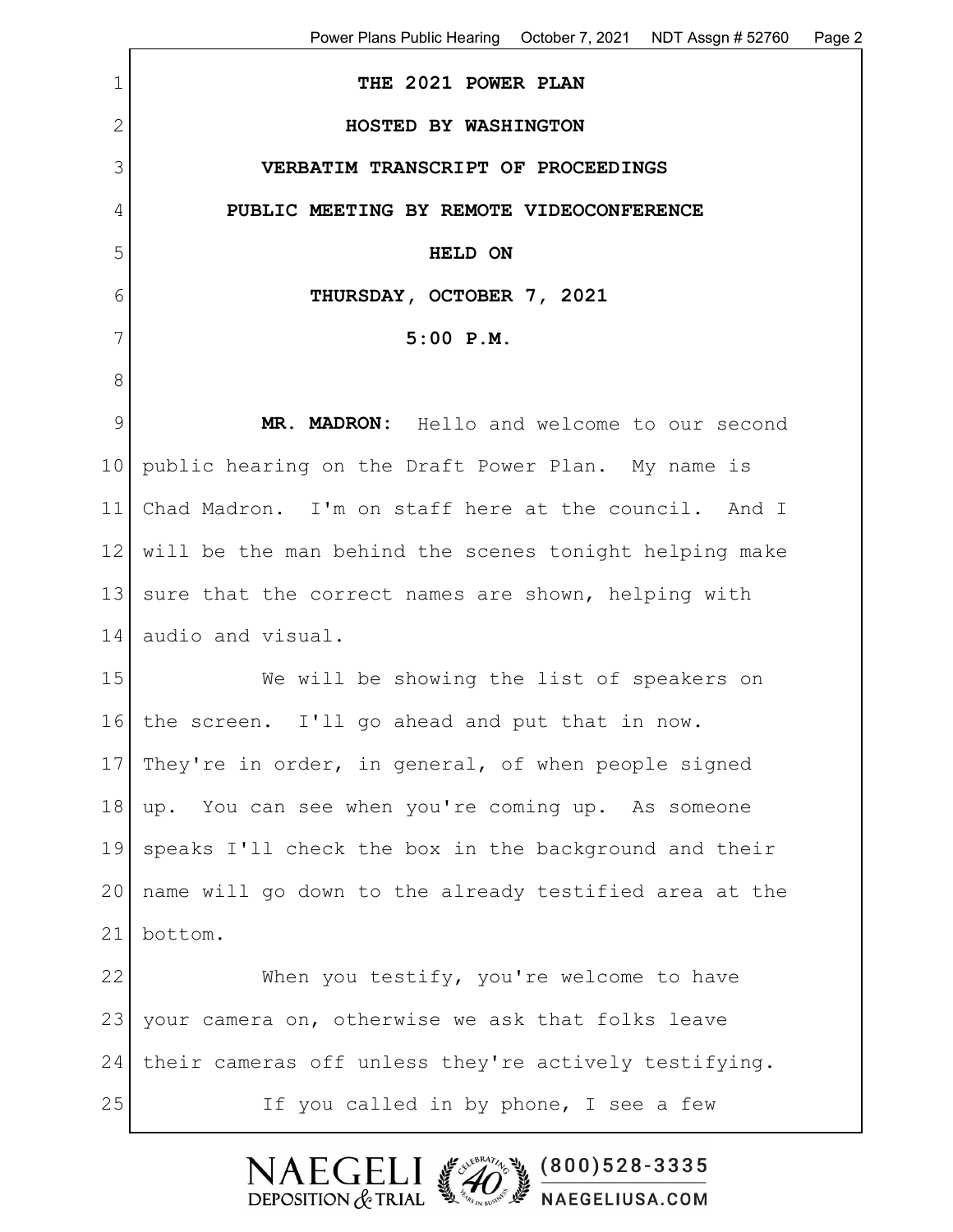**THE 2021 POWER PLAN**

**HOSTED BY WASHINGTON**

**VERBATIM TRANSCRIPT OF PROCEEDINGS**

**PUBLIC MEETING BY REMOTE VIDEOCONFERENCE**

**HELD ON**

**THURSDAY, OCTOBER 7, 2021**

**5:00 P.M.**

**MR. MADRON:** Hello and welcome to our second public hearing on the Draft Power Plan. My name is Chad Madron. I'm on staff here at the council. And I will be the man behind the scenes tonight helping make sure that the correct names are shown, helping with audio and visual.

We will be showing the list of speakers on the screen. I'll go ahead and put that in now. They're in order, in general, of when people signed up. You can see when you're coming up. As someone speaks I'll check the box in the background and their name will go down to the already testified area at the bottom.

When you testify, you're welcome to have your camera on, otherwise we ask that folks leave their cameras off unless they're actively testifying.

If you called in by phone, I see a few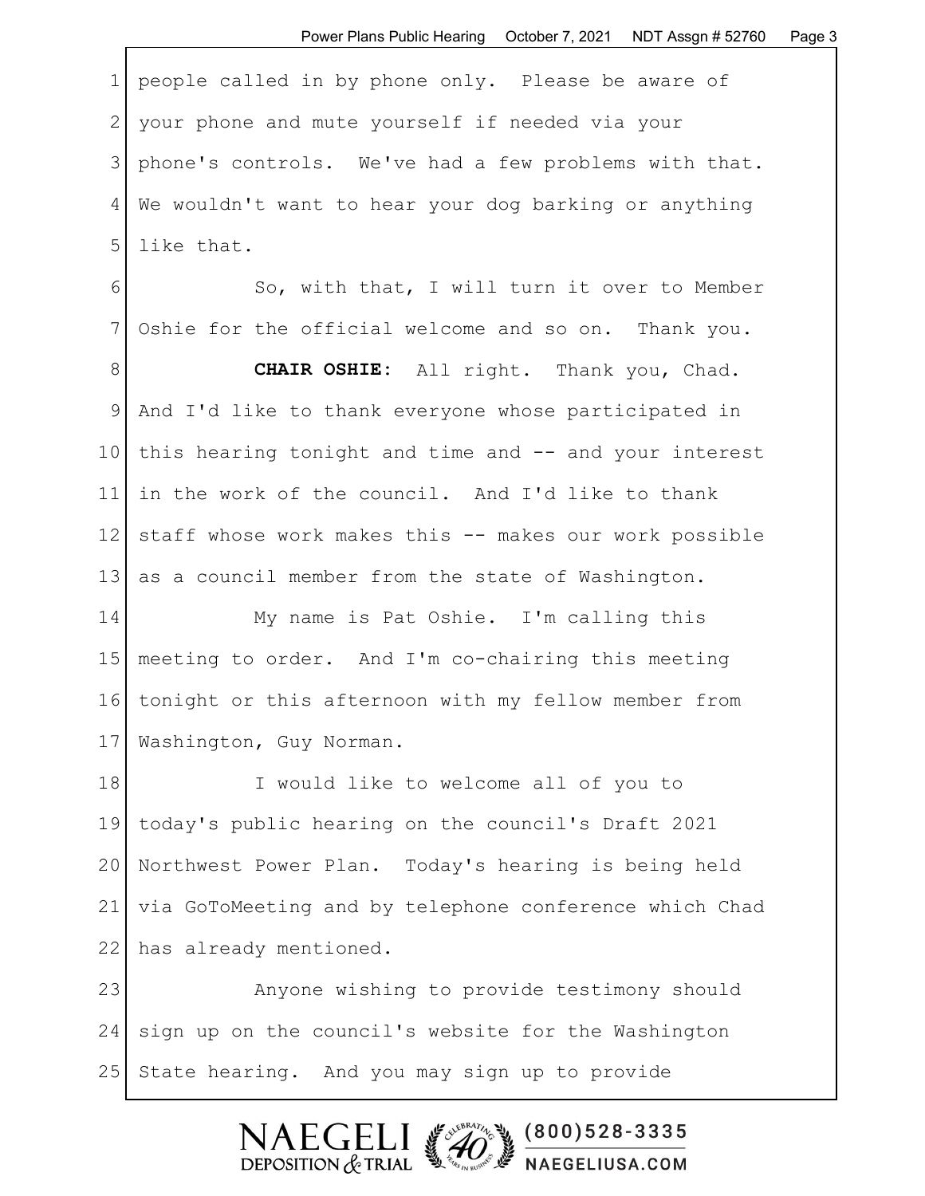people called in by phone only. Please be aware of your phone and mute yourself if needed via your phone's controls. We've had a few problems with that. We wouldn't want to hear your dog barking or anything like that.

So, with that, I will turn it over to Member Oshie for the official welcome and so on. Thank you.

**CHAIR OSHIE:** All right. Thank you, Chad. And I'd like to thank everyone whose participated in this hearing tonight and time and -- and your interest in the work of the council. And I'd like to thank staff whose work makes this -- makes our work possible as a council member from the state of Washington.

My name is Pat Oshie. I'm calling this meeting to order. And I'm co-chairing this meeting tonight or this afternoon with my fellow member from Washington, Guy Norman.

I would like to welcome all of you to today's public hearing on the council's Draft 2021 Northwest Power Plan. Today's hearing is being held via GoToMeeting and by telephone conference which Chad has already mentioned.

Anyone wishing to provide testimony should sign up on the council's website for the Washington State hearing. And you may sign up to provide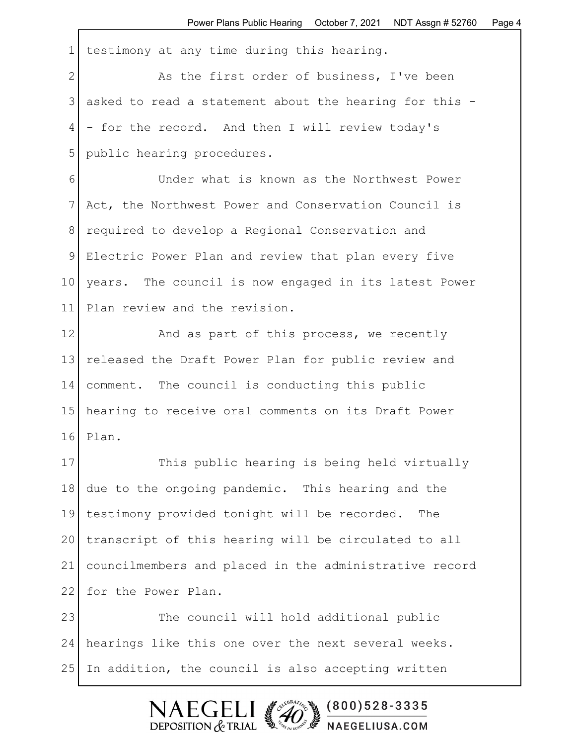testimony at any time during this hearing.

As the first order of business, I've been asked to read a statement about the hearing for this -- for the record. And then I will review today's public hearing procedures.

Under what is known as the Northwest Power Act, the Northwest Power and Conservation Council is required to develop a Regional Conservation and Electric Power Plan and review that plan every five years. The council is now engaged in its latest Power Plan review and the revision.

And as part of this process, we recently released the Draft Power Plan for public review and comment. The council is conducting this public hearing to receive oral comments on its Draft Power Plan.

This public hearing is being held virtually due to the ongoing pandemic. This hearing and the testimony provided tonight will be recorded. The transcript of this hearing will be circulated to all councilmembers and placed in the administrative record for the Power Plan.

The council will hold additional public hearings like this one over the next several weeks. In addition, the council is also accepting written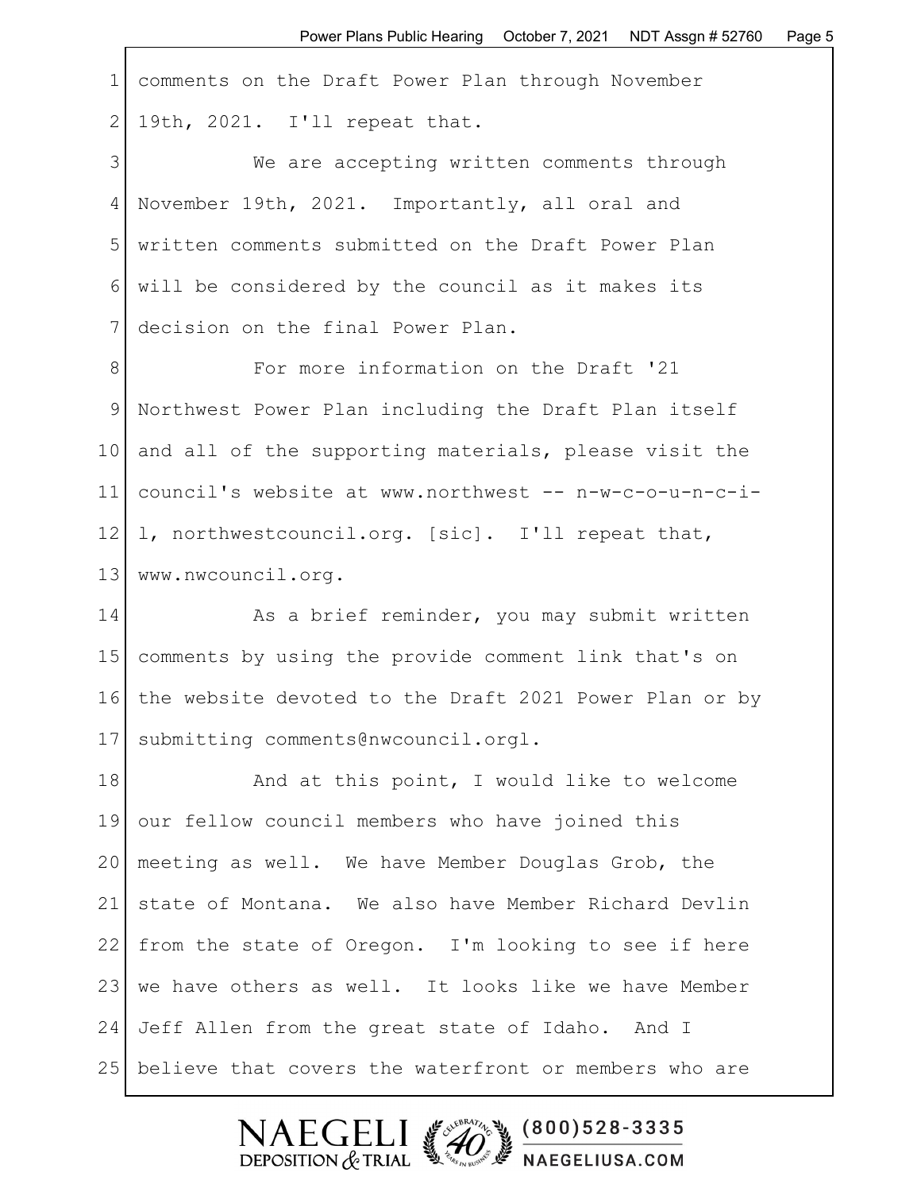comments on the Draft Power Plan through November 19th, 2021. I'll repeat that.

We are accepting written comments through November 19th, 2021. Importantly, all oral and written comments submitted on the Draft Power Plan will be considered by the council as it makes its decision on the final Power Plan.

For more information on the Draft '21 Northwest Power Plan including the Draft Plan itself and all of the supporting materials, please visit the council's website at www.northwest -- n-w-c-o-u-n-c-i-l, northwestcouncil.org. [sic]. I'll repeat that, www.nwcouncil.org.

As a brief reminder, you may submit written comments by using the provide comment link that's on the website devoted to the Draft 2021 Power Plan or by submitting comments@nwcouncil.orgl.

And at this point, I would like to welcome our fellow council members who have joined this meeting as well. We have Member Douglas Grob, the state of Montana. We also have Member Richard Devlin from the state of Oregon. I'm looking to see if here we have others as well. It looks like we have Member Jeff Allen from the great state of Idaho. And I believe that covers the waterfront or members who are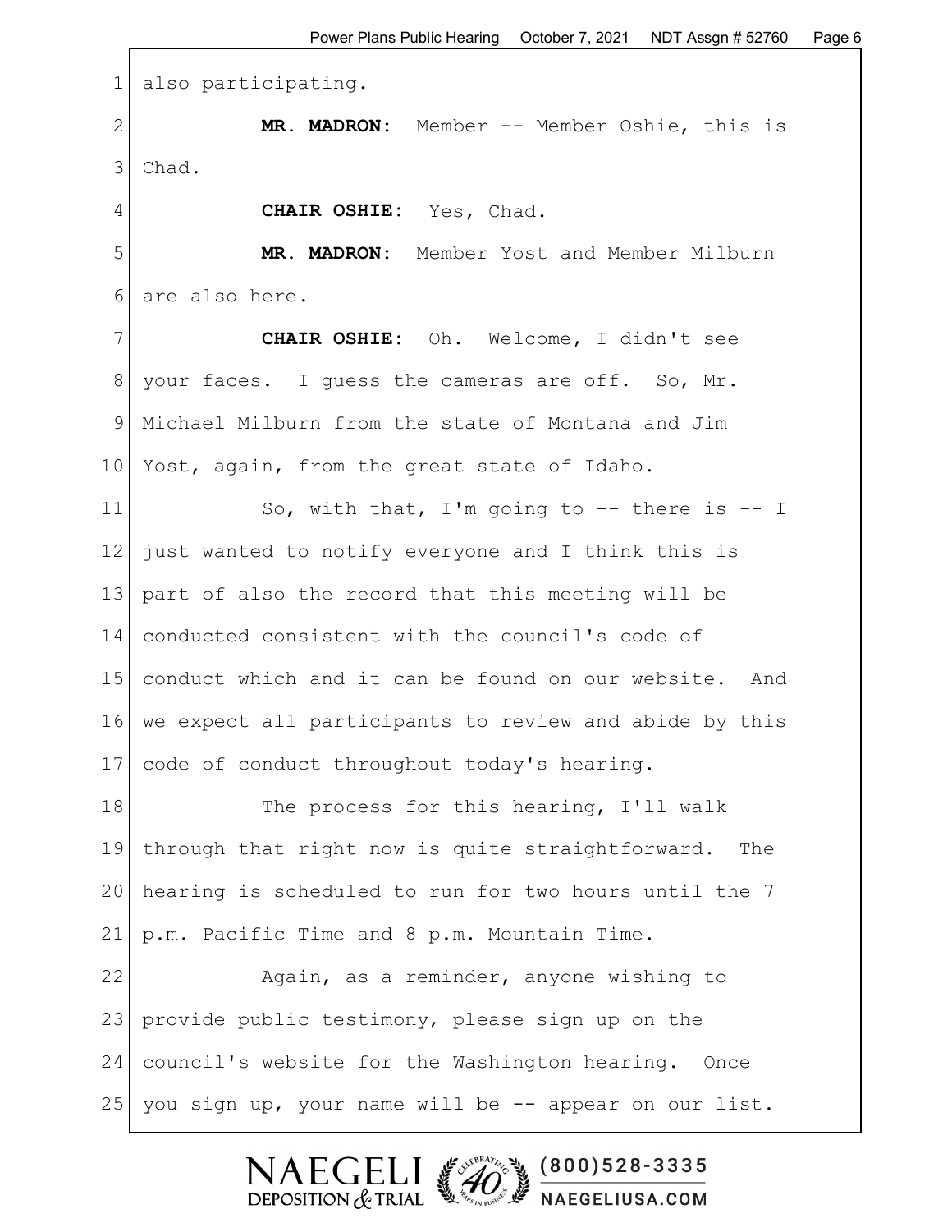also participating.

**MR. MADRON:** Member -- Member Oshie, this is Chad.

**CHAIR OSHIE:** Yes, Chad.

**MR. MADRON:** Member Yost and Member Milburn are also here.

**CHAIR OSHIE:** Oh. Welcome, I didn't see your faces. I guess the cameras are off. So, Mr. Michael Milburn from the state of Montana and Jim Yost, again, from the great state of Idaho.

So, with that, I'm going to -- there is -- I just wanted to notify everyone and I think this is part of also the record that this meeting will be conducted consistent with the council's code of conduct which and it can be found on our website. And we expect all participants to review and abide by this code of conduct throughout today's hearing.

The process for this hearing, I'll walk through that right now is quite straightforward. The hearing is scheduled to run for two hours until the 7 p.m. Pacific Time and 8 p.m. Mountain Time.

Again, as a reminder, anyone wishing to provide public testimony, please sign up on the council's website for the Washington hearing. Once you sign up, your name will be -- appear on our list.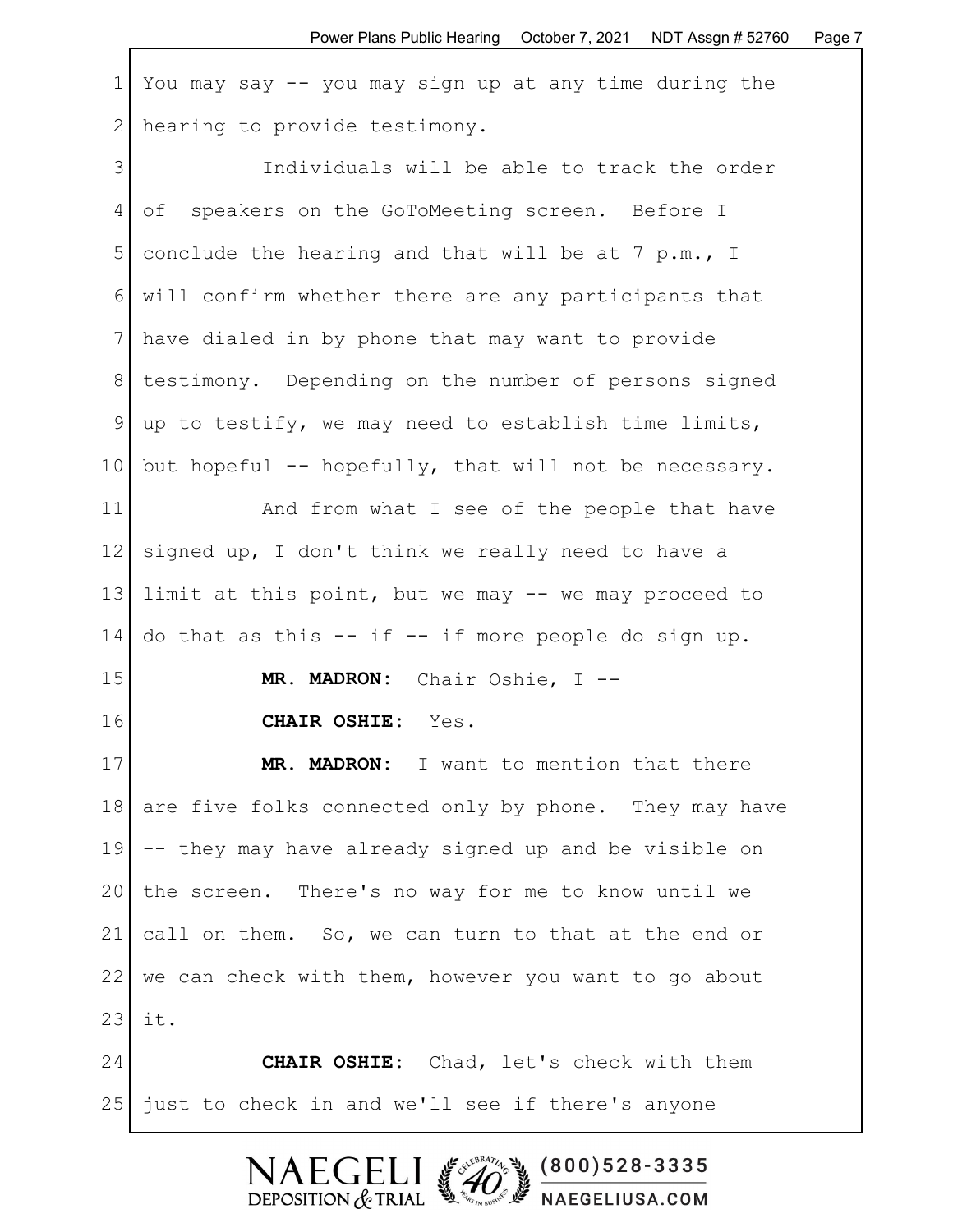You may say -- you may sign up at any time during the hearing to provide testimony.

Individuals will be able to track the order of speakers on the GoToMeeting screen. Before I conclude the hearing and that will be at 7 p.m., I will confirm whether there are any participants that have dialed in by phone that may want to provide testimony. Depending on the number of persons signed up to testify, we may need to establish time limits, but hopeful -- hopefully, that will not be necessary.

And from what I see of the people that have signed up, I don't think we really need to have a limit at this point, but we may -- we may proceed to do that as this -- if -- if more people do sign up.

**MR. MADRON:** Chair Oshie, I --

**CHAIR OSHIE:** Yes.

**MR. MADRON:** I want to mention that there are five folks connected only by phone. They may have -- they may have already signed up and be visible on the screen. There's no way for me to know until we call on them. So, we can turn to that at the end or we can check with them, however you want to go about it.

**CHAIR OSHIE:** Chad, let's check with them just to check in and we'll see if there's anyone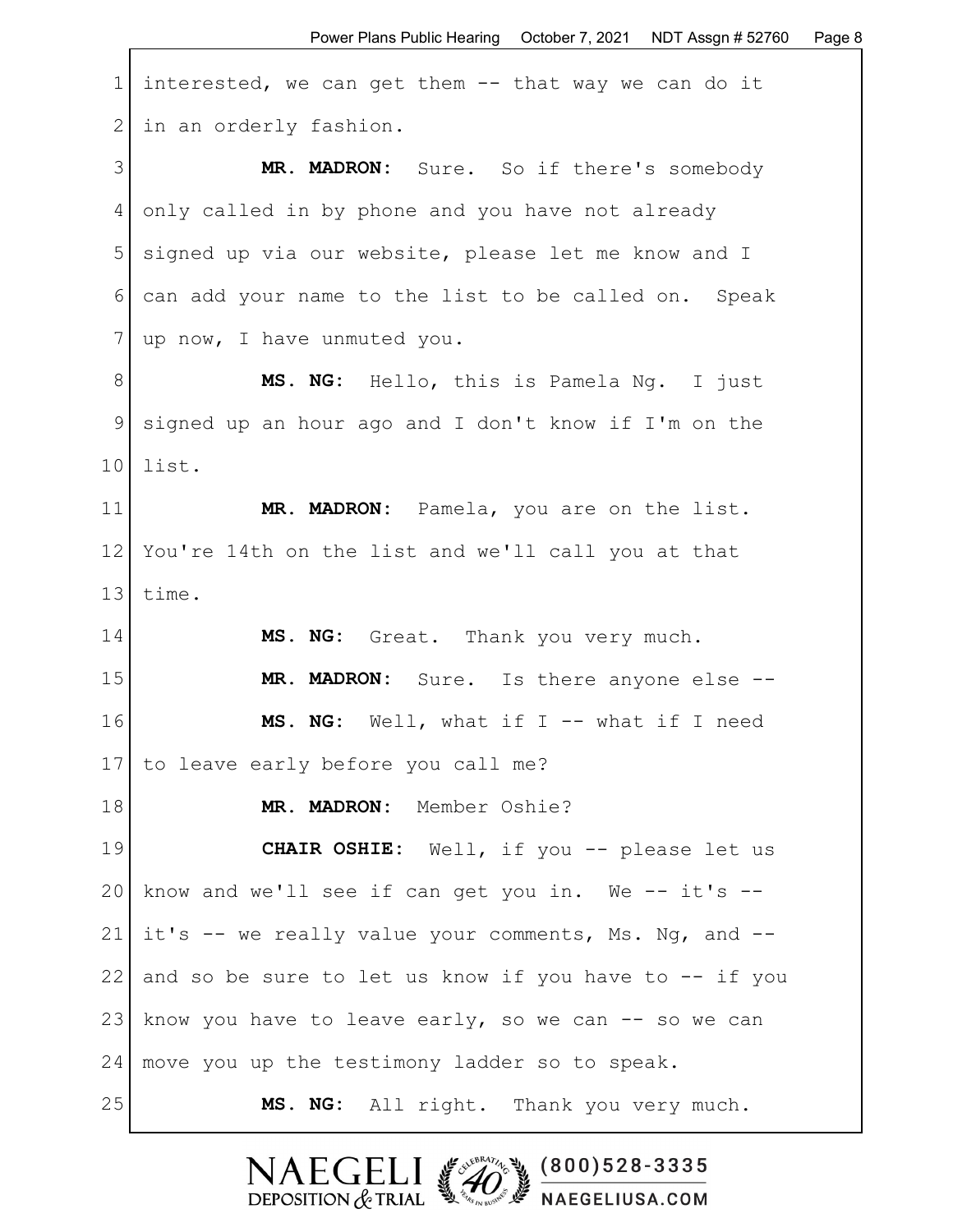interested, we can get them -- that way we can do it in an orderly fashion.

**MR. MADRON:** Sure. So if there's somebody only called in by phone and you have not already signed up via our website, please let me know and I can add your name to the list to be called on. Speak up now, I have unmuted you.

**MS. NG:** Hello, this is Pamela Ng. I just signed up an hour ago and I don't know if I'm on the list.

**MR. MADRON:** Pamela, you are on the list. You're 14th on the list and we'll call you at that time.

**MS. NG:** Great. Thank you very much.

**MR. MADRON:** Sure. Is there anyone else --

**MS. NG:** Well, what if I -- what if I need to leave early before you call me?

**MR. MADRON:** Member Oshie?

**CHAIR OSHIE:** Well, if you -- please let us know and we'll see if can get you in. We -- it's -- it's -- we really value your comments, Ms. Ng, and -- and so be sure to let us know if you have to -- if you know you have to leave early, so we can -- so we can move you up the testimony ladder so to speak.

**MS. NG:** All right. Thank you very much.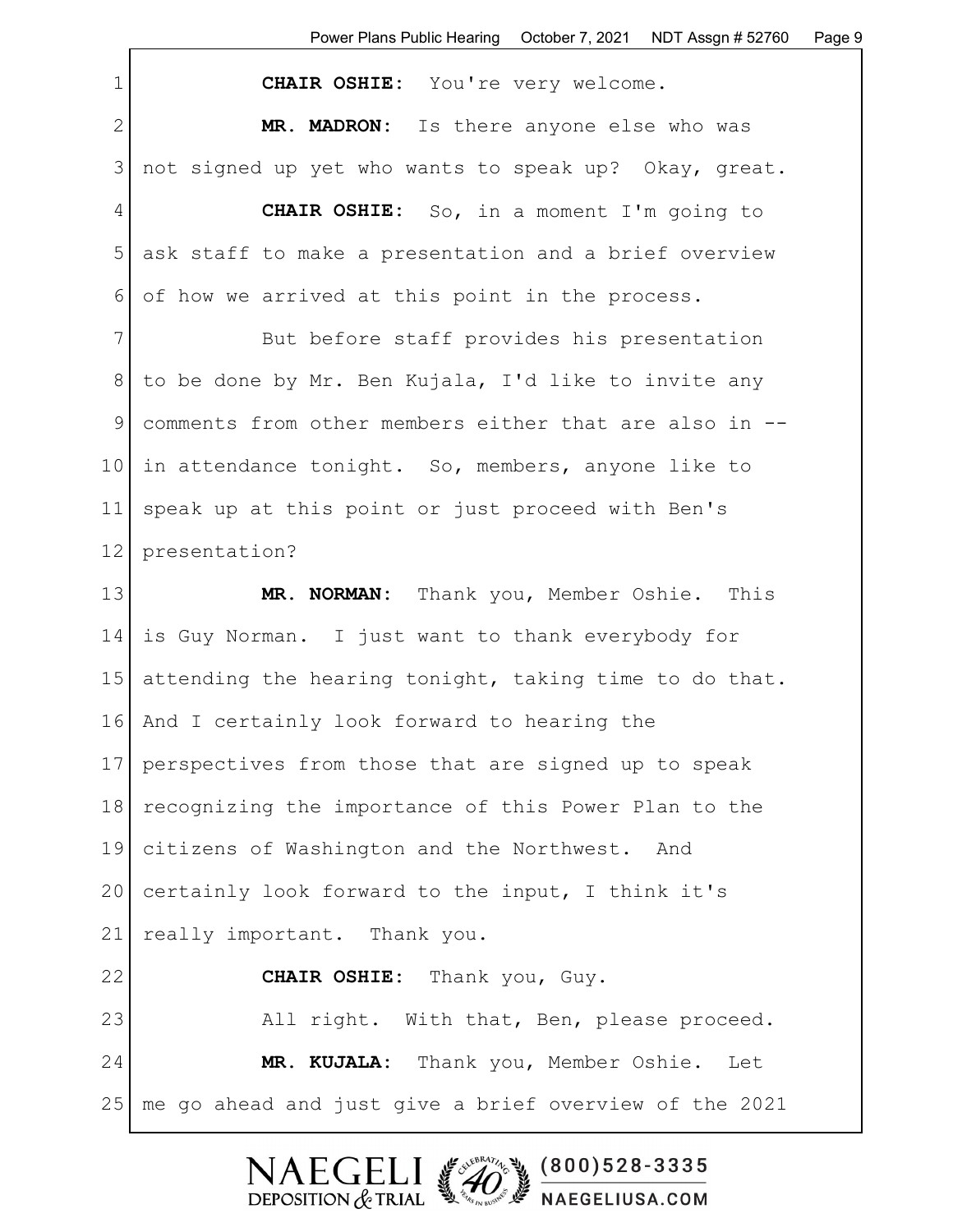**CHAIR OSHIE:** You're very welcome.

**MR. MADRON:** Is there anyone else who was not signed up yet who wants to speak up? Okay, great.

**CHAIR OSHIE:** So, in a moment I'm going to ask staff to make a presentation and a brief overview of how we arrived at this point in the process.

But before staff provides his presentation to be done by Mr. Ben Kujala, I'd like to invite any comments from other members either that are also in -- in attendance tonight. So, members, anyone like to speak up at this point or just proceed with Ben's presentation?

**MR. NORMAN:** Thank you, Member Oshie. This is Guy Norman. I just want to thank everybody for attending the hearing tonight, taking time to do that. And I certainly look forward to hearing the perspectives from those that are signed up to speak recognizing the importance of this Power Plan to the citizens of Washington and the Northwest. And certainly look forward to the input, I think it's really important. Thank you.

**CHAIR OSHIE:** Thank you, Guy.

All right. With that, Ben, please proceed.

**MR. KUJALA:** Thank you, Member Oshie. Let me go ahead and just give a brief overview of the 2021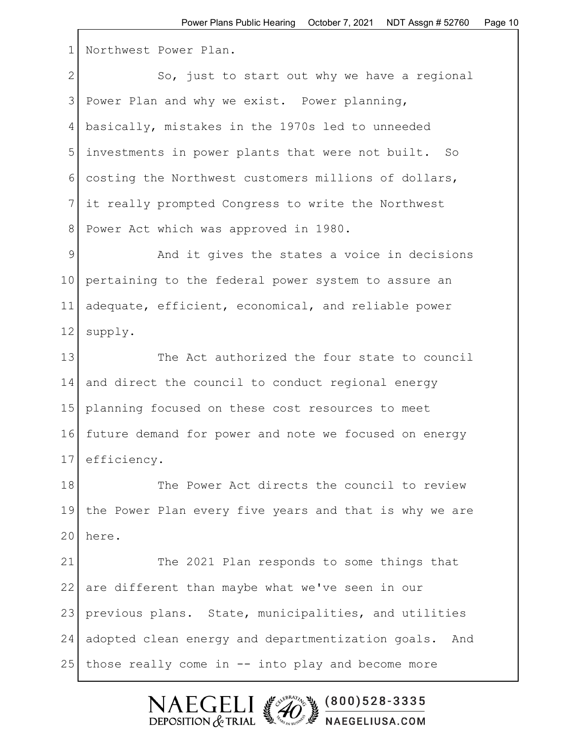Northwest Power Plan.

So, just to start out why we have a regional Power Plan and why we exist. Power planning, basically, mistakes in the 1970s led to unneeded investments in power plants that were not built. So costing the Northwest customers millions of dollars, it really prompted Congress to write the Northwest Power Act which was approved in 1980.

And it gives the states a voice in decisions pertaining to the federal power system to assure an adequate, efficient, economical, and reliable power supply.

The Act authorized the four state to council and direct the council to conduct regional energy planning focused on these cost resources to meet future demand for power and note we focused on energy efficiency.

The Power Act directs the council to review the Power Plan every five years and that is why we are here.

The 2021 Plan responds to some things that are different than maybe what we've seen in our previous plans. State, municipalities, and utilities adopted clean energy and departmentization goals. And those really come in -- into play and become more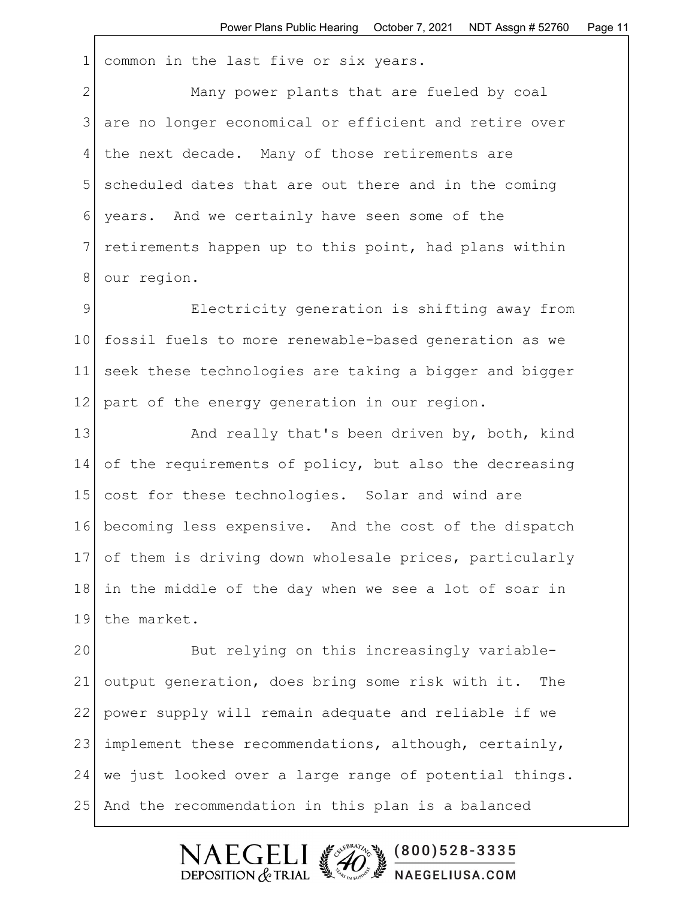common in the last five or six years.

Many power plants that are fueled by coal are no longer economical or efficient and retire over the next decade. Many of those retirements are scheduled dates that are out there and in the coming years. And we certainly have seen some of the retirements happen up to this point, had plans within our region.

Electricity generation is shifting away from fossil fuels to more renewable-based generation as we seek these technologies are taking a bigger and bigger part of the energy generation in our region.

And really that's been driven by, both, kind of the requirements of policy, but also the decreasing cost for these technologies. Solar and wind are becoming less expensive. And the cost of the dispatch of them is driving down wholesale prices, particularly in the middle of the day when we see a lot of soar in the market.

But relying on this increasingly variable-output generation, does bring some risk with it. The power supply will remain adequate and reliable if we implement these recommendations, although, certainly, we just looked over a large range of potential things. And the recommendation in this plan is a balanced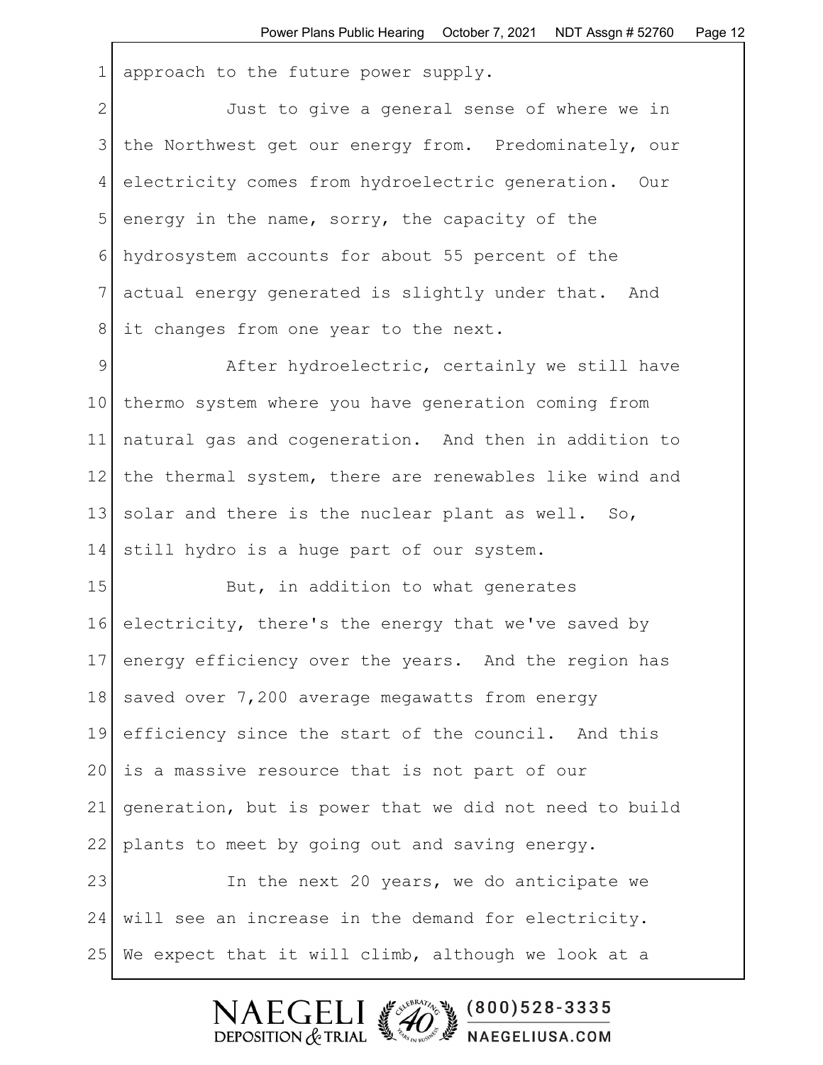approach to the future power supply.

Just to give a general sense of where we in the Northwest get our energy from. Predominately, our electricity comes from hydroelectric generation. Our energy in the name, sorry, the capacity of the hydrosystem accounts for about 55 percent of the actual energy generated is slightly under that. And it changes from one year to the next.

After hydroelectric, certainly we still have thermo system where you have generation coming from natural gas and cogeneration. And then in addition to the thermal system, there are renewables like wind and solar and there is the nuclear plant as well. So, still hydro is a huge part of our system.

But, in addition to what generates electricity, there's the energy that we've saved by energy efficiency over the years. And the region has saved over 7,200 average megawatts from energy efficiency since the start of the council. And this is a massive resource that is not part of our generation, but is power that we did not need to build plants to meet by going out and saving energy.

In the next 20 years, we do anticipate we will see an increase in the demand for electricity. We expect that it will climb, although we look at a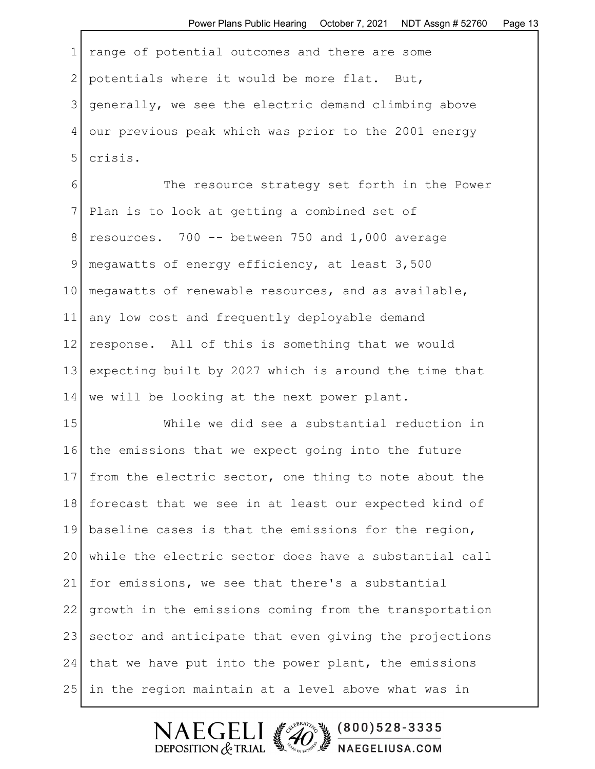range of potential outcomes and there are some potentials where it would be more flat. But, generally, we see the electric demand climbing above our previous peak which was prior to the 2001 energy crisis.

The resource strategy set forth in the Power Plan is to look at getting a combined set of resources. 700 -- between 750 and 1,000 average megawatts of energy efficiency, at least 3,500 megawatts of renewable resources, and as available, any low cost and frequently deployable demand response. All of this is something that we would expecting built by 2027 which is around the time that we will be looking at the next power plant.

While we did see a substantial reduction in the emissions that we expect going into the future from the electric sector, one thing to note about the forecast that we see in at least our expected kind of baseline cases is that the emissions for the region, while the electric sector does have a substantial call for emissions, we see that there's a substantial growth in the emissions coming from the transportation sector and anticipate that even giving the projections that we have put into the power plant, the emissions in the region maintain at a level above what was in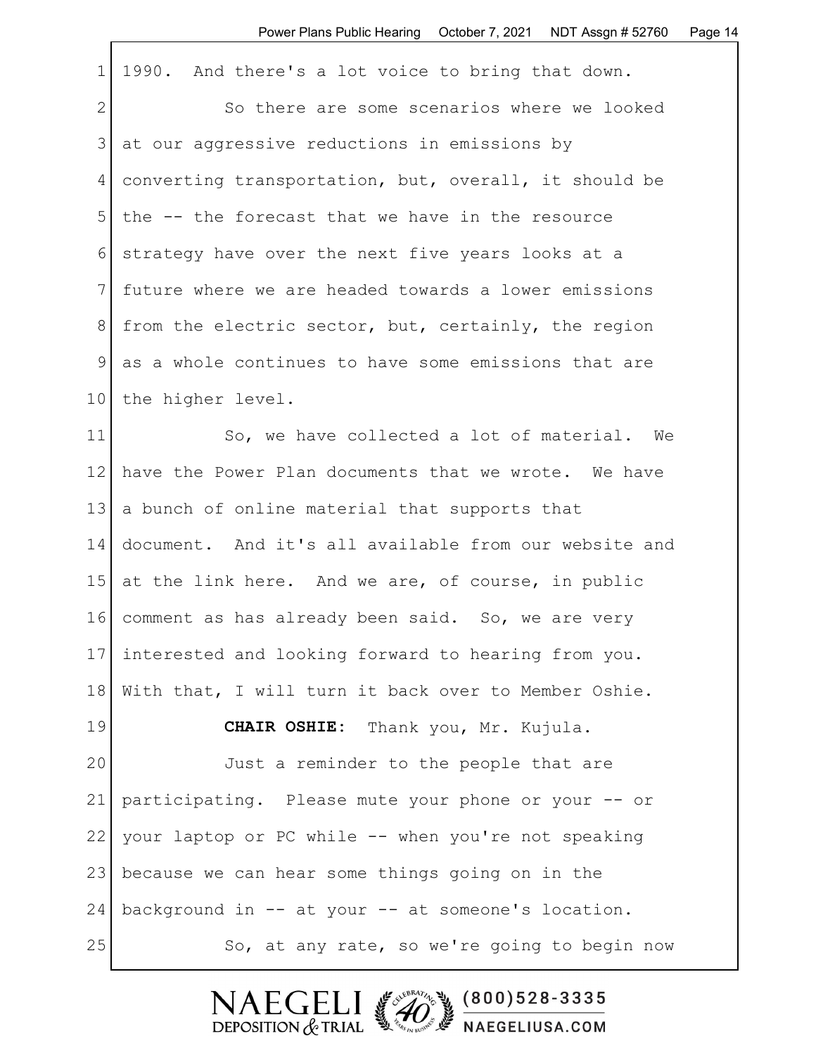1990. And there's a lot voice to bring that down.

So there are some scenarios where we looked at our aggressive reductions in emissions by converting transportation, but, overall, it should be the -- the forecast that we have in the resource strategy have over the next five years looks at a future where we are headed towards a lower emissions from the electric sector, but, certainly, the region as a whole continues to have some emissions that are the higher level.

So, we have collected a lot of material. We have the Power Plan documents that we wrote. We have a bunch of online material that supports that document. And it's all available from our website and at the link here. And we are, of course, in public comment as has already been said. So, we are very interested and looking forward to hearing from you. With that, I will turn it back over to Member Oshie.

**CHAIR OSHIE:** Thank you, Mr. Kujula.

Just a reminder to the people that are participating. Please mute your phone or your -- or your laptop or PC while -- when you're not speaking because we can hear some things going on in the background in -- at your -- at someone's location.

So, at any rate, so we're going to begin now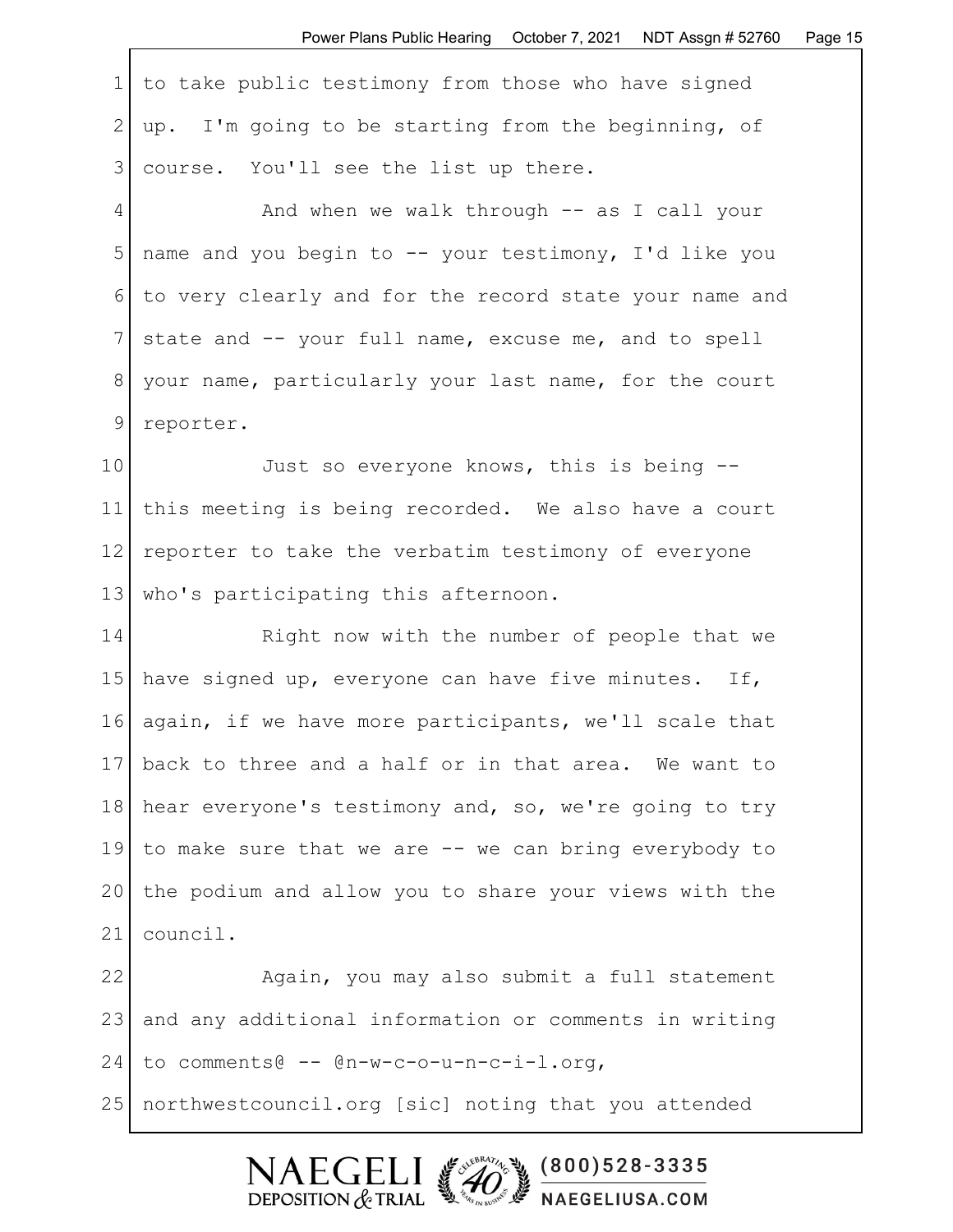to take public testimony from those who have signed up. I'm going to be starting from the beginning, of course. You'll see the list up there.

And when we walk through -- as I call your name and you begin to -- your testimony, I'd like you to very clearly and for the record state your name and state and -- your full name, excuse me, and to spell your name, particularly your last name, for the court reporter.

Just so everyone knows, this is being -- this meeting is being recorded. We also have a court reporter to take the verbatim testimony of everyone who's participating this afternoon.

Right now with the number of people that we have signed up, everyone can have five minutes. If, again, if we have more participants, we'll scale that back to three and a half or in that area. We want to hear everyone's testimony and, so, we're going to try to make sure that we are -- we can bring everybody to the podium and allow you to share your views with the council.

Again, you may also submit a full statement and any additional information or comments in writing to comments@ -- @n-w-c-o-u-n-c-i-l.org, northwestcouncil.org [sic] noting that you attended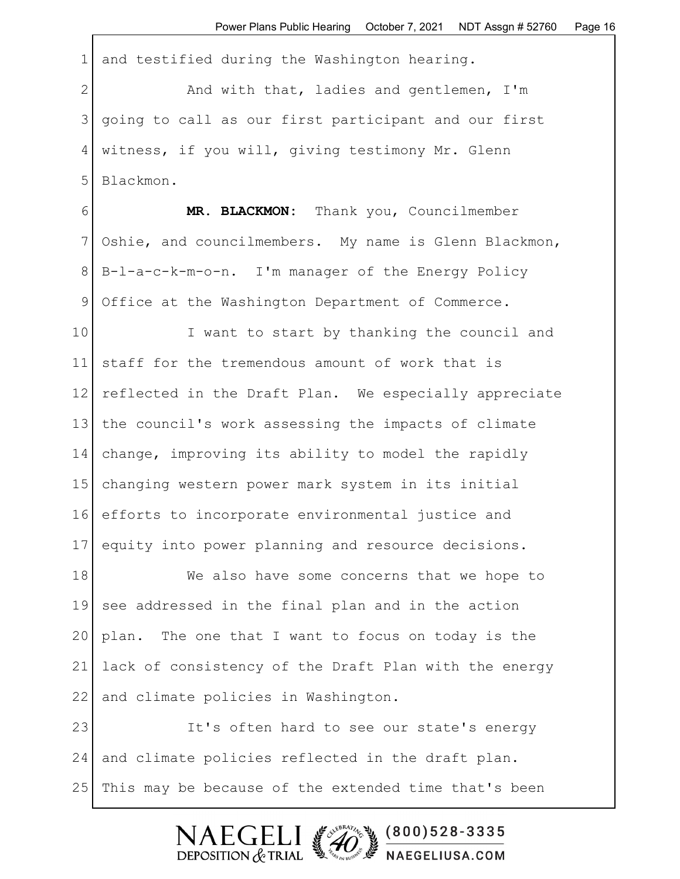and testified during the Washington hearing.

And with that, ladies and gentlemen, I'm going to call as our first participant and our first witness, if you will, giving testimony Mr. Glenn Blackmon.

**MR. BLACKMON:** Thank you, Councilmember Oshie, and councilmembers. My name is Glenn Blackmon, B-l-a-c-k-m-o-n. I'm manager of the Energy Policy Office at the Washington Department of Commerce.

I want to start by thanking the council and staff for the tremendous amount of work that is reflected in the Draft Plan. We especially appreciate the council's work assessing the impacts of climate change, improving its ability to model the rapidly changing western power mark system in its initial efforts to incorporate environmental justice and equity into power planning and resource decisions.

We also have some concerns that we hope to see addressed in the final plan and in the action plan. The one that I want to focus on today is the lack of consistency of the Draft Plan with the energy and climate policies in Washington.

It's often hard to see our state's energy and climate policies reflected in the draft plan. This may be because of the extended time that's been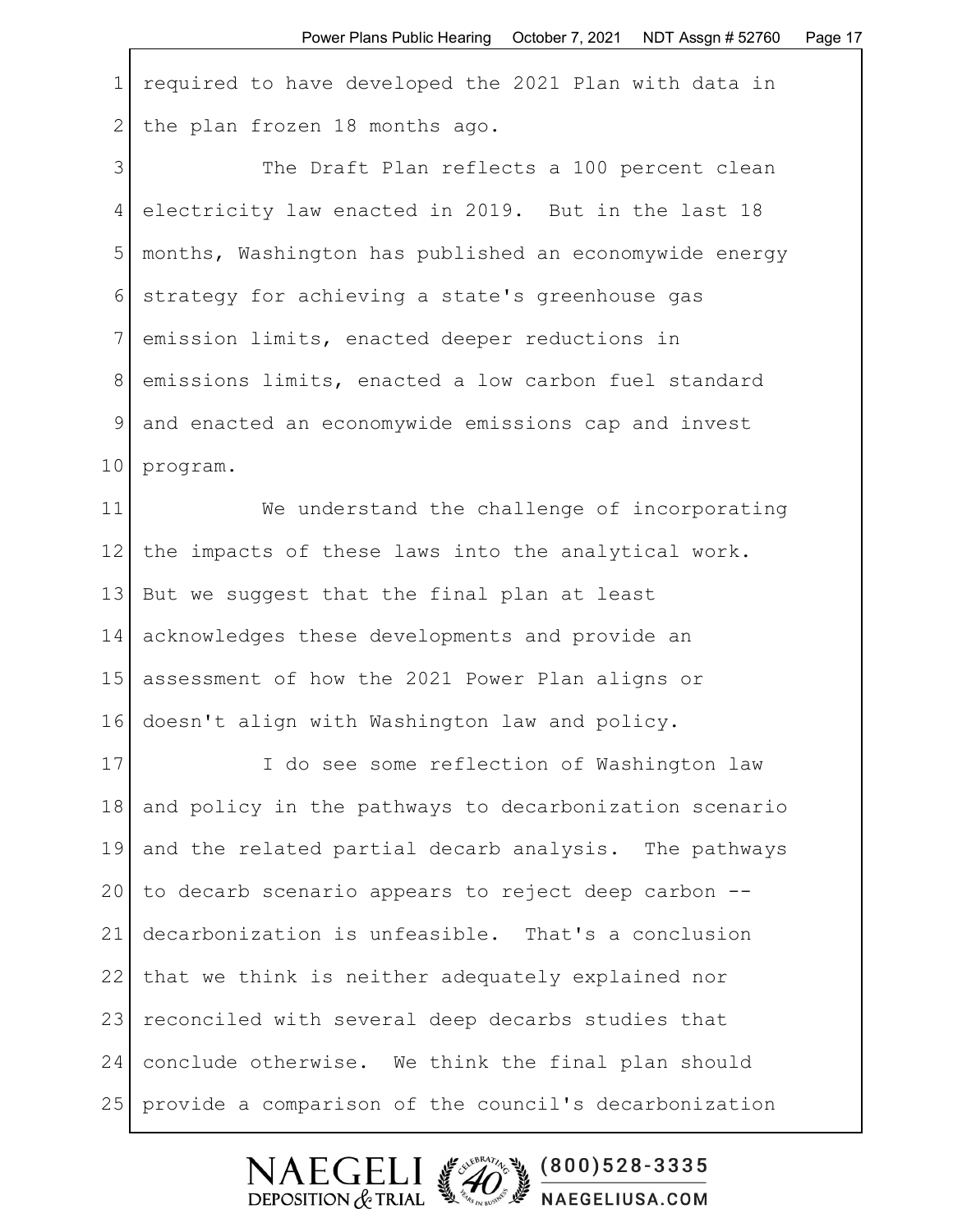required to have developed the 2021 Plan with data in the plan frozen 18 months ago.

The Draft Plan reflects a 100 percent clean electricity law enacted in 2019. But in the last 18 months, Washington has published an economywide energy strategy for achieving a state's greenhouse gas emission limits, enacted deeper reductions in emissions limits, enacted a low carbon fuel standard and enacted an economywide emissions cap and invest program.

We understand the challenge of incorporating the impacts of these laws into the analytical work. But we suggest that the final plan at least acknowledges these developments and provide an assessment of how the 2021 Power Plan aligns or doesn't align with Washington law and policy.

I do see some reflection of Washington law and policy in the pathways to decarbonization scenario and the related partial decarb analysis. The pathways to decarb scenario appears to reject deep carbon -- decarbonization is unfeasible. That's a conclusion that we think is neither adequately explained nor reconciled with several deep decarbs studies that conclude otherwise. We think the final plan should provide a comparison of the council's decarbonization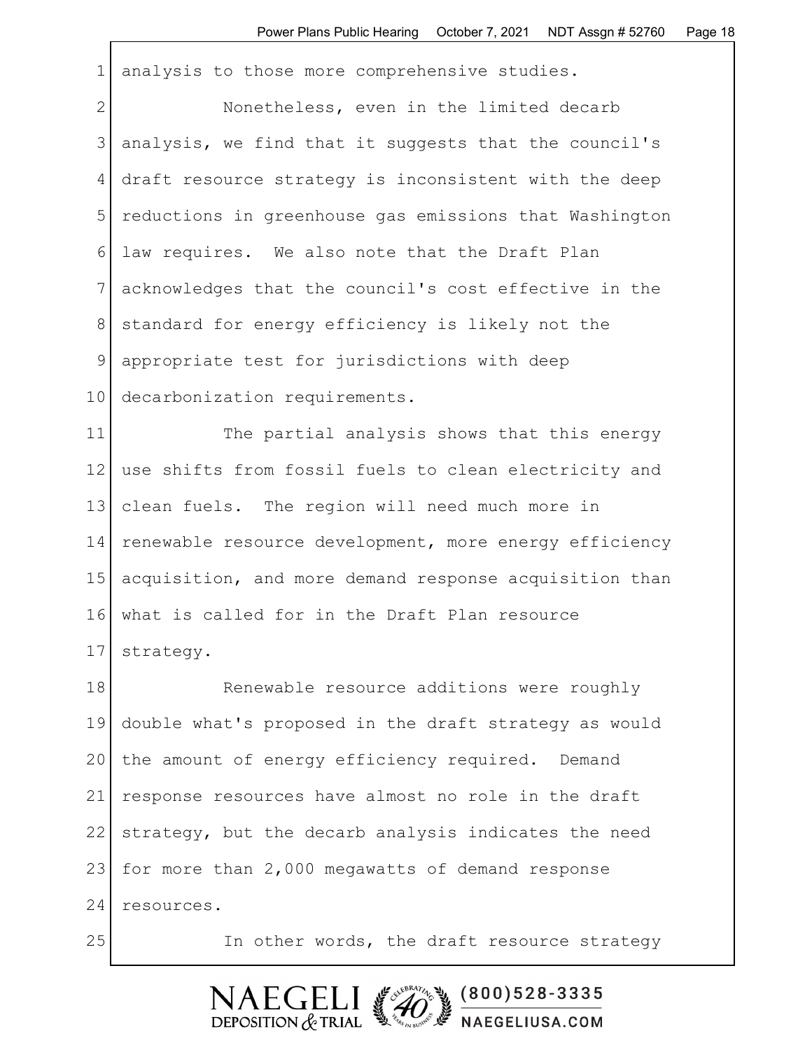analysis to those more comprehensive studies.

Nonetheless, even in the limited decarb analysis, we find that it suggests that the council's draft resource strategy is inconsistent with the deep reductions in greenhouse gas emissions that Washington law requires. We also note that the Draft Plan acknowledges that the council's cost effective in the standard for energy efficiency is likely not the appropriate test for jurisdictions with deep decarbonization requirements.

The partial analysis shows that this energy use shifts from fossil fuels to clean electricity and clean fuels. The region will need much more in renewable resource development, more energy efficiency acquisition, and more demand response acquisition than what is called for in the Draft Plan resource strategy.

Renewable resource additions were roughly double what's proposed in the draft strategy as would the amount of energy efficiency required. Demand response resources have almost no role in the draft strategy, but the decarb analysis indicates the need for more than 2,000 megawatts of demand response resources.

In other words, the draft resource strategy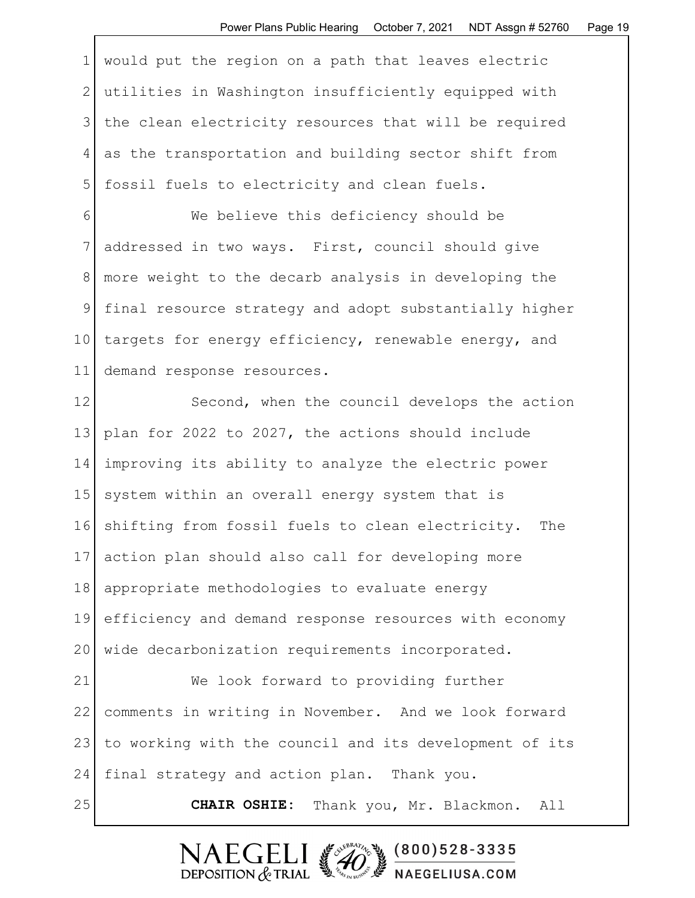would put the region on a path that leaves electric utilities in Washington insufficiently equipped with the clean electricity resources that will be required as the transportation and building sector shift from fossil fuels to electricity and clean fuels.

We believe this deficiency should be addressed in two ways. First, council should give more weight to the decarb analysis in developing the final resource strategy and adopt substantially higher targets for energy efficiency, renewable energy, and demand response resources.

Second, when the council develops the action plan for 2022 to 2027, the actions should include improving its ability to analyze the electric power system within an overall energy system that is shifting from fossil fuels to clean electricity. The action plan should also call for developing more appropriate methodologies to evaluate energy efficiency and demand response resources with economy wide decarbonization requirements incorporated.

We look forward to providing further comments in writing in November. And we look forward to working with the council and its development of its final strategy and action plan. Thank you.

**CHAIR OSHIE:** Thank you, Mr. Blackmon. All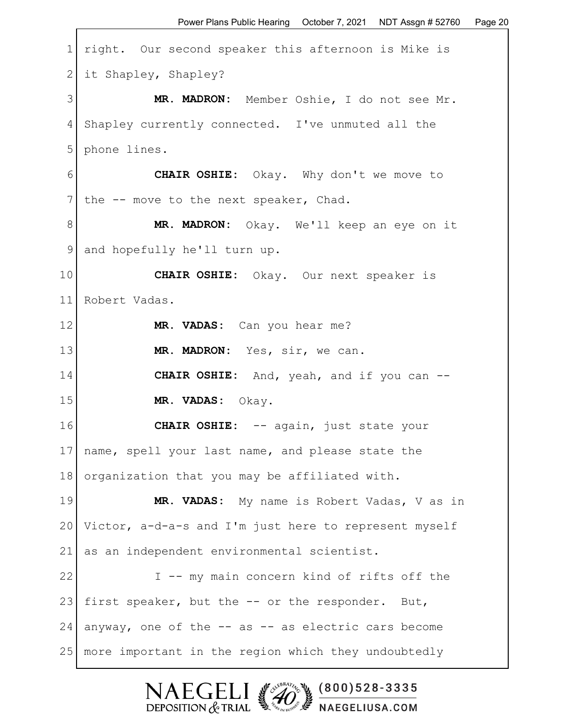right. Our second speaker this afternoon is Mike is it Shapley, Shapley?

**MR. MADRON:** Member Oshie, I do not see Mr. Shapley currently connected. I've unmuted all the phone lines.

**CHAIR OSHIE:** Okay. Why don't we move to the -- move to the next speaker, Chad.

**MR. MADRON:** Okay. We'll keep an eye on it and hopefully he'll turn up.

**CHAIR OSHIE:** Okay. Our next speaker is Robert Vadas.

**MR. VADAS:** Can you hear me?

**MR. MADRON:** Yes, sir, we can.

**CHAIR OSHIE:** And, yeah, and if you can --

**MR. VADAS:** Okay.

**CHAIR OSHIE:** -- again, just state your name, spell your last name, and please state the organization that you may be affiliated with.

**MR. VADAS:** My name is Robert Vadas, V as in Victor, a-d-a-s and I'm just here to represent myself as an independent environmental scientist.

I -- my main concern kind of rifts off the first speaker, but the -- or the responder. But, anyway, one of the -- as -- as electric cars become more important in the region which they undoubtedly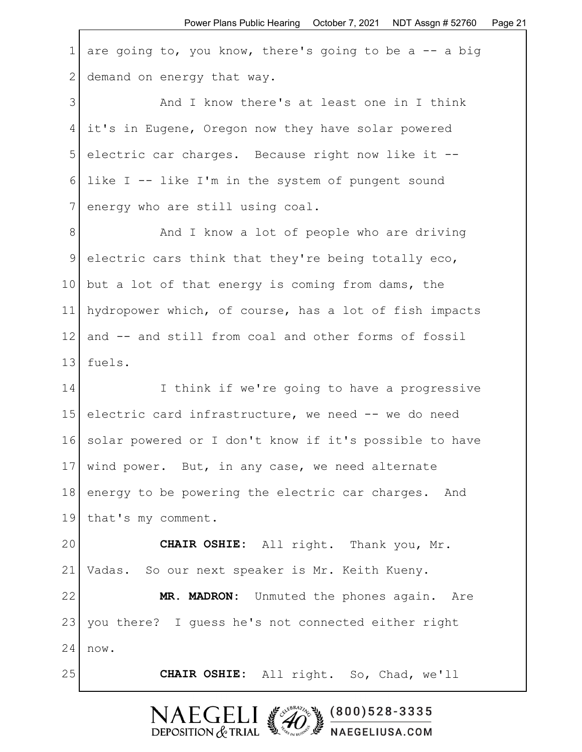are going to, you know, there's going to be a -- a big demand on energy that way.

And I know there's at least one in I think it's in Eugene, Oregon now they have solar powered electric car charges. Because right now like it -- like I -- like I'm in the system of pungent sound energy who are still using coal.

And I know a lot of people who are driving electric cars think that they're being totally eco, but a lot of that energy is coming from dams, the hydropower which, of course, has a lot of fish impacts and -- and still from coal and other forms of fossil fuels.

I think if we're going to have a progressive electric card infrastructure, we need -- we do need solar powered or I don't know if it's possible to have wind power. But, in any case, we need alternate energy to be powering the electric car charges. And that's my comment.

**CHAIR OSHIE:** All right. Thank you, Mr. Vadas. So our next speaker is Mr. Keith Kueny.

**MR. MADRON:** Unmuted the phones again. Are you there? I guess he's not connected either right now.

**CHAIR OSHIE:** All right. So, Chad, we'll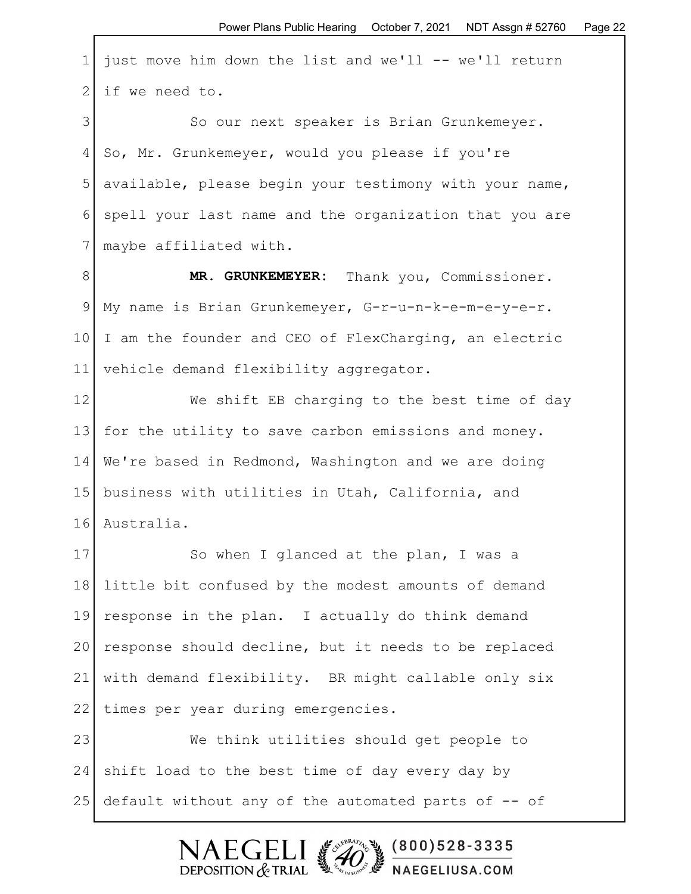just move him down the list and we'll -- we'll return if we need to.

So our next speaker is Brian Grunkemeyer. So, Mr. Grunkemeyer, would you please if you're available, please begin your testimony with your name, spell your last name and the organization that you are maybe affiliated with.

**MR. GRUNKEMEYER:** Thank you, Commissioner. My name is Brian Grunkemeyer, G-r-u-n-k-e-m-e-y-e-r. I am the founder and CEO of FlexCharging, an electric vehicle demand flexibility aggregator.

We shift EB charging to the best time of day for the utility to save carbon emissions and money. We're based in Redmond, Washington and we are doing business with utilities in Utah, California, and Australia.

So when I glanced at the plan, I was a little bit confused by the modest amounts of demand response in the plan. I actually do think demand response should decline, but it needs to be replaced with demand flexibility. BR might callable only six times per year during emergencies.

We think utilities should get people to shift load to the best time of day every day by default without any of the automated parts of -- of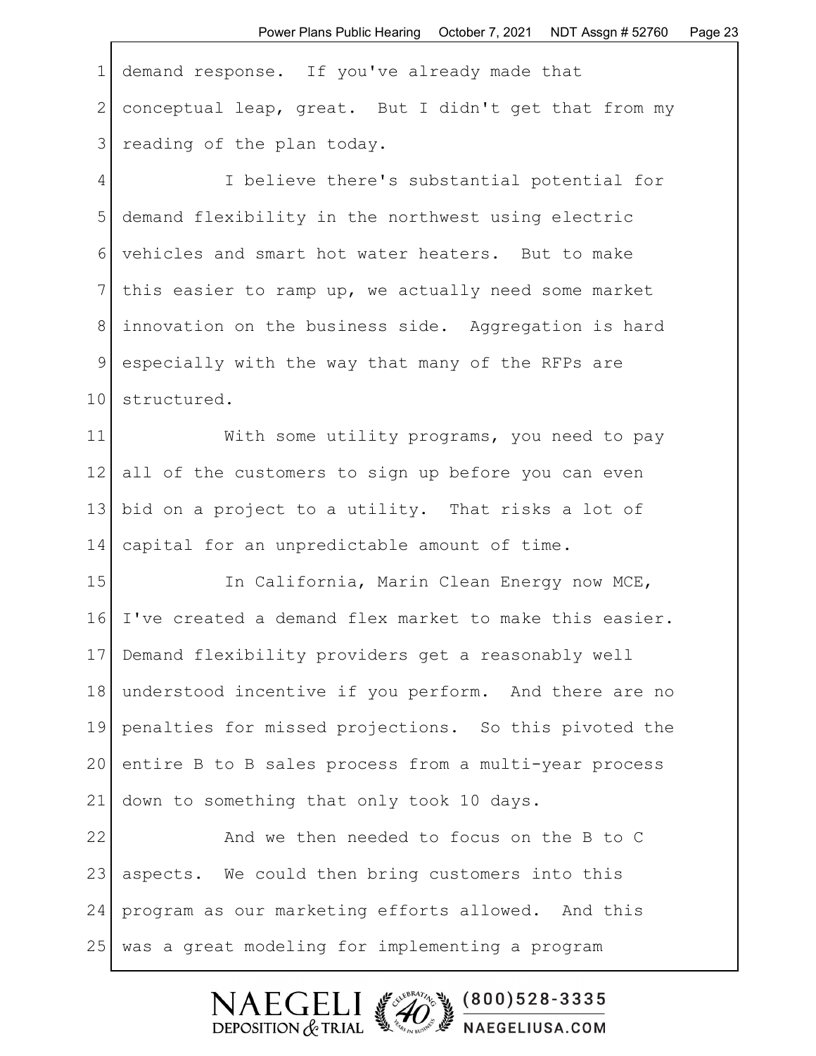demand response. If you've already made that conceptual leap, great. But I didn't get that from my reading of the plan today.

I believe there's substantial potential for demand flexibility in the northwest using electric vehicles and smart hot water heaters. But to make this easier to ramp up, we actually need some market innovation on the business side. Aggregation is hard especially with the way that many of the RFPs are structured.

With some utility programs, you need to pay all of the customers to sign up before you can even bid on a project to a utility. That risks a lot of capital for an unpredictable amount of time.

In California, Marin Clean Energy now MCE, I've created a demand flex market to make this easier. Demand flexibility providers get a reasonably well understood incentive if you perform. And there are no penalties for missed projections. So this pivoted the entire B to B sales process from a multi-year process down to something that only took 10 days.

And we then needed to focus on the B to C aspects. We could then bring customers into this program as our marketing efforts allowed. And this was a great modeling for implementing a program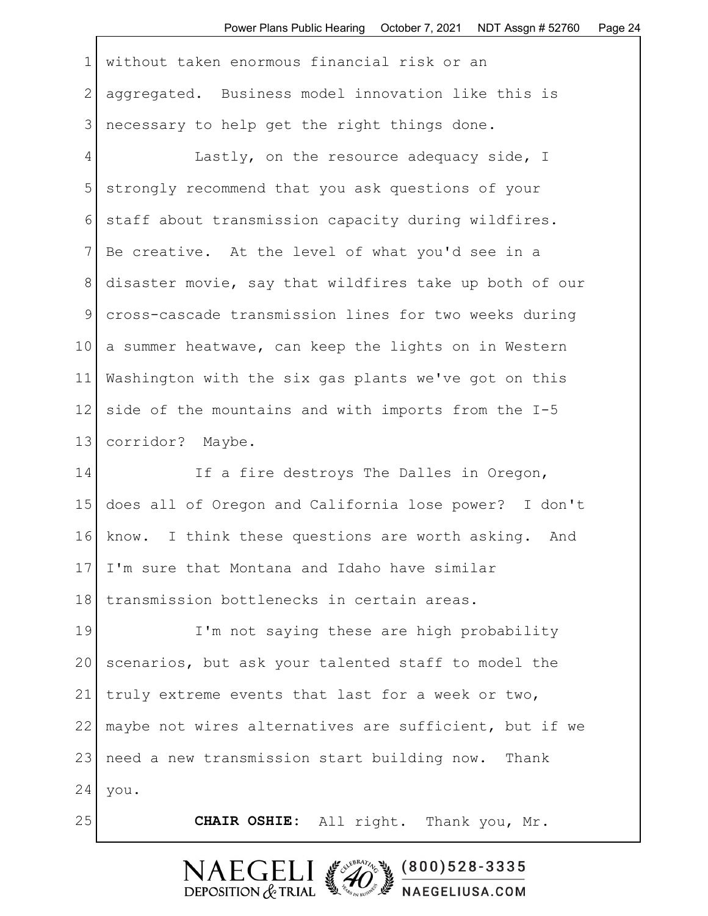without taken enormous financial risk or an aggregated. Business model innovation like this is necessary to help get the right things done.

Lastly, on the resource adequacy side, I strongly recommend that you ask questions of your staff about transmission capacity during wildfires. Be creative. At the level of what you'd see in a disaster movie, say that wildfires take up both of our cross-cascade transmission lines for two weeks during a summer heatwave, can keep the lights on in Western Washington with the six gas plants we've got on this side of the mountains and with imports from the I-5 corridor? Maybe.

If a fire destroys The Dalles in Oregon, does all of Oregon and California lose power? I don't know. I think these questions are worth asking. And I'm sure that Montana and Idaho have similar transmission bottlenecks in certain areas.

I'm not saying these are high probability scenarios, but ask your talented staff to model the truly extreme events that last for a week or two, maybe not wires alternatives are sufficient, but if we need a new transmission start building now. Thank you.

**CHAIR OSHIE:** All right. Thank you, Mr.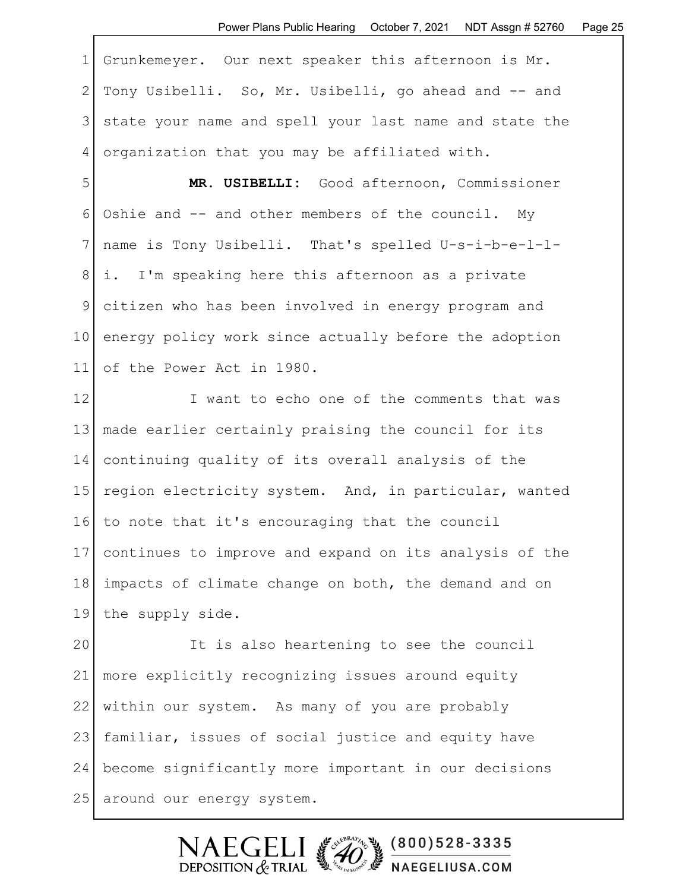Grunkemeyer. Our next speaker this afternoon is Mr. Tony Usibelli. So, Mr. Usibelli, go ahead and -- and state your name and spell your last name and state the organization that you may be affiliated with.

**MR. USIBELLI:** Good afternoon, Commissioner Oshie and -- and other members of the council. My name is Tony Usibelli. That's spelled U-s-i-b-e-l-l-i. I'm speaking here this afternoon as a private citizen who has been involved in energy program and energy policy work since actually before the adoption of the Power Act in 1980.

I want to echo one of the comments that was made earlier certainly praising the council for its continuing quality of its overall analysis of the region electricity system. And, in particular, wanted to note that it's encouraging that the council continues to improve and expand on its analysis of the impacts of climate change on both, the demand and on the supply side.

It is also heartening to see the council more explicitly recognizing issues around equity within our system. As many of you are probably familiar, issues of social justice and equity have become significantly more important in our decisions around our energy system.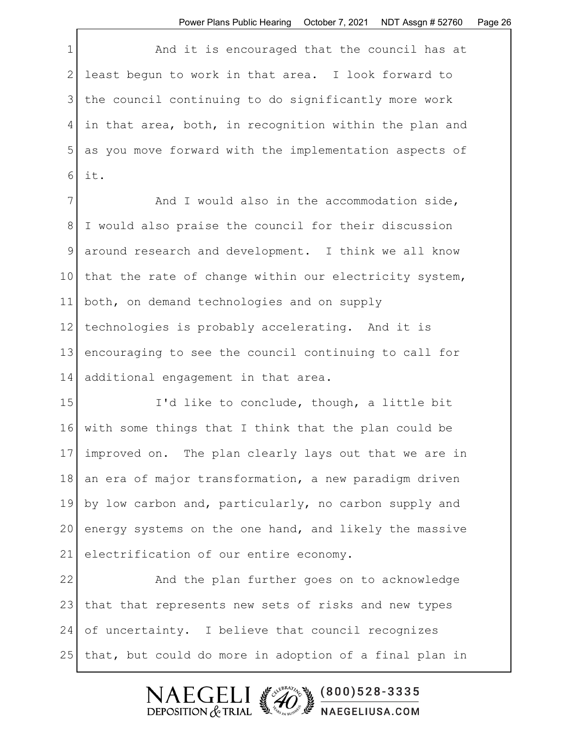And it is encouraged that the council has at least begun to work in that area. I look forward to the council continuing to do significantly more work in that area, both, in recognition within the plan and as you move forward with the implementation aspects of it.

And I would also in the accommodation side, I would also praise the council for their discussion around research and development. I think we all know that the rate of change within our electricity system, both, on demand technologies and on supply technologies is probably accelerating. And it is encouraging to see the council continuing to call for additional engagement in that area.

I'd like to conclude, though, a little bit with some things that I think that the plan could be improved on. The plan clearly lays out that we are in an era of major transformation, a new paradigm driven by low carbon and, particularly, no carbon supply and energy systems on the one hand, and likely the massive electrification of our entire economy.

And the plan further goes on to acknowledge that that represents new sets of risks and new types of uncertainty. I believe that council recognizes that, but could do more in adoption of a final plan in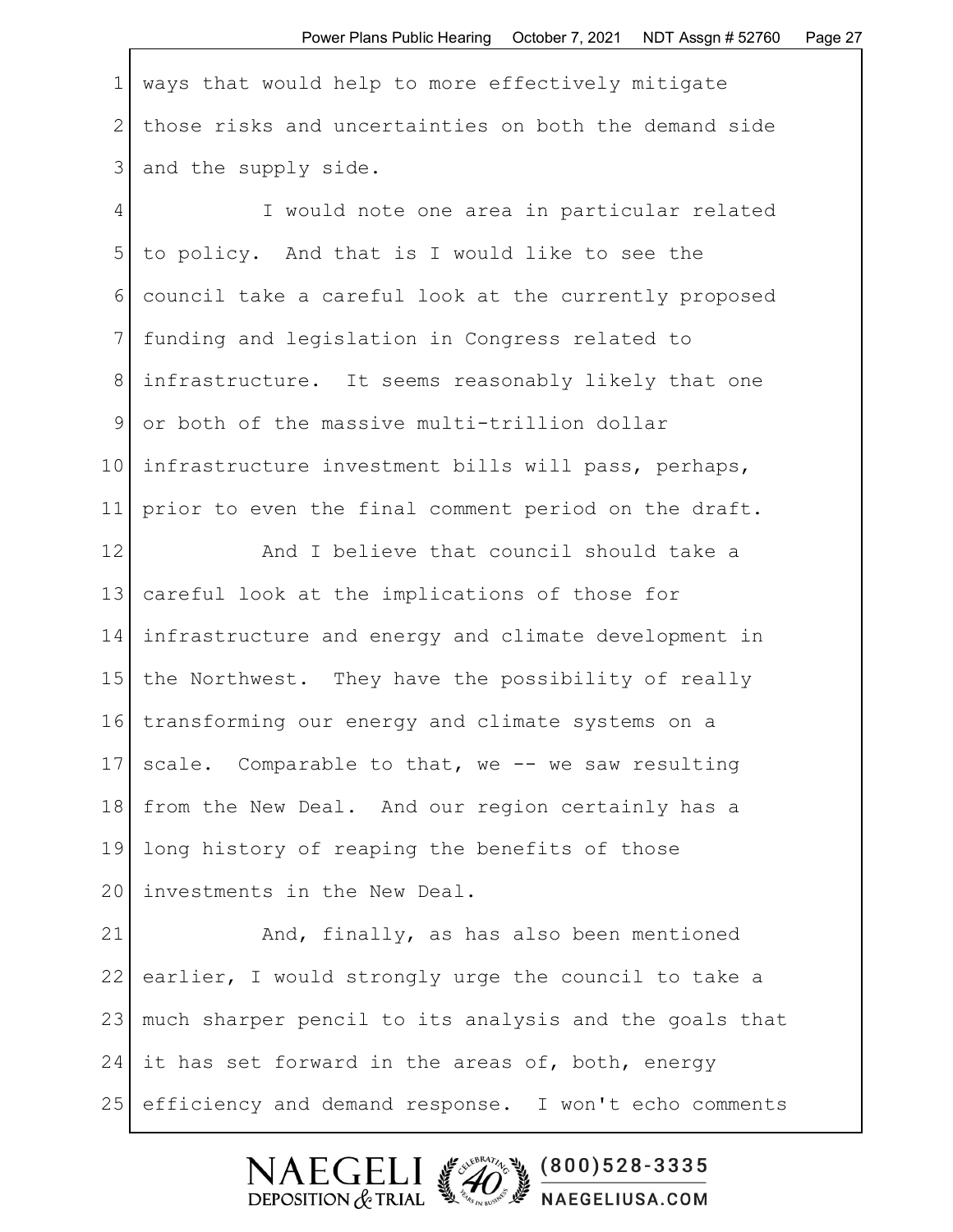ways that would help to more effectively mitigate those risks and uncertainties on both the demand side and the supply side.

I would note one area in particular related to policy. And that is I would like to see the council take a careful look at the currently proposed funding and legislation in Congress related to infrastructure. It seems reasonably likely that one or both of the massive multi-trillion dollar infrastructure investment bills will pass, perhaps, prior to even the final comment period on the draft.

And I believe that council should take a careful look at the implications of those for infrastructure and energy and climate development in the Northwest. They have the possibility of really transforming our energy and climate systems on a scale. Comparable to that, we -- we saw resulting from the New Deal. And our region certainly has a long history of reaping the benefits of those investments in the New Deal.

And, finally, as has also been mentioned earlier, I would strongly urge the council to take a much sharper pencil to its analysis and the goals that it has set forward in the areas of, both, energy efficiency and demand response. I won't echo comments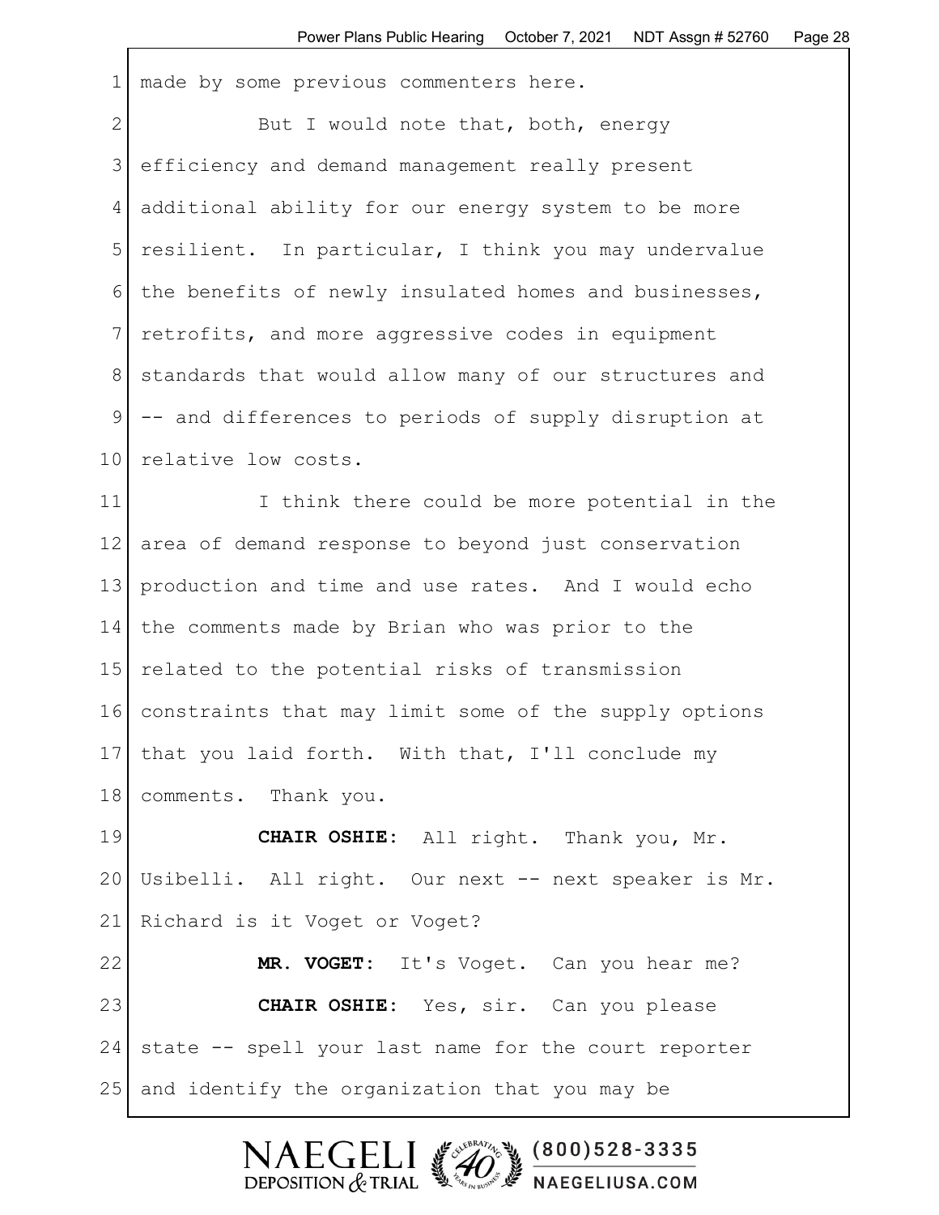made by some previous commenters here.

But I would note that, both, energy efficiency and demand management really present additional ability for our energy system to be more resilient. In particular, I think you may undervalue the benefits of newly insulated homes and businesses, retrofits, and more aggressive codes in equipment standards that would allow many of our structures and -- and differences to periods of supply disruption at relative low costs.

I think there could be more potential in the area of demand response to beyond just conservation production and time and use rates. And I would echo the comments made by Brian who was prior to the related to the potential risks of transmission constraints that may limit some of the supply options that you laid forth. With that, I'll conclude my comments. Thank you.

**CHAIR OSHIE:** All right. Thank you, Mr. Usibelli. All right. Our next -- next speaker is Mr. Richard is it Voget or Voget?

**MR. VOGET:** It's Voget. Can you hear me?

**CHAIR OSHIE:** Yes, sir. Can you please state -- spell your last name for the court reporter and identify the organization that you may be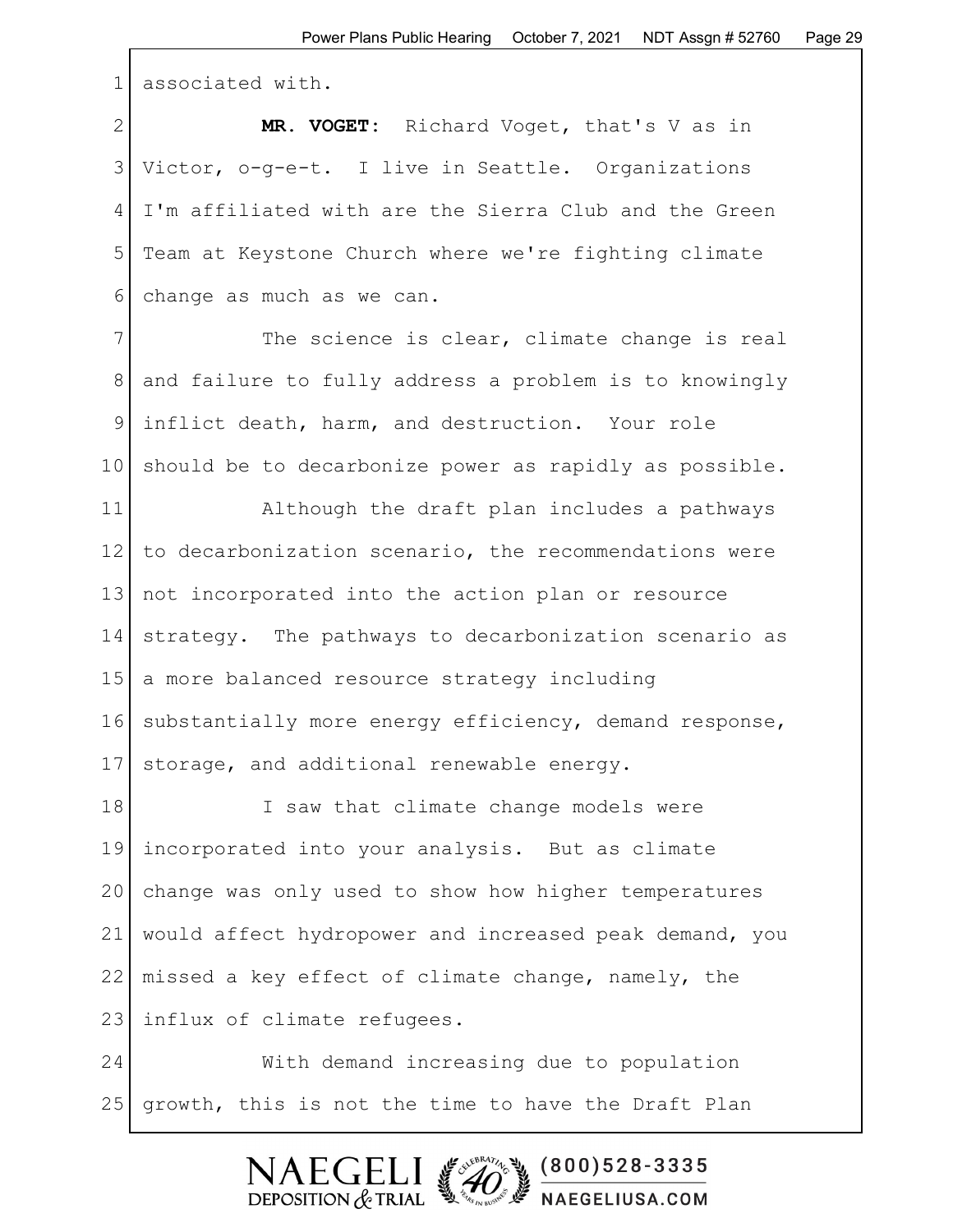associated with.

**MR. VOGET:** Richard Voget, that's V as in Victor, o-g-e-t. I live in Seattle. Organizations I'm affiliated with are the Sierra Club and the Green Team at Keystone Church where we're fighting climate change as much as we can.

The science is clear, climate change is real and failure to fully address a problem is to knowingly inflict death, harm, and destruction. Your role should be to decarbonize power as rapidly as possible.

Although the draft plan includes a pathways to decarbonization scenario, the recommendations were not incorporated into the action plan or resource strategy. The pathways to decarbonization scenario as a more balanced resource strategy including substantially more energy efficiency, demand response, storage, and additional renewable energy.

I saw that climate change models were incorporated into your analysis. But as climate change was only used to show how higher temperatures would affect hydropower and increased peak demand, you missed a key effect of climate change, namely, the influx of climate refugees.

With demand increasing due to population growth, this is not the time to have the Draft Plan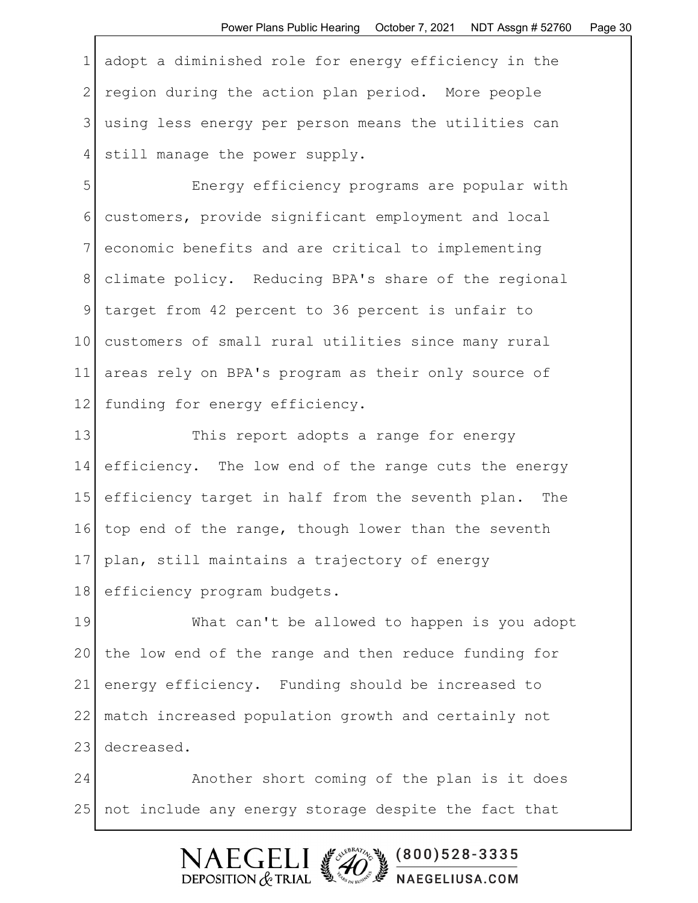adopt a diminished role for energy efficiency in the region during the action plan period. More people using less energy per person means the utilities can still manage the power supply.

Energy efficiency programs are popular with customers, provide significant employment and local economic benefits and are critical to implementing climate policy. Reducing BPA's share of the regional target from 42 percent to 36 percent is unfair to customers of small rural utilities since many rural areas rely on BPA's program as their only source of funding for energy efficiency.

This report adopts a range for energy efficiency. The low end of the range cuts the energy efficiency target in half from the seventh plan. The top end of the range, though lower than the seventh plan, still maintains a trajectory of energy efficiency program budgets.

What can't be allowed to happen is you adopt the low end of the range and then reduce funding for energy efficiency. Funding should be increased to match increased population growth and certainly not decreased.

Another short coming of the plan is it does not include any energy storage despite the fact that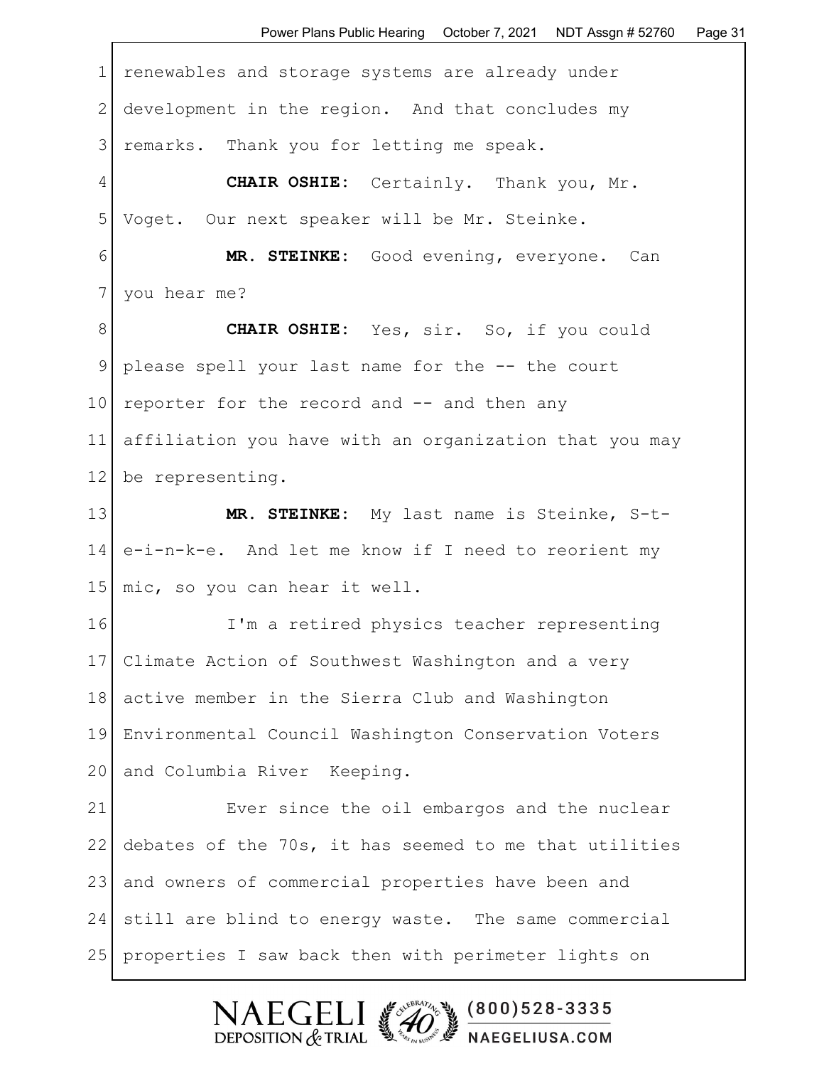renewables and storage systems are already under development in the region. And that concludes my remarks. Thank you for letting me speak.

**CHAIR OSHIE:** Certainly. Thank you, Mr. Voget. Our next speaker will be Mr. Steinke.

**MR. STEINKE:** Good evening, everyone. Can you hear me?

**CHAIR OSHIE:** Yes, sir. So, if you could please spell your last name for the -- the court reporter for the record and -- and then any affiliation you have with an organization that you may be representing.

**MR. STEINKE:** My last name is Steinke, S-t-e-i-n-k-e. And let me know if I need to reorient my mic, so you can hear it well.

I'm a retired physics teacher representing Climate Action of Southwest Washington and a very active member in the Sierra Club and Washington Environmental Council Washington Conservation Voters and Columbia River Keeping.

Ever since the oil embargos and the nuclear debates of the 70s, it has seemed to me that utilities and owners of commercial properties have been and still are blind to energy waste. The same commercial properties I saw back then with perimeter lights on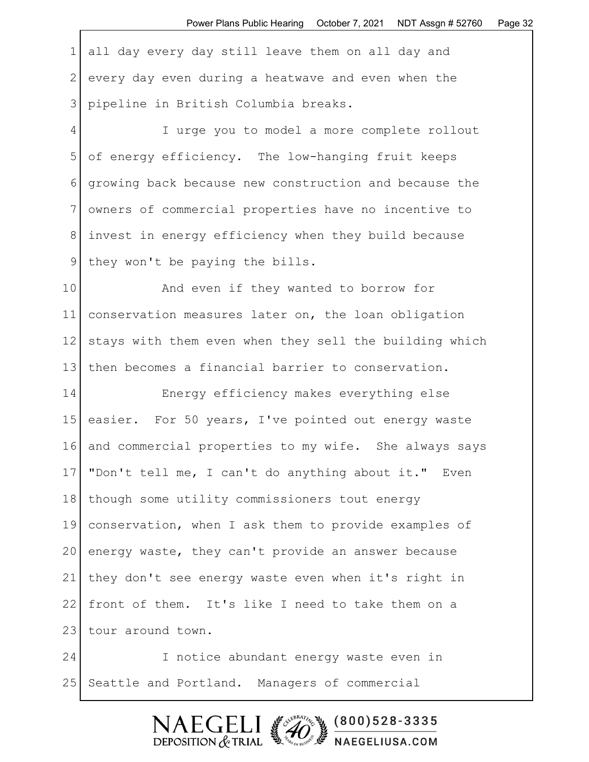all day every day still leave them on all day and every day even during a heatwave and even when the pipeline in British Columbia breaks.

I urge you to model a more complete rollout of energy efficiency. The low-hanging fruit keeps growing back because new construction and because the owners of commercial properties have no incentive to invest in energy efficiency when they build because they won't be paying the bills.

And even if they wanted to borrow for conservation measures later on, the loan obligation stays with them even when they sell the building which then becomes a financial barrier to conservation.

Energy efficiency makes everything else easier. For 50 years, I've pointed out energy waste and commercial properties to my wife. She always says "Don't tell me, I can't do anything about it." Even though some utility commissioners tout energy conservation, when I ask them to provide examples of energy waste, they can't provide an answer because they don't see energy waste even when it's right in front of them. It's like I need to take them on a tour around town.

I notice abundant energy waste even in Seattle and Portland. Managers of commercial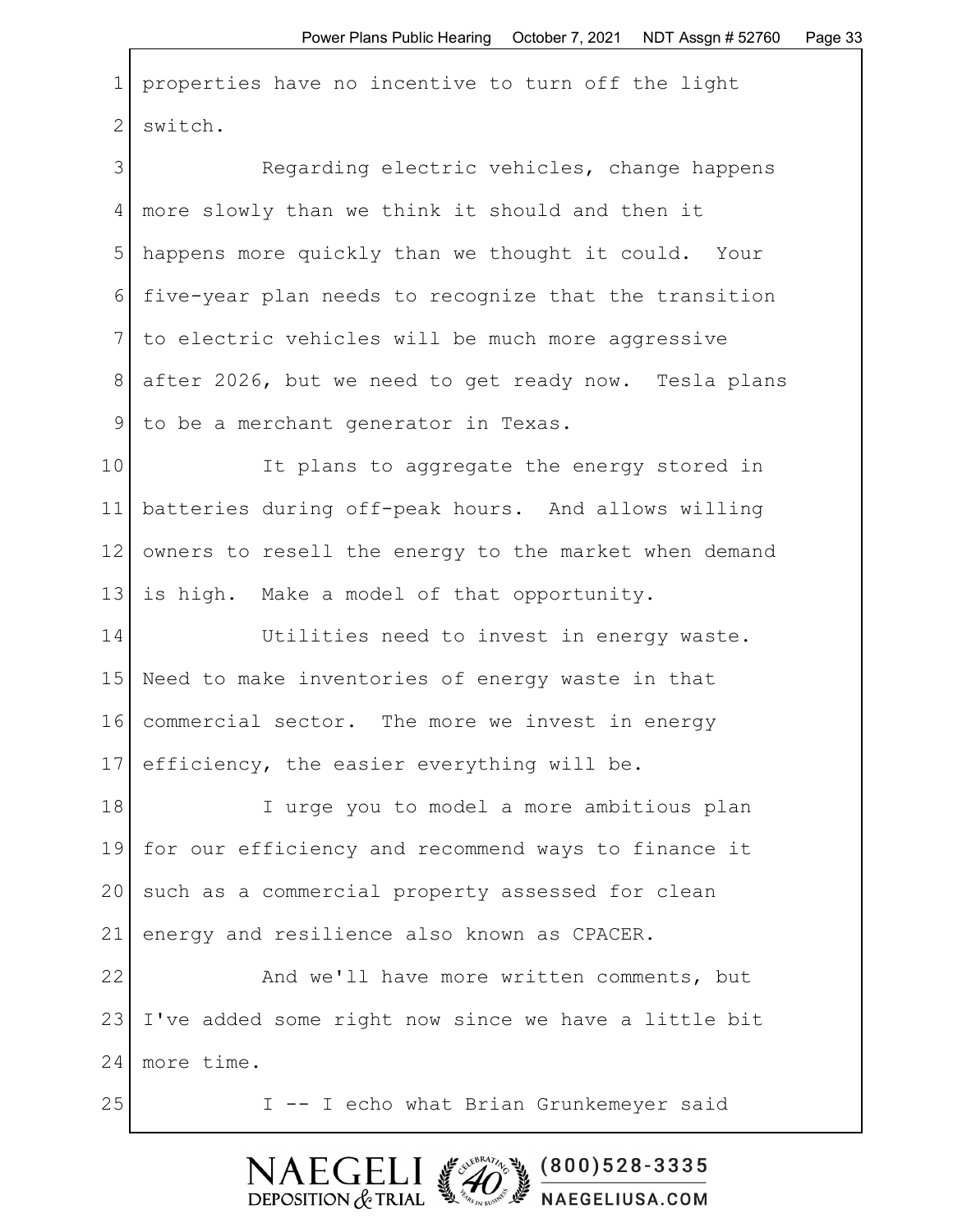properties have no incentive to turn off the light switch.

Regarding electric vehicles, change happens more slowly than we think it should and then it happens more quickly than we thought it could. Your five-year plan needs to recognize that the transition to electric vehicles will be much more aggressive after 2026, but we need to get ready now. Tesla plans to be a merchant generator in Texas.

It plans to aggregate the energy stored in batteries during off-peak hours. And allows willing owners to resell the energy to the market when demand is high. Make a model of that opportunity.

Utilities need to invest in energy waste. Need to make inventories of energy waste in that commercial sector. The more we invest in energy efficiency, the easier everything will be.

I urge you to model a more ambitious plan for our efficiency and recommend ways to finance it such as a commercial property assessed for clean energy and resilience also known as CPACER.

And we'll have more written comments, but I've added some right now since we have a little bit more time.

I -- I echo what Brian Grunkemeyer said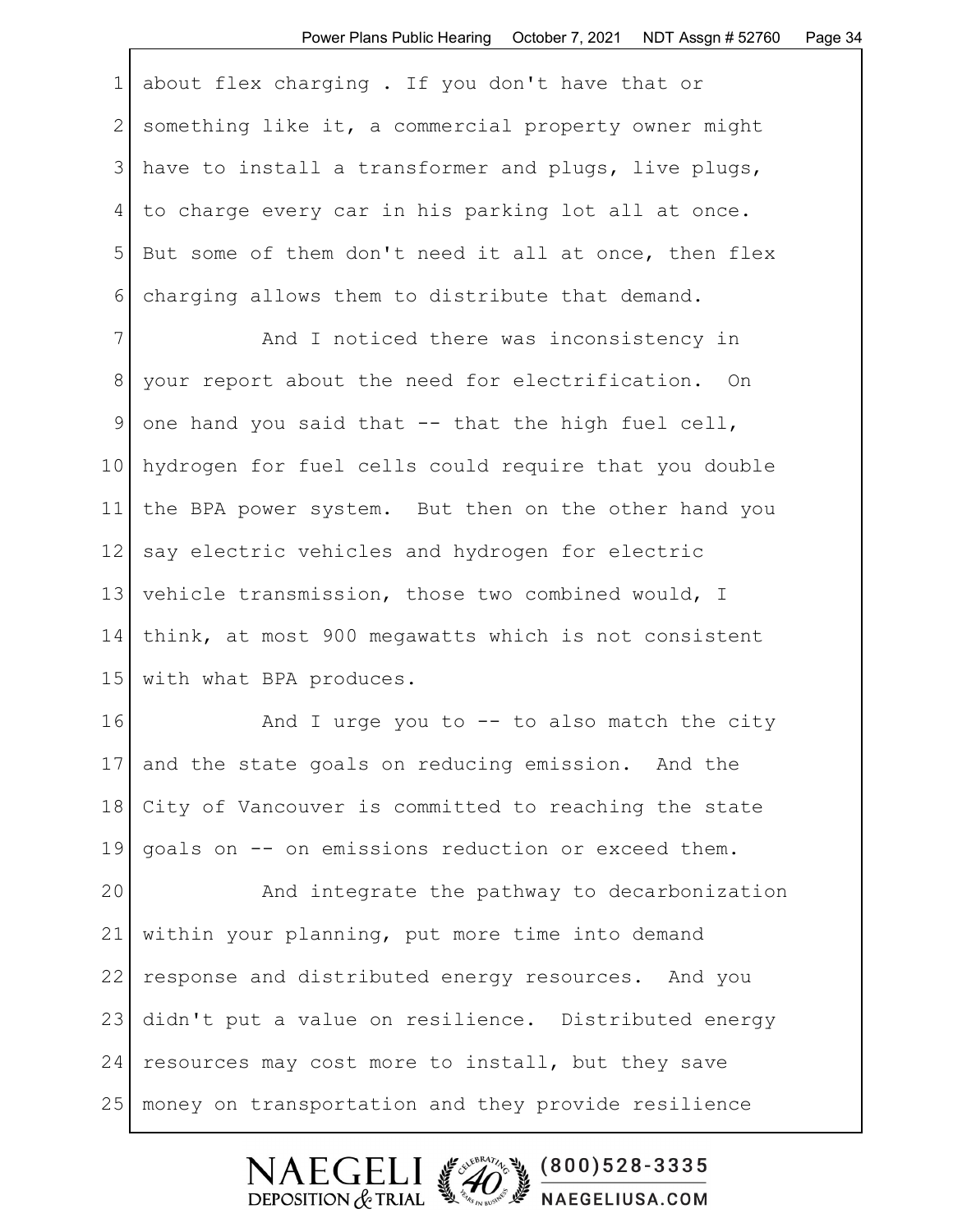about flex charging . If you don't have that or something like it, a commercial property owner might have to install a transformer and plugs, live plugs, to charge every car in his parking lot all at once. But some of them don't need it all at once, then flex charging allows them to distribute that demand.

And I noticed there was inconsistency in your report about the need for electrification. On one hand you said that -- that the high fuel cell, hydrogen for fuel cells could require that you double the BPA power system. But then on the other hand you say electric vehicles and hydrogen for electric vehicle transmission, those two combined would, I think, at most 900 megawatts which is not consistent with what BPA produces.

And I urge you to -- to also match the city and the state goals on reducing emission. And the City of Vancouver is committed to reaching the state goals on -- on emissions reduction or exceed them.

And integrate the pathway to decarbonization within your planning, put more time into demand response and distributed energy resources. And you didn't put a value on resilience. Distributed energy resources may cost more to install, but they save money on transportation and they provide resilience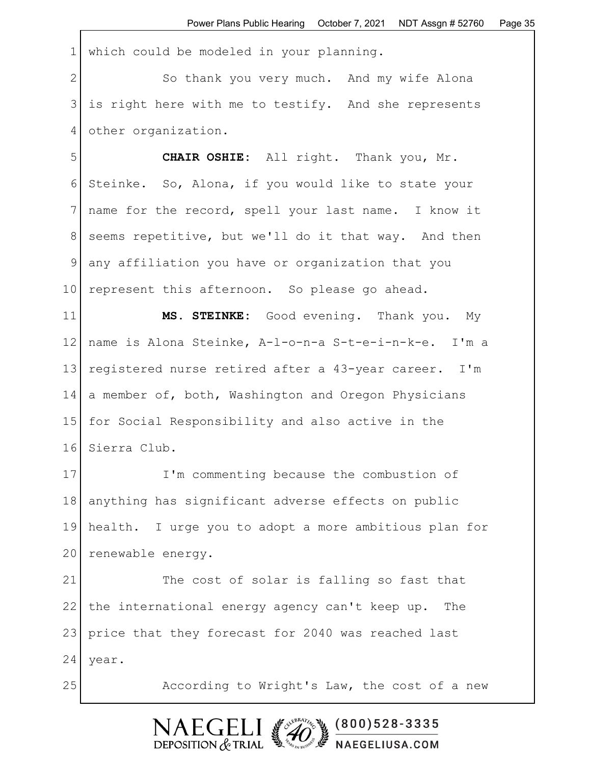which could be modeled in your planning.

So thank you very much. And my wife Alona is right here with me to testify. And she represents other organization.

**CHAIR OSHIE:** All right. Thank you, Mr. Steinke. So, Alona, if you would like to state your name for the record, spell your last name. I know it seems repetitive, but we'll do it that way. And then any affiliation you have or organization that you represent this afternoon. So please go ahead.

**MS. STEINKE:** Good evening. Thank you. My name is Alona Steinke, A-l-o-n-a S-t-e-i-n-k-e. I'm a registered nurse retired after a 43-year career. I'm a member of, both, Washington and Oregon Physicians for Social Responsibility and also active in the Sierra Club.

I'm commenting because the combustion of anything has significant adverse effects on public health. I urge you to adopt a more ambitious plan for renewable energy.

The cost of solar is falling so fast that the international energy agency can't keep up. The price that they forecast for 2040 was reached last year.

According to Wright's Law, the cost of a new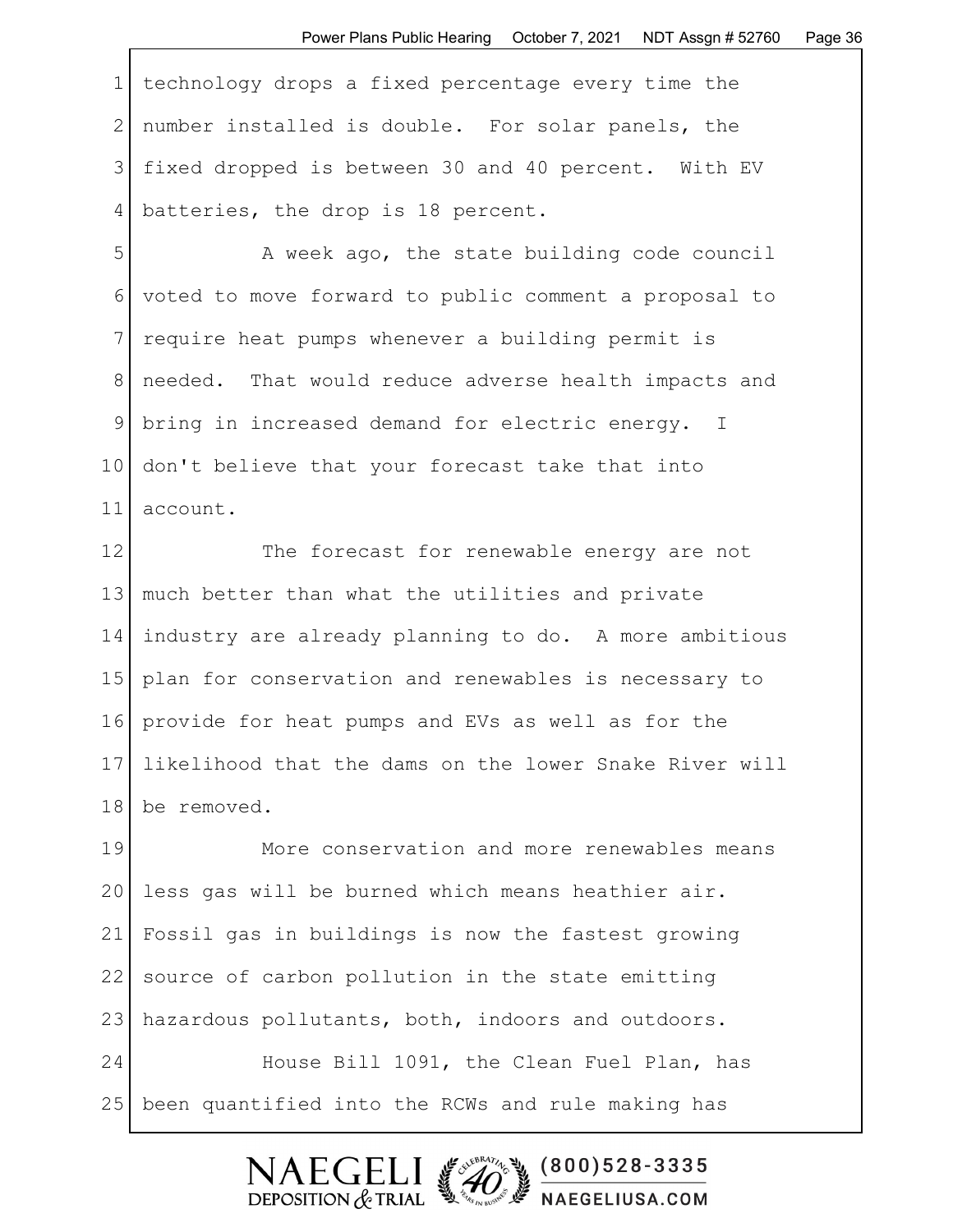technology drops a fixed percentage every time the number installed is double. For solar panels, the fixed dropped is between 30 and 40 percent. With EV batteries, the drop is 18 percent.

A week ago, the state building code council voted to move forward to public comment a proposal to require heat pumps whenever a building permit is needed. That would reduce adverse health impacts and bring in increased demand for electric energy. I don't believe that your forecast take that into account.

The forecast for renewable energy are not much better than what the utilities and private industry are already planning to do. A more ambitious plan for conservation and renewables is necessary to provide for heat pumps and EVs as well as for the likelihood that the dams on the lower Snake River will be removed.

More conservation and more renewables means less gas will be burned which means heathier air. Fossil gas in buildings is now the fastest growing source of carbon pollution in the state emitting hazardous pollutants, both, indoors and outdoors.

House Bill 1091, the Clean Fuel Plan, has been quantified into the RCWs and rule making has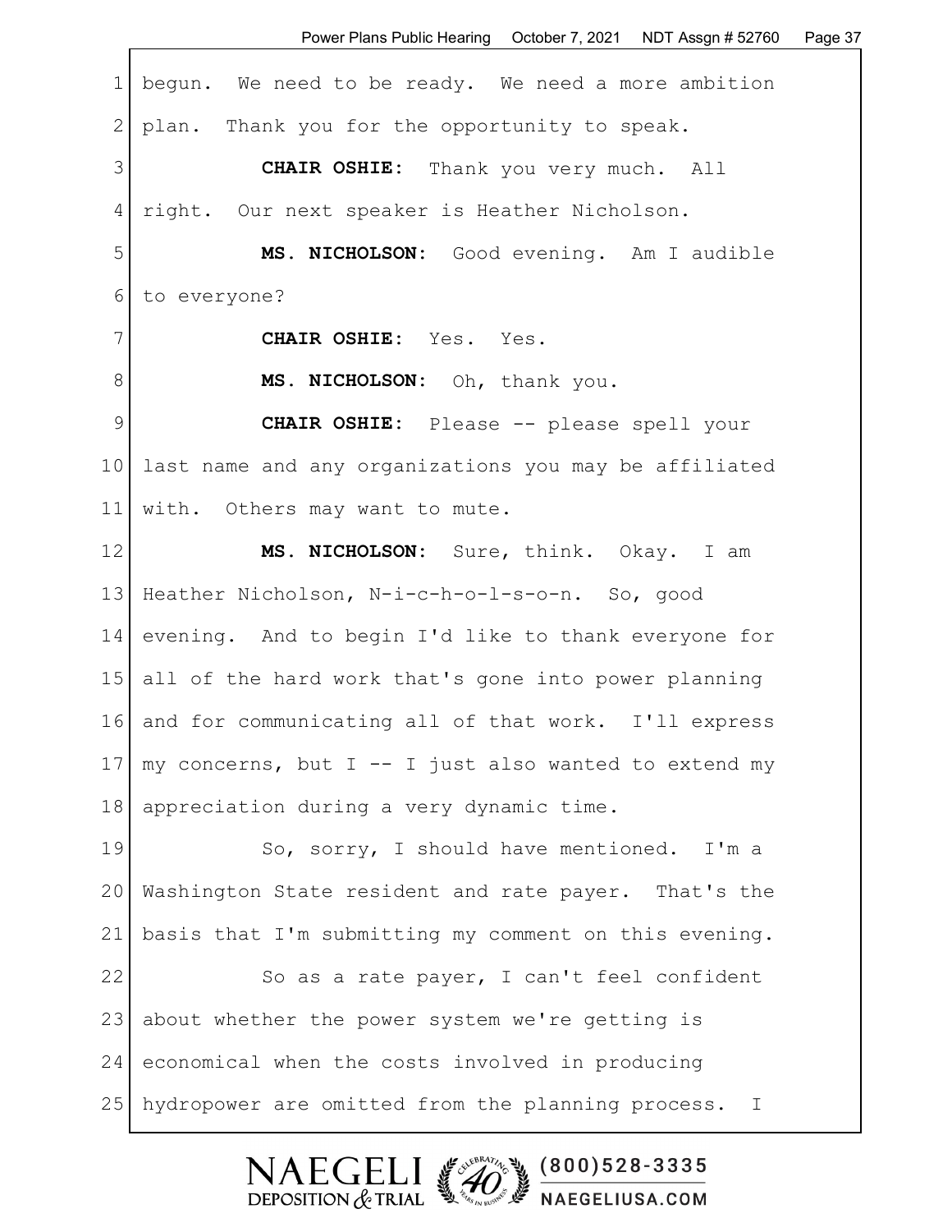begun. We need to be ready. We need a more ambition plan. Thank you for the opportunity to speak.

**CHAIR OSHIE:** Thank you very much. All right. Our next speaker is Heather Nicholson.

**MS. NICHOLSON:** Good evening. Am I audible to everyone?

**CHAIR OSHIE:** Yes. Yes.

**MS. NICHOLSON:** Oh, thank you.

**CHAIR OSHIE:** Please -- please spell your last name and any organizations you may be affiliated with. Others may want to mute.

**MS. NICHOLSON:** Sure, think. Okay. I am Heather Nicholson, N-i-c-h-o-l-s-o-n. So, good evening. And to begin I'd like to thank everyone for all of the hard work that's gone into power planning and for communicating all of that work. I'll express my concerns, but I -- I just also wanted to extend my appreciation during a very dynamic time.

So, sorry, I should have mentioned. I'm a Washington State resident and rate payer. That's the basis that I'm submitting my comment on this evening.

So as a rate payer, I can't feel confident about whether the power system we're getting is economical when the costs involved in producing hydropower are omitted from the planning process. I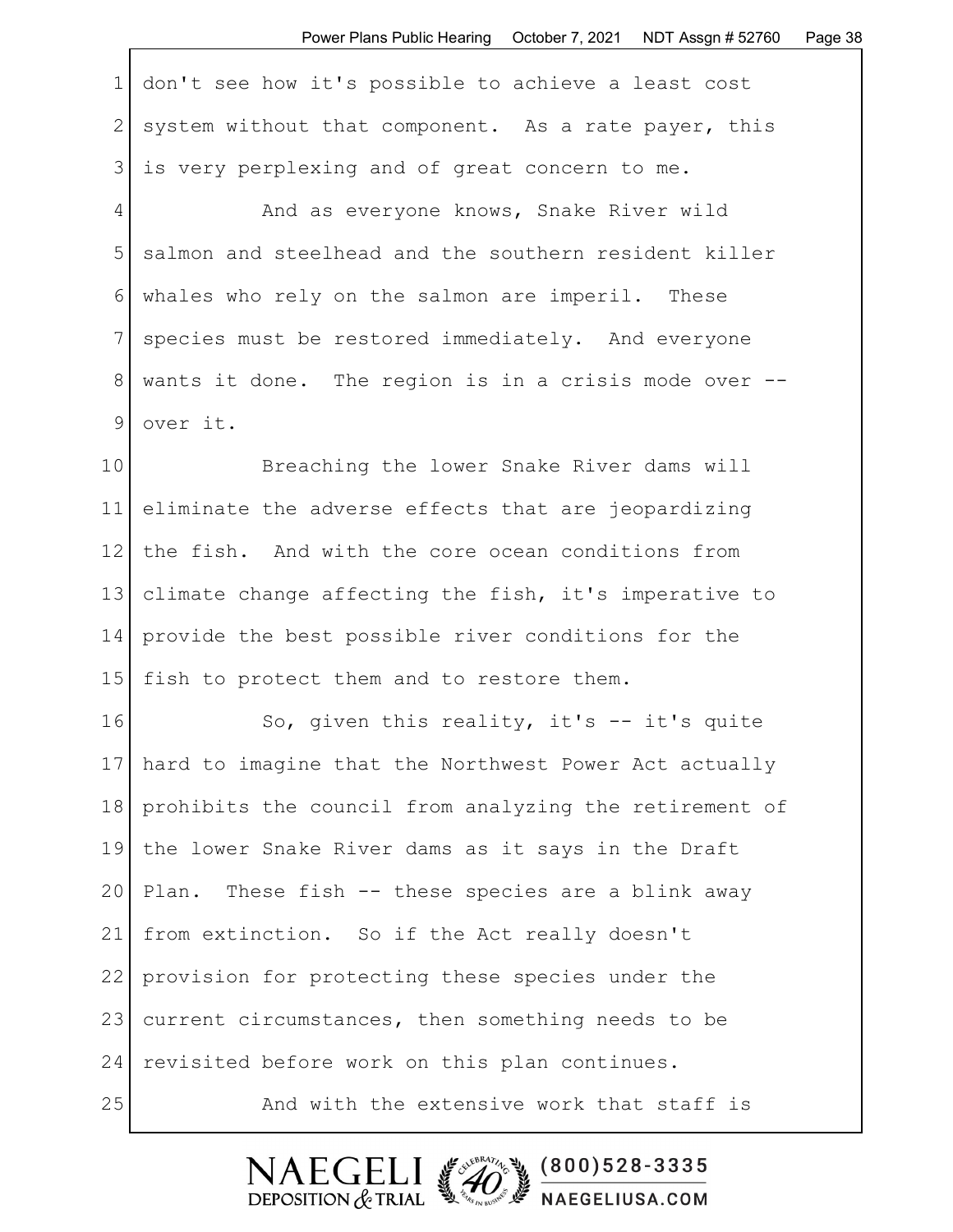don't see how it's possible to achieve a least cost system without that component. As a rate payer, this is very perplexing and of great concern to me.

And as everyone knows, Snake River wild salmon and steelhead and the southern resident killer whales who rely on the salmon are imperil. These species must be restored immediately. And everyone wants it done. The region is in a crisis mode over -- over it.

Breaching the lower Snake River dams will eliminate the adverse effects that are jeopardizing the fish. And with the core ocean conditions from climate change affecting the fish, it's imperative to provide the best possible river conditions for the fish to protect them and to restore them.

So, given this reality, it's -- it's quite hard to imagine that the Northwest Power Act actually prohibits the council from analyzing the retirement of the lower Snake River dams as it says in the Draft Plan. These fish -- these species are a blink away from extinction. So if the Act really doesn't provision for protecting these species under the current circumstances, then something needs to be revisited before work on this plan continues.

And with the extensive work that staff is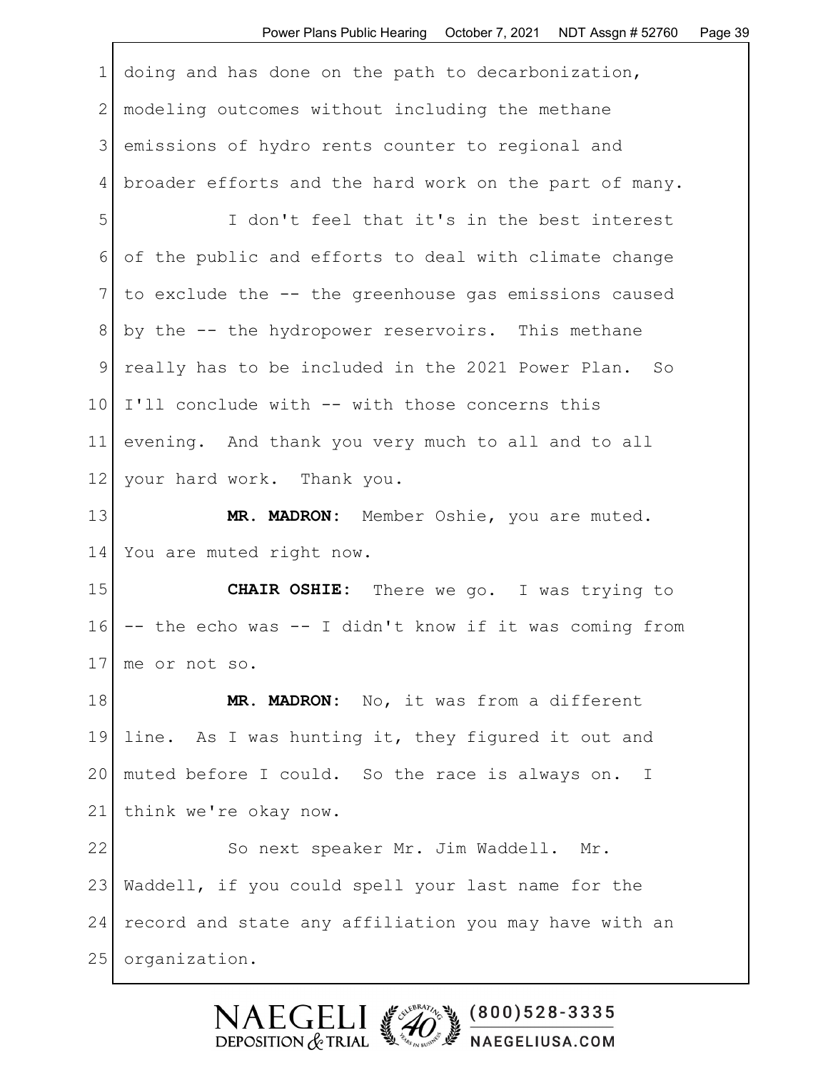doing and has done on the path to decarbonization, modeling outcomes without including the methane emissions of hydro rents counter to regional and broader efforts and the hard work on the part of many.

I don't feel that it's in the best interest of the public and efforts to deal with climate change to exclude the -- the greenhouse gas emissions caused by the -- the hydropower reservoirs. This methane really has to be included in the 2021 Power Plan. So I'll conclude with -- with those concerns this evening. And thank you very much to all and to all your hard work. Thank you.

**MR. MADRON:** Member Oshie, you are muted. You are muted right now.

**CHAIR OSHIE:** There we go. I was trying to -- the echo was -- I didn't know if it was coming from me or not so.

**MR. MADRON:** No, it was from a different line. As I was hunting it, they figured it out and muted before I could. So the race is always on. I think we're okay now.

So next speaker Mr. Jim Waddell. Mr. Waddell, if you could spell your last name for the record and state any affiliation you may have with an organization.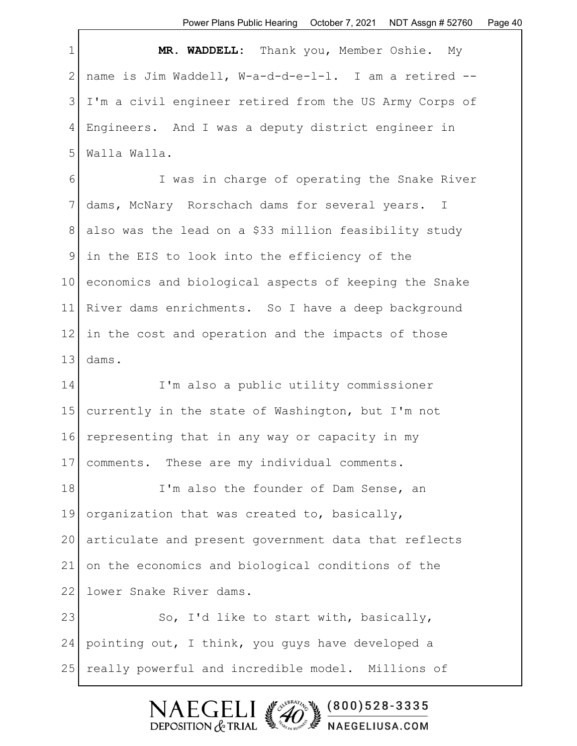**MR. WADDELL:** Thank you, Member Oshie. My name is Jim Waddell, W-a-d-d-e-l-l. I am a retired -- I'm a civil engineer retired from the US Army Corps of Engineers. And I was a deputy district engineer in Walla Walla.

I was in charge of operating the Snake River dams, McNary Rorschach dams for several years. I also was the lead on a $33 million feasibility study in the EIS to look into the efficiency of the economics and biological aspects of keeping the Snake River dams enrichments. So I have a deep background in the cost and operation and the impacts of those dams.

I'm also a public utility commissioner currently in the state of Washington, but I'm not representing that in any way or capacity in my comments. These are my individual comments.

I'm also the founder of Dam Sense, an organization that was created to, basically, articulate and present government data that reflects on the economics and biological conditions of the lower Snake River dams.

So, I'd like to start with, basically, pointing out, I think, you guys have developed a really powerful and incredible model. Millions of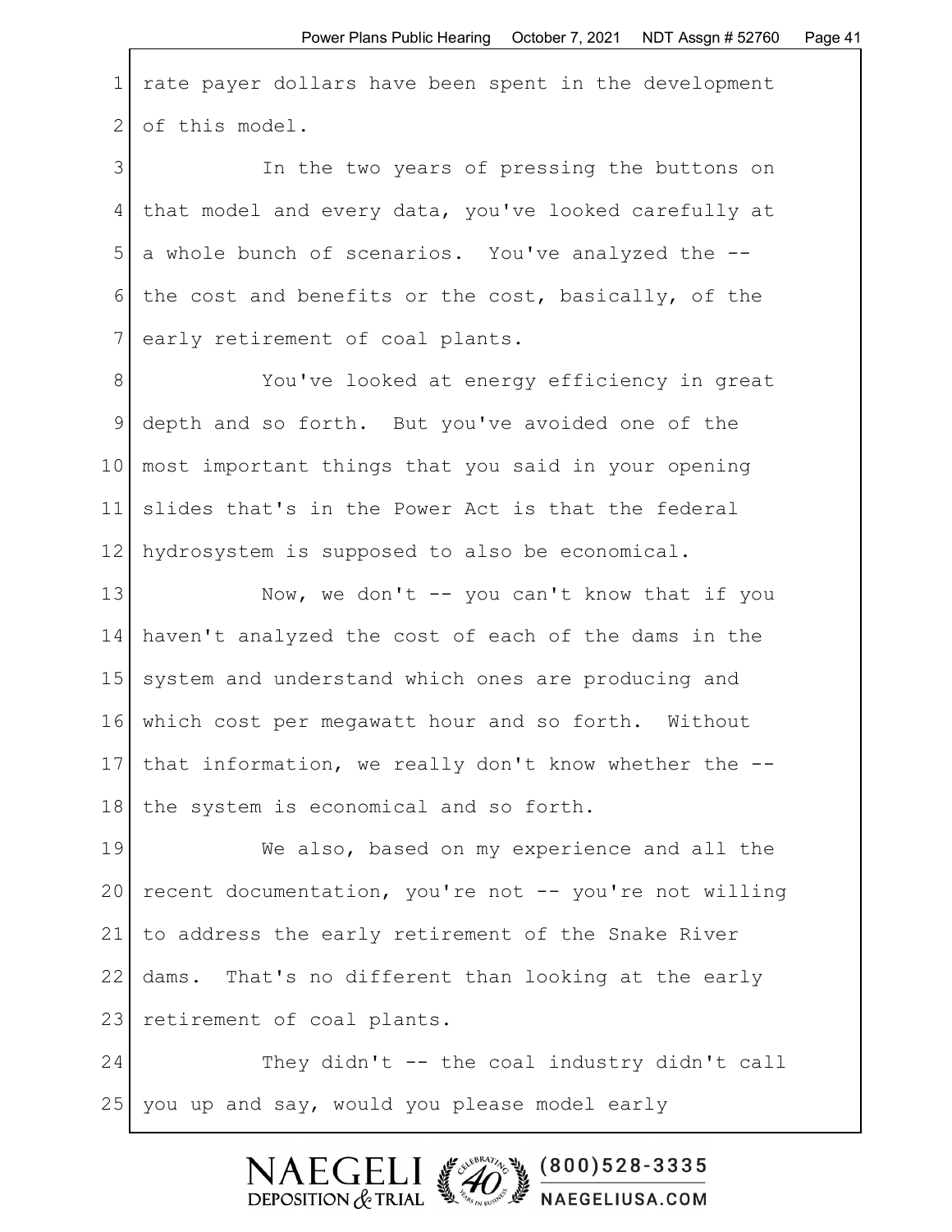rate payer dollars have been spent in the development of this model.

In the two years of pressing the buttons on that model and every data, you've looked carefully at a whole bunch of scenarios. You've analyzed the -- the cost and benefits or the cost, basically, of the early retirement of coal plants.

You've looked at energy efficiency in great depth and so forth. But you've avoided one of the most important things that you said in your opening slides that's in the Power Act is that the federal hydrosystem is supposed to also be economical.

Now, we don't -- you can't know that if you haven't analyzed the cost of each of the dams in the system and understand which ones are producing and which cost per megawatt hour and so forth. Without that information, we really don't know whether the -- the system is economical and so forth.

We also, based on my experience and all the recent documentation, you're not -- you're not willing to address the early retirement of the Snake River dams. That's no different than looking at the early retirement of coal plants.

They didn't -- the coal industry didn't call you up and say, would you please model early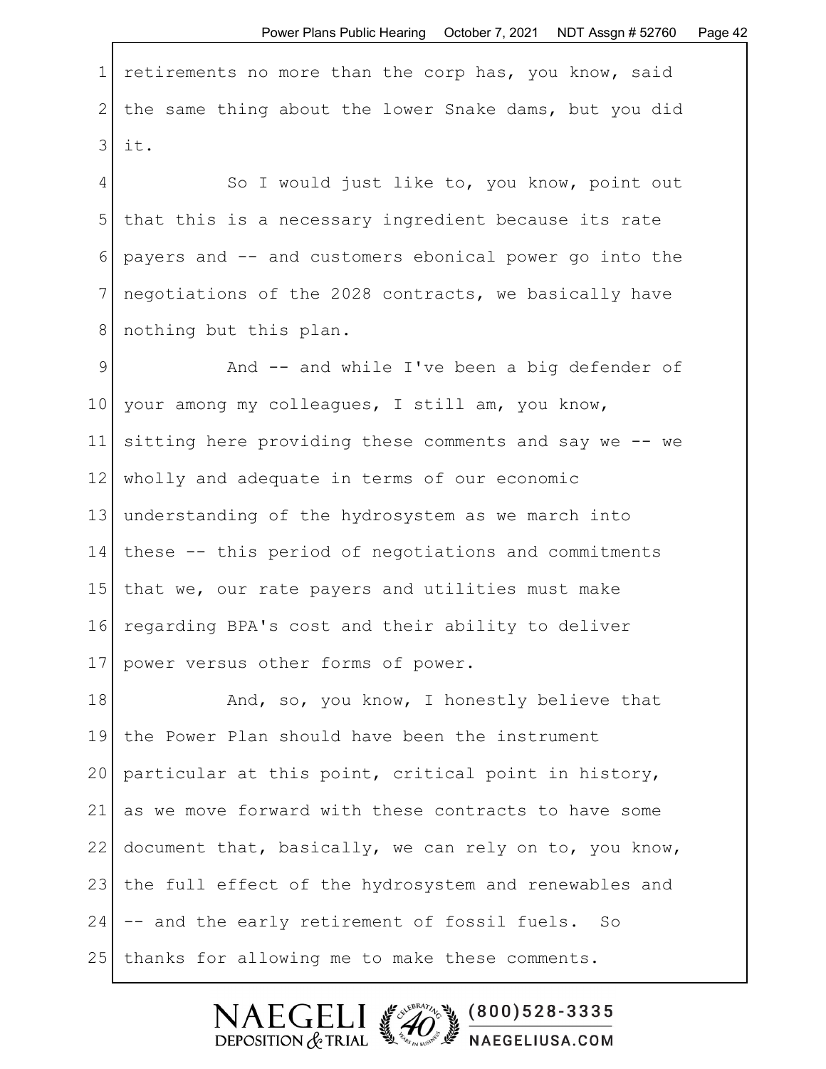retirements no more than the corp has, you know, said the same thing about the lower Snake dams, but you did it.

So I would just like to, you know, point out that this is a necessary ingredient because its rate payers and -- and customers ebonical power go into the negotiations of the 2028 contracts, we basically have nothing but this plan.

And -- and while I've been a big defender of your among my colleagues, I still am, you know, sitting here providing these comments and say we -- we wholly and adequate in terms of our economic understanding of the hydrosystem as we march into these -- this period of negotiations and commitments that we, our rate payers and utilities must make regarding BPA's cost and their ability to deliver power versus other forms of power.

And, so, you know, I honestly believe that the Power Plan should have been the instrument particular at this point, critical point in history, as we move forward with these contracts to have some document that, basically, we can rely on to, you know, the full effect of the hydrosystem and renewables and -- and the early retirement of fossil fuels. So thanks for allowing me to make these comments.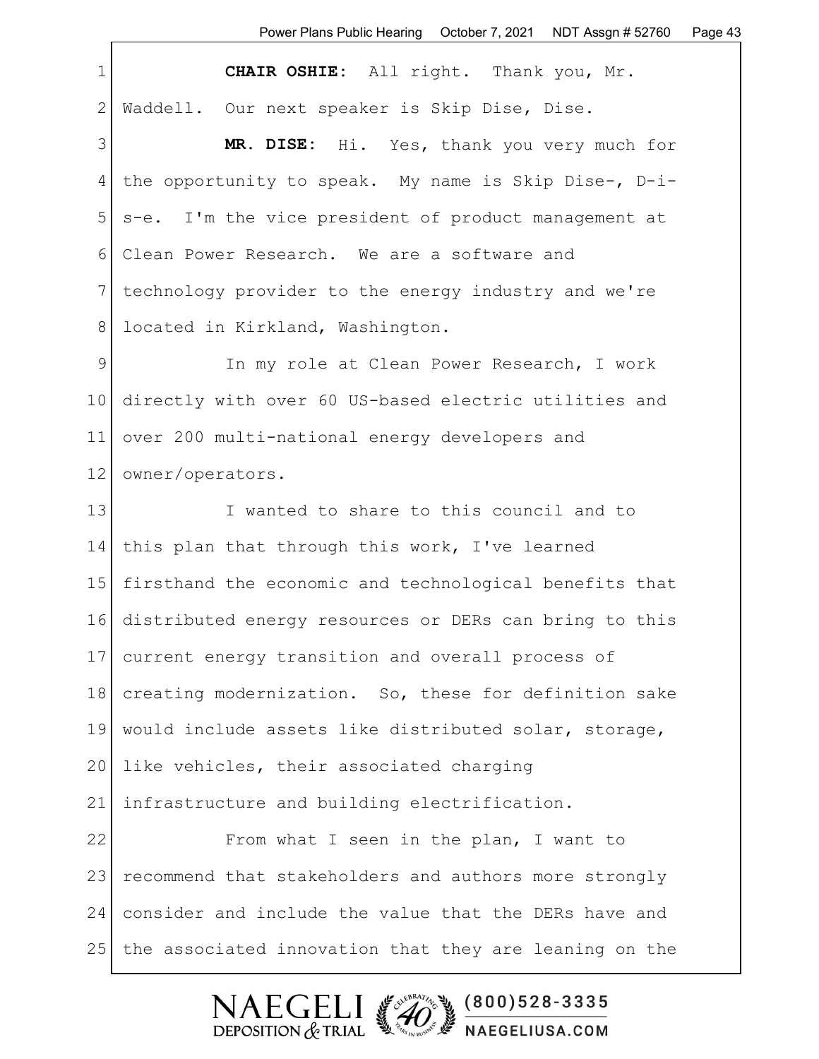**CHAIR OSHIE:** All right. Thank you, Mr. Waddell. Our next speaker is Skip Dise, Dise.

**MR. DISE:** Hi. Yes, thank you very much for the opportunity to speak. My name is Skip Dise-, D-i-s-e. I'm the vice president of product management at Clean Power Research. We are a software and technology provider to the energy industry and we're located in Kirkland, Washington.

In my role at Clean Power Research, I work directly with over 60 US-based electric utilities and over 200 multi-national energy developers and owner/operators.

I wanted to share to this council and to this plan that through this work, I've learned firsthand the economic and technological benefits that distributed energy resources or DERs can bring to this current energy transition and overall process of creating modernization. So, these for definition sake would include assets like distributed solar, storage, like vehicles, their associated charging infrastructure and building electrification.

From what I seen in the plan, I want to recommend that stakeholders and authors more strongly consider and include the value that the DERs have and the associated innovation that they are leaning on the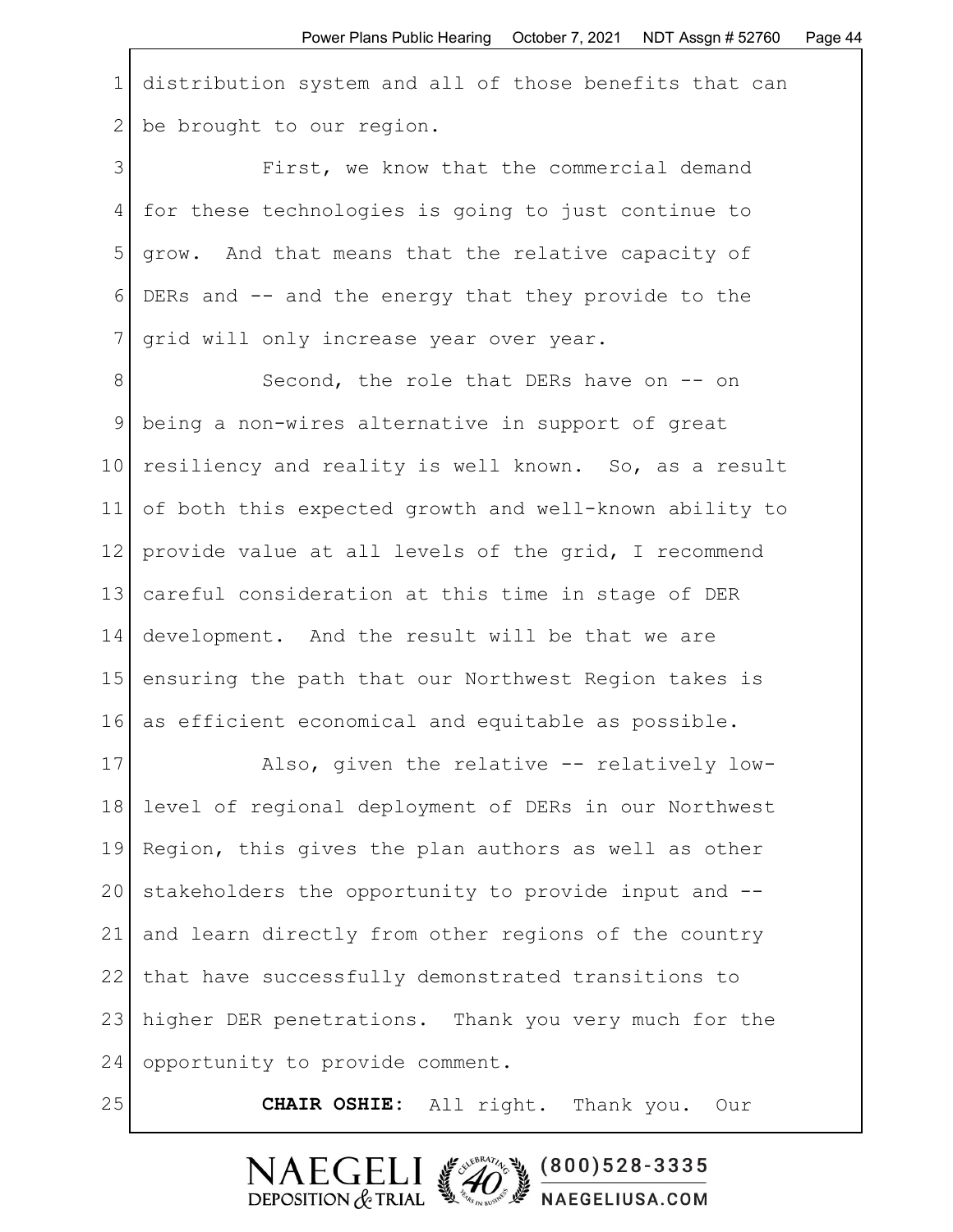distribution system and all of those benefits that can be brought to our region.

First, we know that the commercial demand for these technologies is going to just continue to grow. And that means that the relative capacity of DERs and -- and the energy that they provide to the grid will only increase year over year.

Second, the role that DERs have on -- on being a non-wires alternative in support of great resiliency and reality is well known. So, as a result of both this expected growth and well-known ability to provide value at all levels of the grid, I recommend careful consideration at this time in stage of DER development. And the result will be that we are ensuring the path that our Northwest Region takes is as efficient economical and equitable as possible.

Also, given the relative -- relatively low-level of regional deployment of DERs in our Northwest Region, this gives the plan authors as well as other stakeholders the opportunity to provide input and -- and learn directly from other regions of the country that have successfully demonstrated transitions to higher DER penetrations. Thank you very much for the opportunity to provide comment.

**CHAIR OSHIE:** All right. Thank you. Our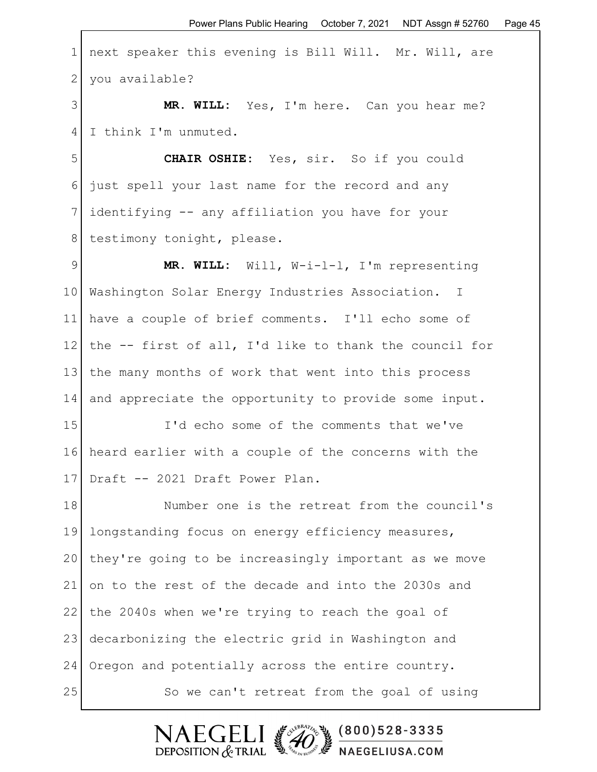next speaker this evening is Bill Will. Mr. Will, are you available?

**MR. WILL:** Yes, I'm here. Can you hear me? I think I'm unmuted.

**CHAIR OSHIE:** Yes, sir. So if you could just spell your last name for the record and any identifying -- any affiliation you have for your testimony tonight, please.

**MR. WILL:** Will, W-i-l-l, I'm representing Washington Solar Energy Industries Association. I have a couple of brief comments. I'll echo some of the -- first of all, I'd like to thank the council for the many months of work that went into this process and appreciate the opportunity to provide some input.

I'd echo some of the comments that we've heard earlier with a couple of the concerns with the Draft -- 2021 Draft Power Plan.

Number one is the retreat from the council's longstanding focus on energy efficiency measures, they're going to be increasingly important as we move on to the rest of the decade and into the 2030s and the 2040s when we're trying to reach the goal of decarbonizing the electric grid in Washington and Oregon and potentially across the entire country.

So we can't retreat from the goal of using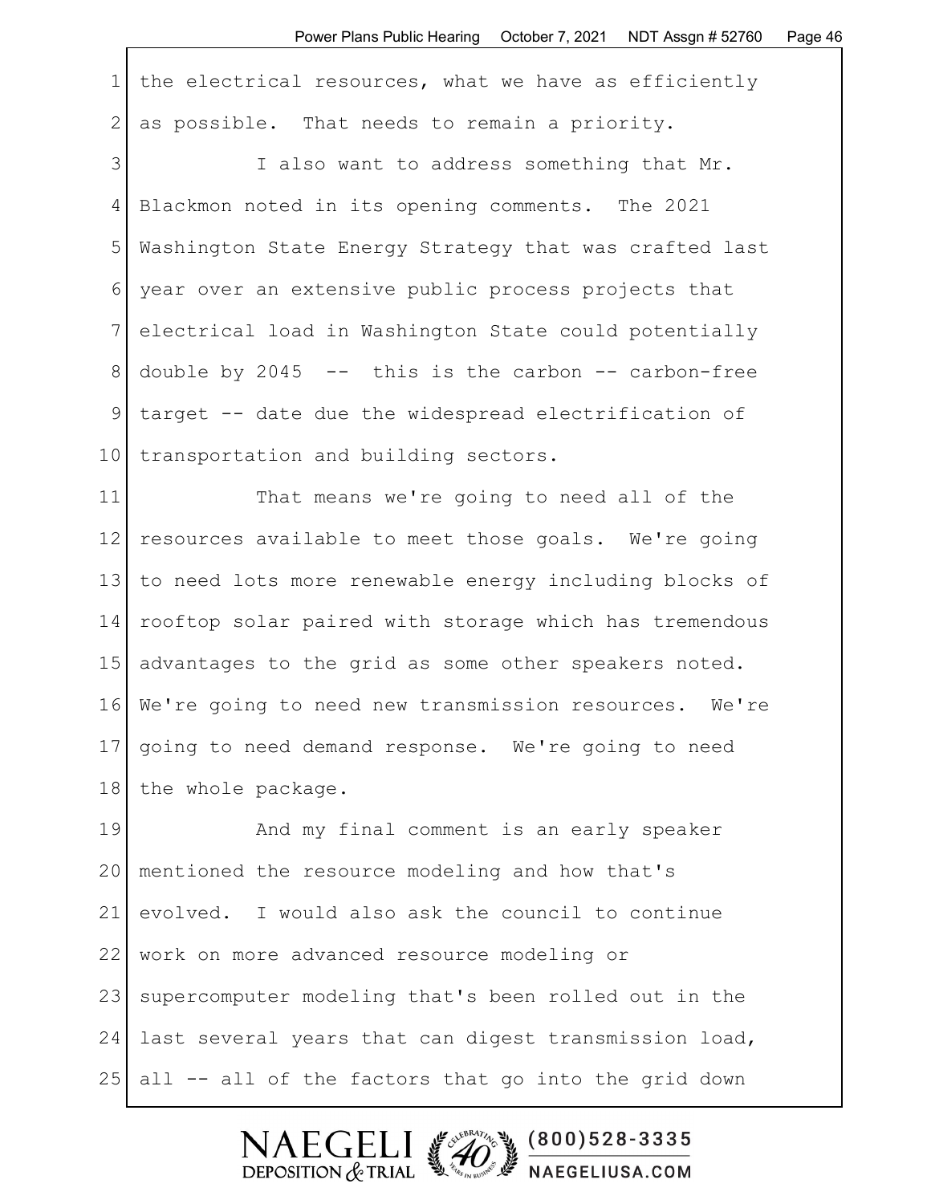the electrical resources, what we have as efficiently as possible. That needs to remain a priority.

I also want to address something that Mr. Blackmon noted in its opening comments. The 2021 Washington State Energy Strategy that was crafted last year over an extensive public process projects that electrical load in Washington State could potentially double by 2045 -- this is the carbon -- carbon-free target -- date due the widespread electrification of transportation and building sectors.

That means we're going to need all of the resources available to meet those goals. We're going to need lots more renewable energy including blocks of rooftop solar paired with storage which has tremendous advantages to the grid as some other speakers noted. We're going to need new transmission resources. We're going to need demand response. We're going to need the whole package.

And my final comment is an early speaker mentioned the resource modeling and how that's evolved. I would also ask the council to continue work on more advanced resource modeling or supercomputer modeling that's been rolled out in the last several years that can digest transmission load, all -- all of the factors that go into the grid down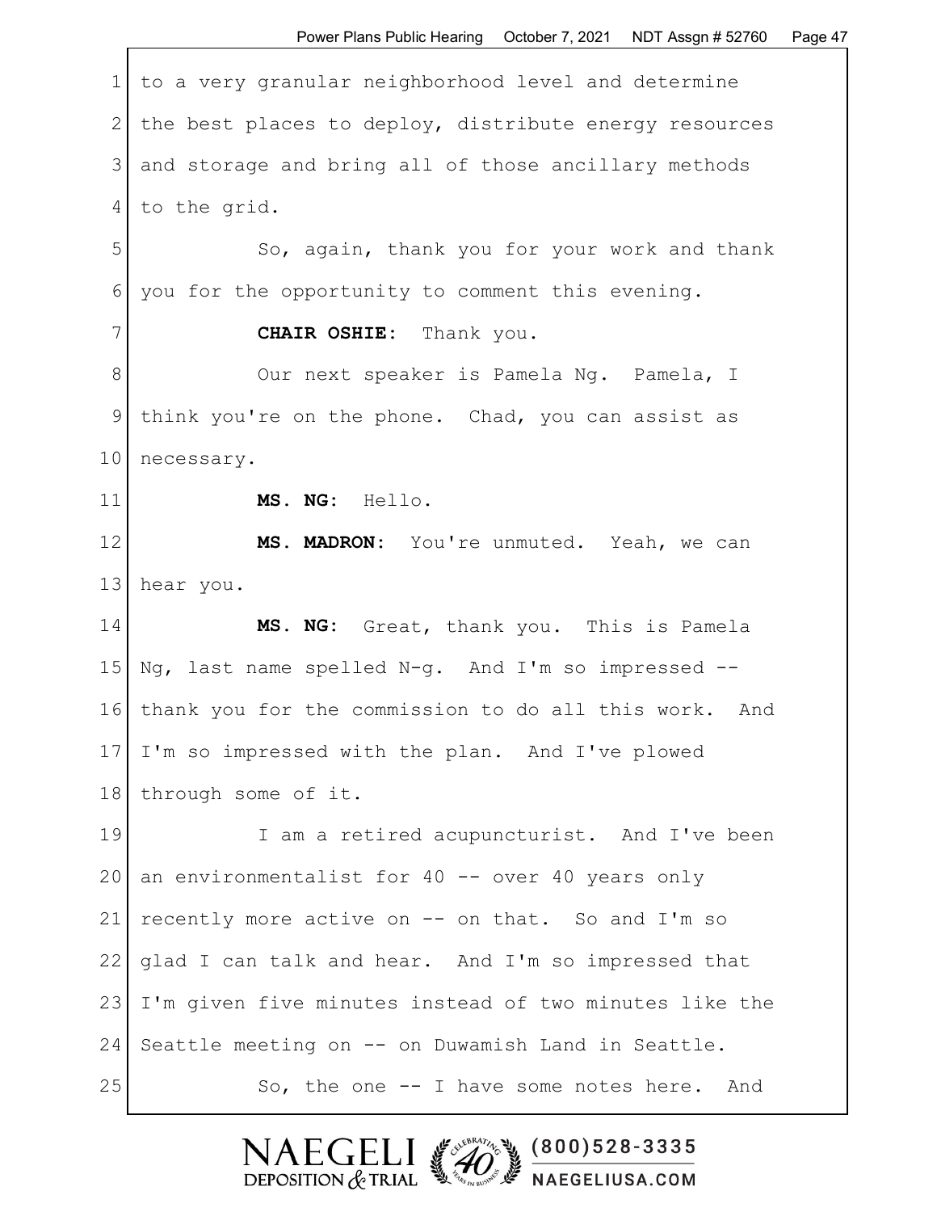to a very granular neighborhood level and determine the best places to deploy, distribute energy resources and storage and bring all of those ancillary methods to the grid.

So, again, thank you for your work and thank you for the opportunity to comment this evening.

**CHAIR OSHIE:** Thank you.

Our next speaker is Pamela Ng. Pamela, I think you're on the phone. Chad, you can assist as necessary.

**MS. NG:** Hello.

**MS. MADRON:** You're unmuted. Yeah, we can hear you.

**MS. NG:** Great, thank you. This is Pamela Ng, last name spelled N-g. And I'm so impressed -- thank you for the commission to do all this work. And I'm so impressed with the plan. And I've plowed through some of it.

I am a retired acupuncturist. And I've been an environmentalist for 40 -- over 40 years only recently more active on -- on that. So and I'm so glad I can talk and hear. And I'm so impressed that I'm given five minutes instead of two minutes like the Seattle meeting on -- on Duwamish Land in Seattle.

So, the one -- I have some notes here. And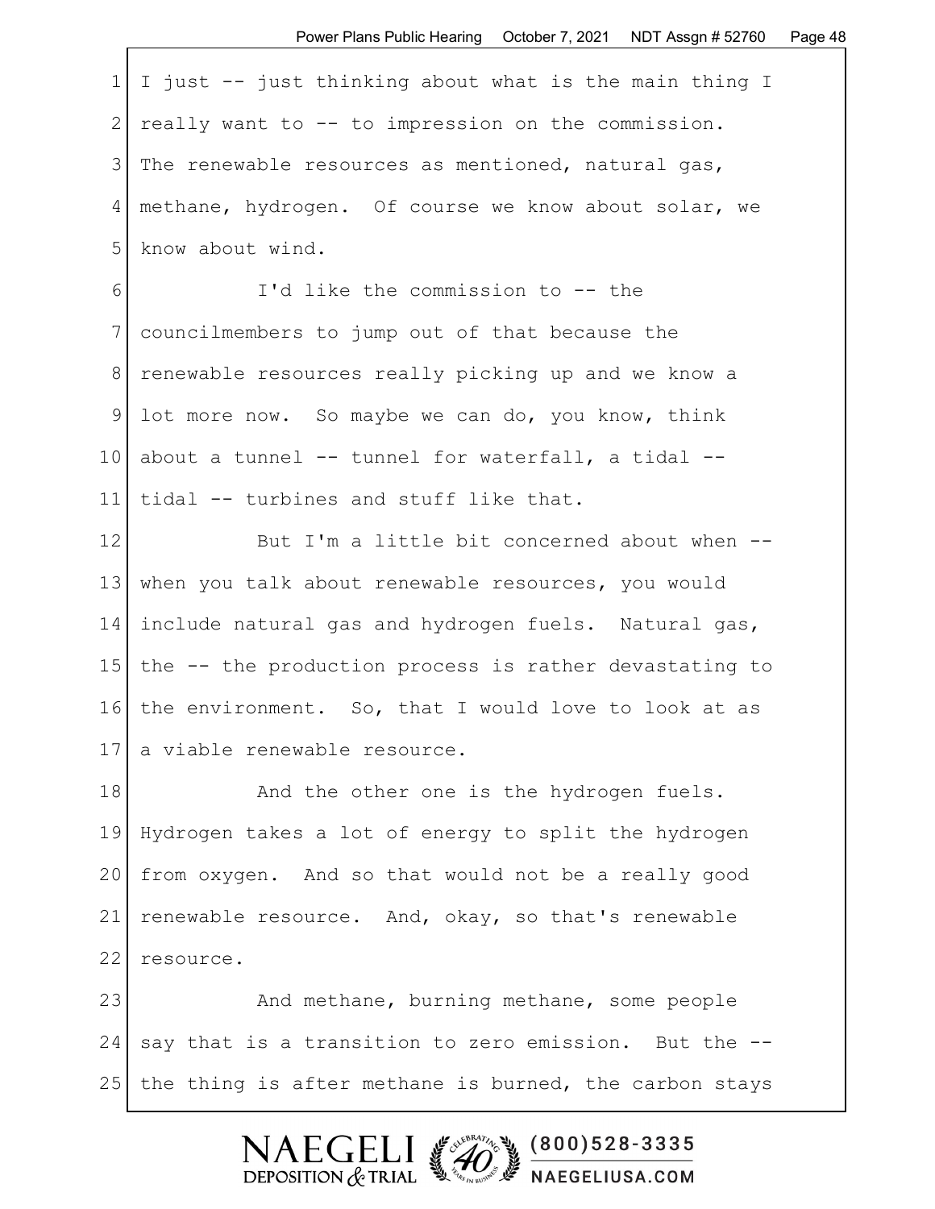I just -- just thinking about what is the main thing I really want to -- to impression on the commission. The renewable resources as mentioned, natural gas, methane, hydrogen. Of course we know about solar, we know about wind.

I'd like the commission to -- the councilmembers to jump out of that because the renewable resources really picking up and we know a lot more now. So maybe we can do, you know, think about a tunnel -- tunnel for waterfall, a tidal -- tidal -- turbines and stuff like that.

But I'm a little bit concerned about when -- when you talk about renewable resources, you would include natural gas and hydrogen fuels. Natural gas, the -- the production process is rather devastating to the environment. So, that I would love to look at as a viable renewable resource.

And the other one is the hydrogen fuels. Hydrogen takes a lot of energy to split the hydrogen from oxygen. And so that would not be a really good renewable resource. And, okay, so that's renewable resource.

And methane, burning methane, some people say that is a transition to zero emission. But the -- the thing is after methane is burned, the carbon stays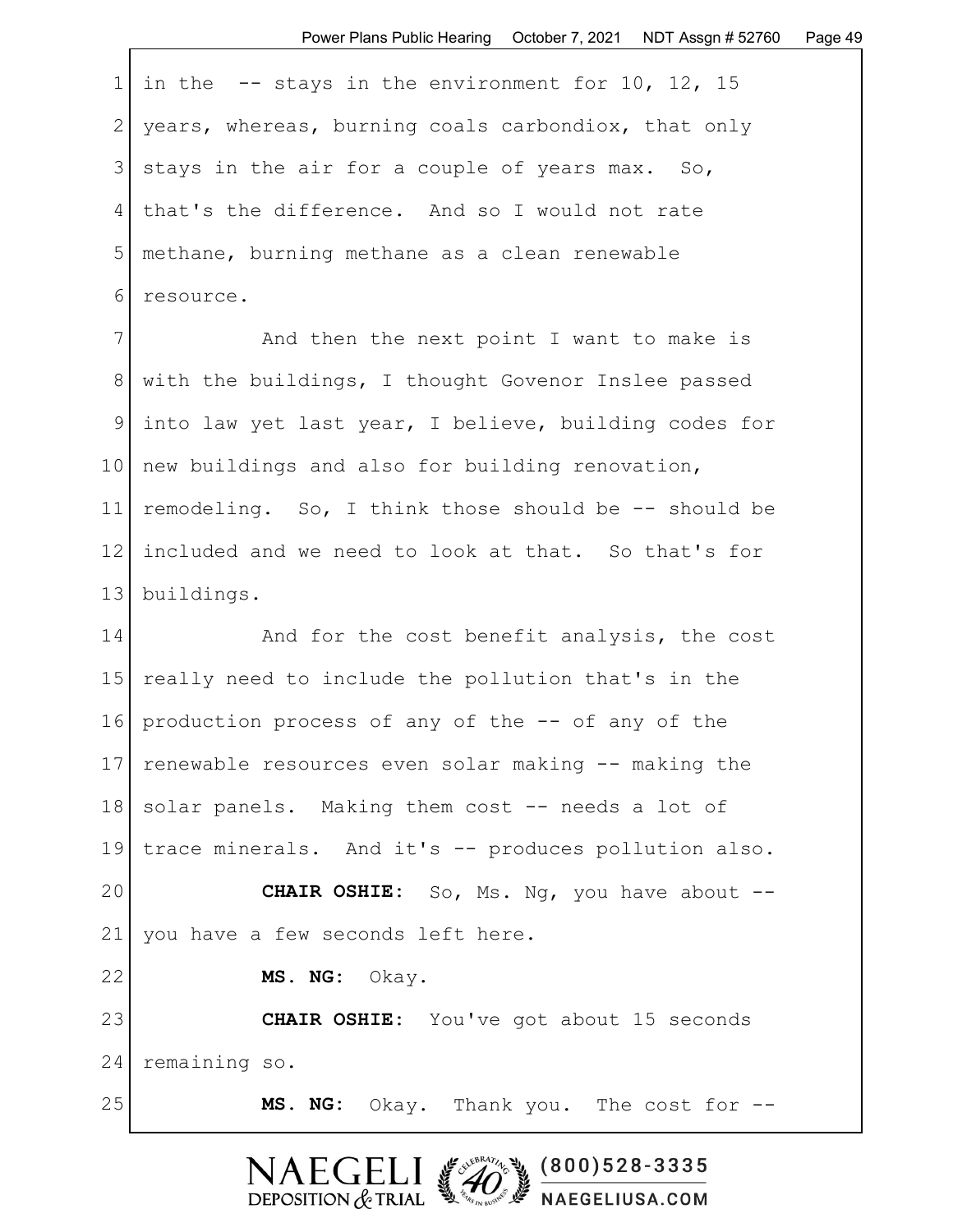in the -- stays in the environment for 10, 12, 15 years, whereas, burning coals carbondiox, that only stays in the air for a couple of years max. So, that's the difference. And so I would not rate methane, burning methane as a clean renewable resource.

And then the next point I want to make is with the buildings, I thought Govenor Inslee passed into law yet last year, I believe, building codes for new buildings and also for building renovation, remodeling. So, I think those should be -- should be included and we need to look at that. So that's for buildings.

And for the cost benefit analysis, the cost really need to include the pollution that's in the production process of any of the -- of any of the renewable resources even solar making -- making the solar panels. Making them cost -- needs a lot of trace minerals. And it's -- produces pollution also.

**CHAIR OSHIE:** So, Ms. Ng, you have about -- you have a few seconds left here.

**MS. NG:** Okay.

**CHAIR OSHIE:** You've got about 15 seconds remaining so.

**MS. NG:** Okay. Thank you. The cost for --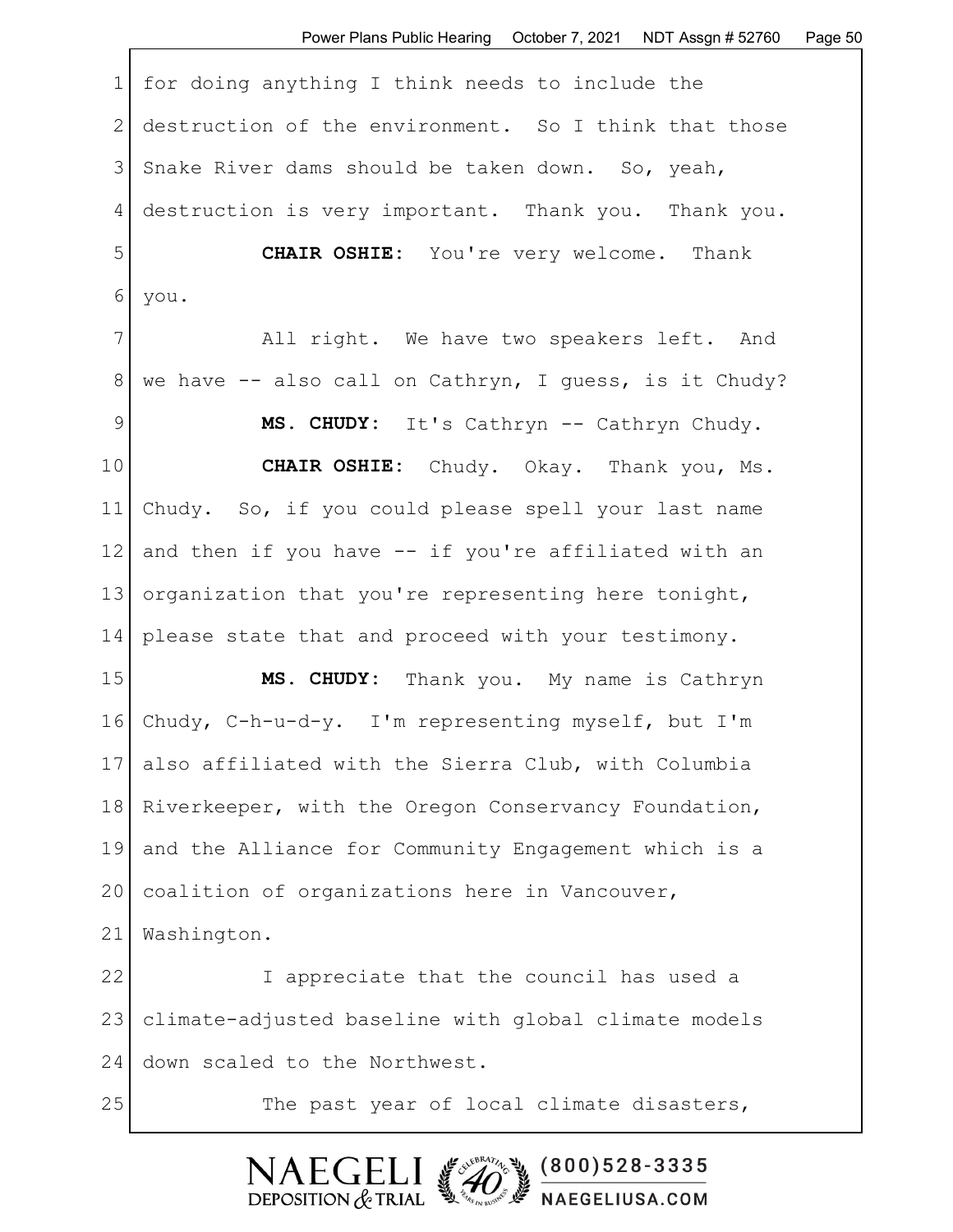for doing anything I think needs to include the destruction of the environment. So I think that those Snake River dams should be taken down. So, yeah, destruction is very important. Thank you. Thank you.

**CHAIR OSHIE:** You're very welcome. Thank you.

All right. We have two speakers left. And we have -- also call on Cathryn, I guess, is it Chudy?

**MS. CHUDY:** It's Cathryn -- Cathryn Chudy.

**CHAIR OSHIE:** Chudy. Okay. Thank you, Ms. Chudy. So, if you could please spell your last name and then if you have -- if you're affiliated with an organization that you're representing here tonight, please state that and proceed with your testimony.

**MS. CHUDY:** Thank you. My name is Cathryn Chudy, C-h-u-d-y. I'm representing myself, but I'm also affiliated with the Sierra Club, with Columbia Riverkeeper, with the Oregon Conservancy Foundation, and the Alliance for Community Engagement which is a coalition of organizations here in Vancouver, Washington.

I appreciate that the council has used a climate-adjusted baseline with global climate models down scaled to the Northwest.

The past year of local climate disasters,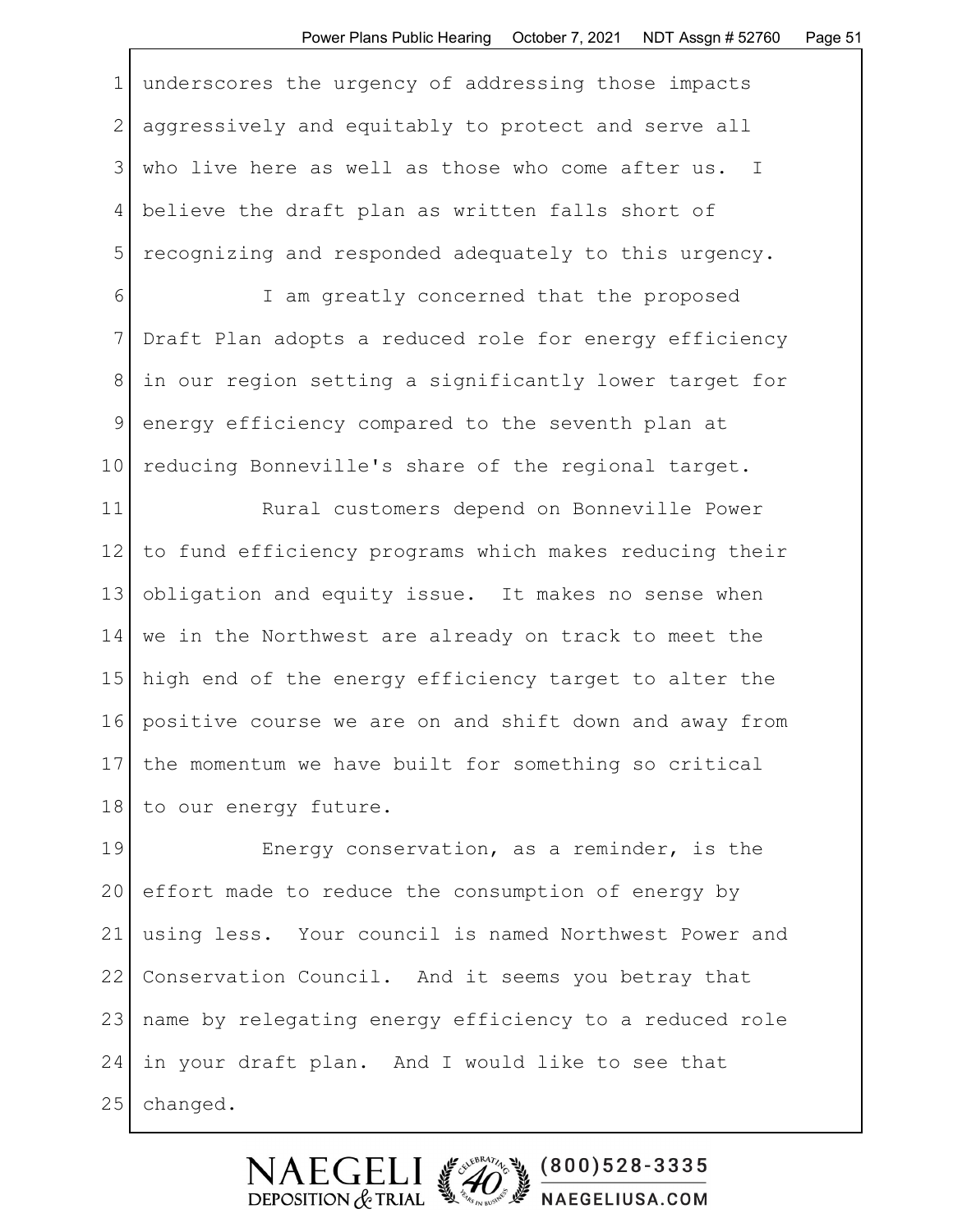underscores the urgency of addressing those impacts aggressively and equitably to protect and serve all who live here as well as those who come after us. I believe the draft plan as written falls short of recognizing and responded adequately to this urgency.

I am greatly concerned that the proposed Draft Plan adopts a reduced role for energy efficiency in our region setting a significantly lower target for energy efficiency compared to the seventh plan at reducing Bonneville's share of the regional target.

Rural customers depend on Bonneville Power to fund efficiency programs which makes reducing their obligation and equity issue. It makes no sense when we in the Northwest are already on track to meet the high end of the energy efficiency target to alter the positive course we are on and shift down and away from the momentum we have built for something so critical to our energy future.

Energy conservation, as a reminder, is the effort made to reduce the consumption of energy by using less. Your council is named Northwest Power and Conservation Council. And it seems you betray that name by relegating energy efficiency to a reduced role in your draft plan. And I would like to see that changed.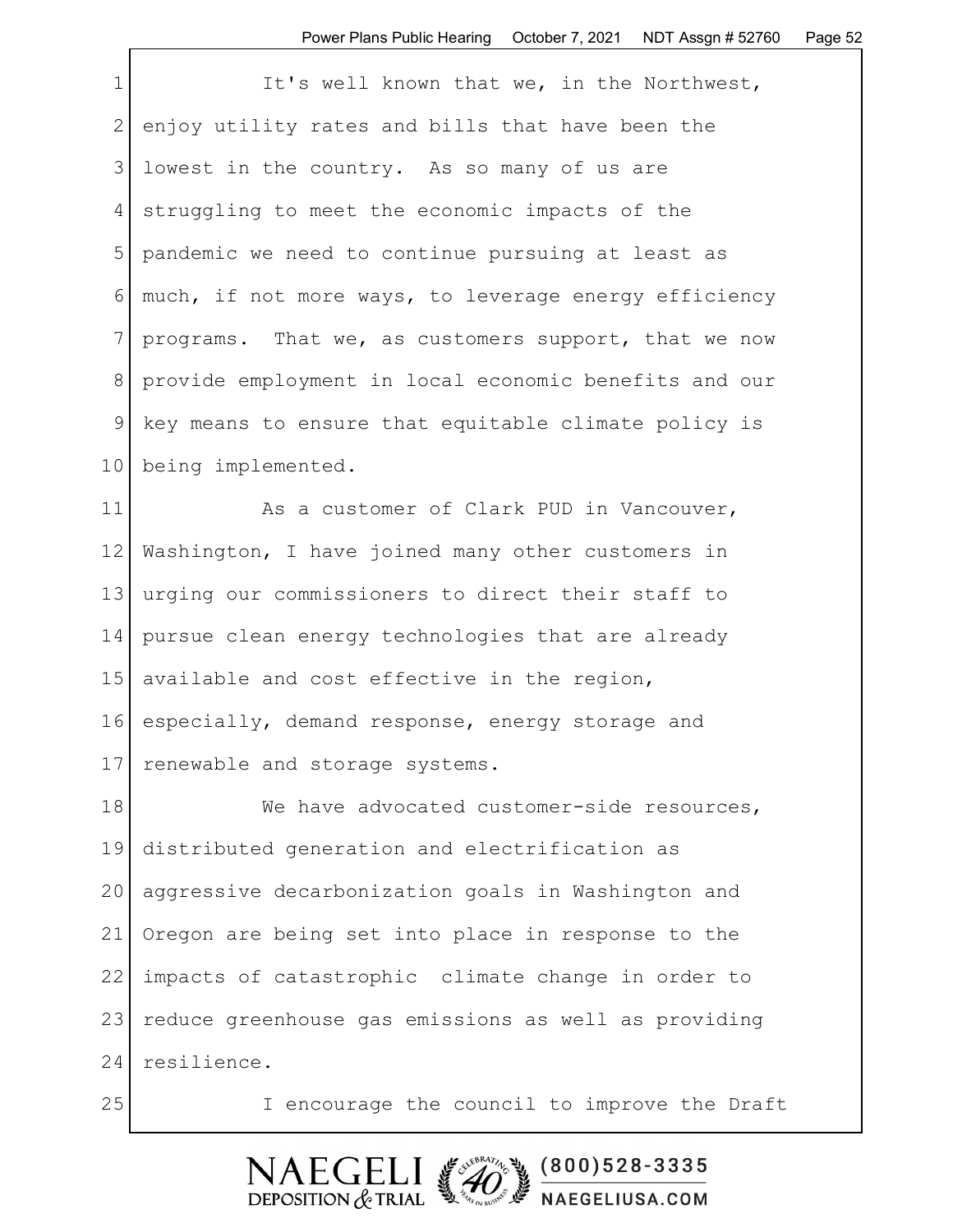It's well known that we, in the Northwest, enjoy utility rates and bills that have been the lowest in the country. As so many of us are struggling to meet the economic impacts of the pandemic we need to continue pursuing at least as much, if not more ways, to leverage energy efficiency programs. That we, as customers support, that we now provide employment in local economic benefits and our key means to ensure that equitable climate policy is being implemented.

As a customer of Clark PUD in Vancouver, Washington, I have joined many other customers in urging our commissioners to direct their staff to pursue clean energy technologies that are already available and cost effective in the region, especially, demand response, energy storage and renewable and storage systems.

We have advocated customer-side resources, distributed generation and electrification as aggressive decarbonization goals in Washington and Oregon are being set into place in response to the impacts of catastrophic climate change in order to reduce greenhouse gas emissions as well as providing resilience.

I encourage the council to improve the Draft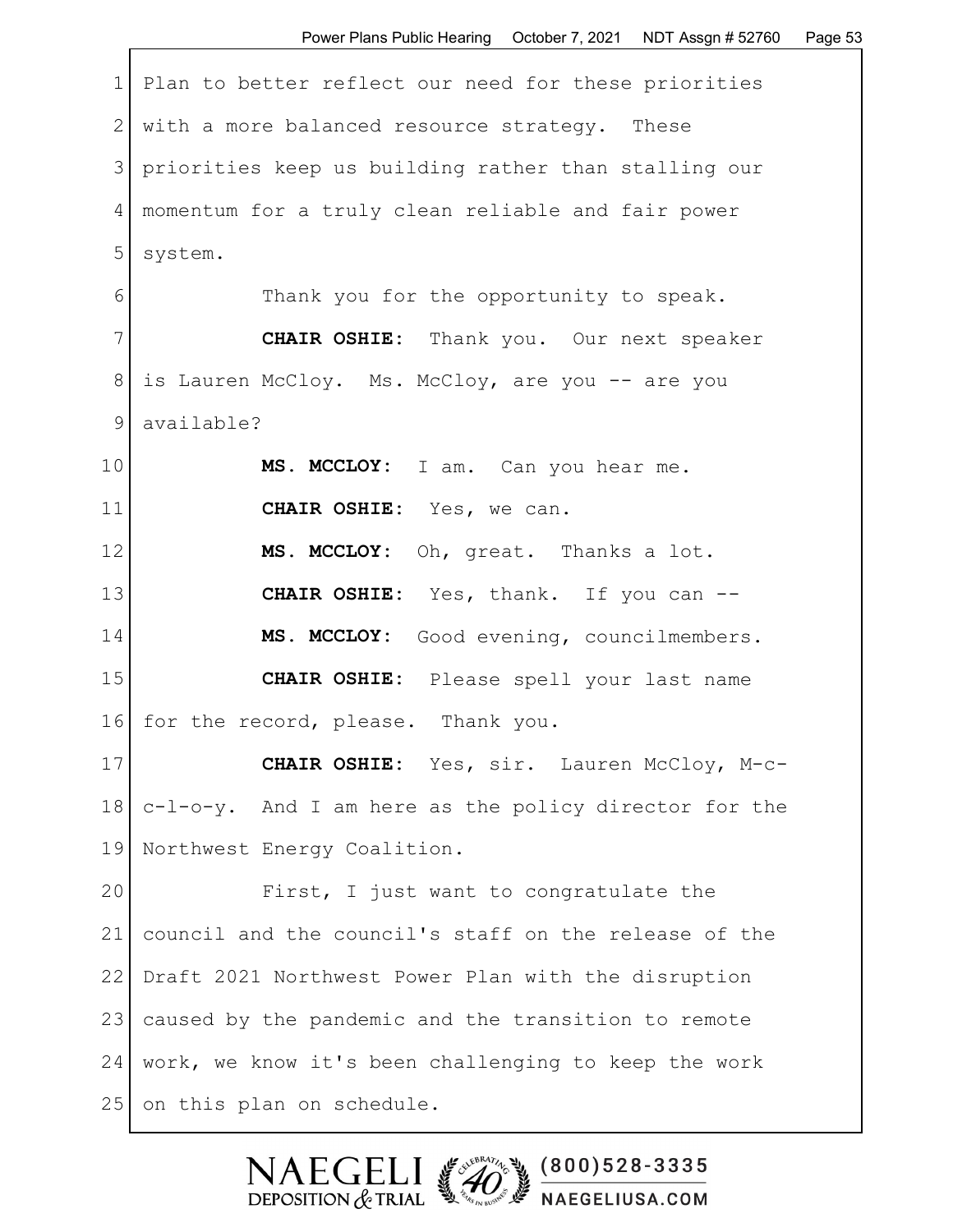Plan to better reflect our need for these priorities with a more balanced resource strategy. These priorities keep us building rather than stalling our momentum for a truly clean reliable and fair power system.

Thank you for the opportunity to speak.

**CHAIR OSHIE:** Thank you. Our next speaker is Lauren McCloy. Ms. McCloy, are you -- are you available?

**MS. MCCLOY:** I am. Can you hear me.

**CHAIR OSHIE:** Yes, we can.

**MS. MCCLOY:** Oh, great. Thanks a lot.

**CHAIR OSHIE:** Yes, thank. If you can --

**MS. MCCLOY:** Good evening, councilmembers.

**CHAIR OSHIE:** Please spell your last name for the record, please. Thank you.

**CHAIR OSHIE:** Yes, sir. Lauren McCloy, M-c-c-l-o-y. And I am here as the policy director for the Northwest Energy Coalition.

First, I just want to congratulate the council and the council's staff on the release of the Draft 2021 Northwest Power Plan with the disruption caused by the pandemic and the transition to remote work, we know it's been challenging to keep the work on this plan on schedule.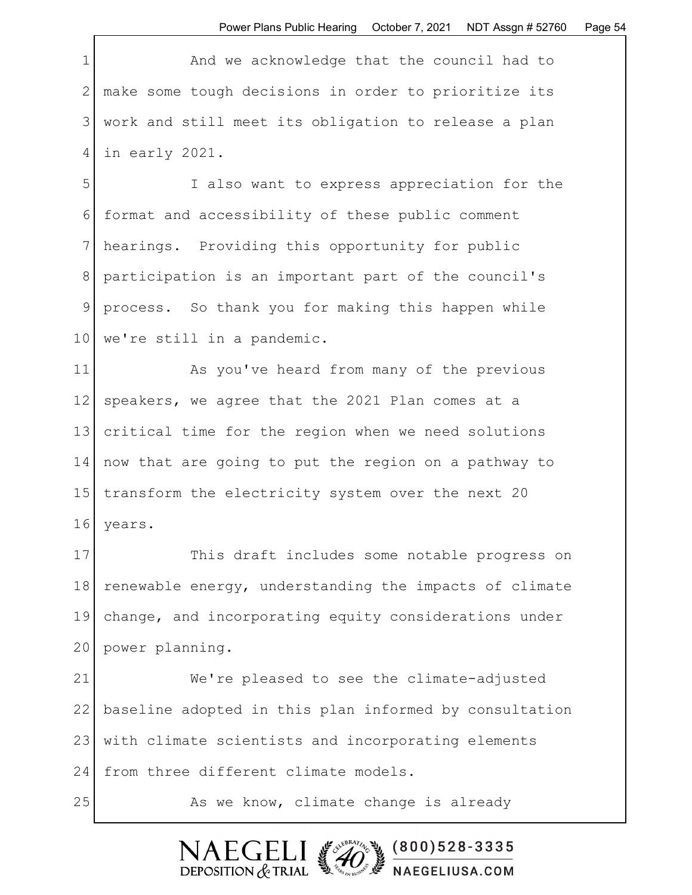And we acknowledge that the council had to make some tough decisions in order to prioritize its work and still meet its obligation to release a plan in early 2021.

I also want to express appreciation for the format and accessibility of these public comment hearings. Providing this opportunity for public participation is an important part of the council's process. So thank you for making this happen while we're still in a pandemic.

As you've heard from many of the previous speakers, we agree that the 2021 Plan comes at a critical time for the region when we need solutions now that are going to put the region on a pathway to transform the electricity system over the next 20 years.

This draft includes some notable progress on renewable energy, understanding the impacts of climate change, and incorporating equity considerations under power planning.

We're pleased to see the climate-adjusted baseline adopted in this plan informed by consultation with climate scientists and incorporating elements from three different climate models.

As we know, climate change is already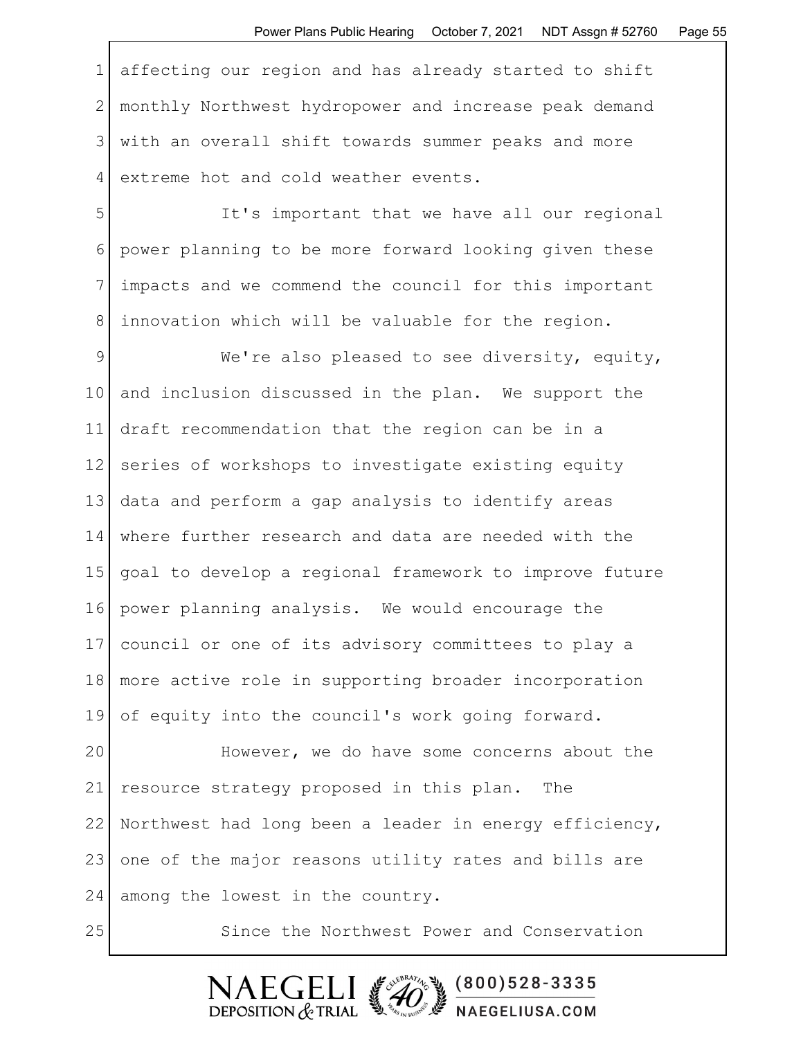affecting our region and has already started to shift monthly Northwest hydropower and increase peak demand with an overall shift towards summer peaks and more extreme hot and cold weather events.

It's important that we have all our regional power planning to be more forward looking given these impacts and we commend the council for this important innovation which will be valuable for the region.

We're also pleased to see diversity, equity, and inclusion discussed in the plan. We support the draft recommendation that the region can be in a series of workshops to investigate existing equity data and perform a gap analysis to identify areas where further research and data are needed with the goal to develop a regional framework to improve future power planning analysis. We would encourage the council or one of its advisory committees to play a more active role in supporting broader incorporation of equity into the council's work going forward.

However, we do have some concerns about the resource strategy proposed in this plan. The Northwest had long been a leader in energy efficiency, one of the major reasons utility rates and bills are among the lowest in the country.

Since the Northwest Power and Conservation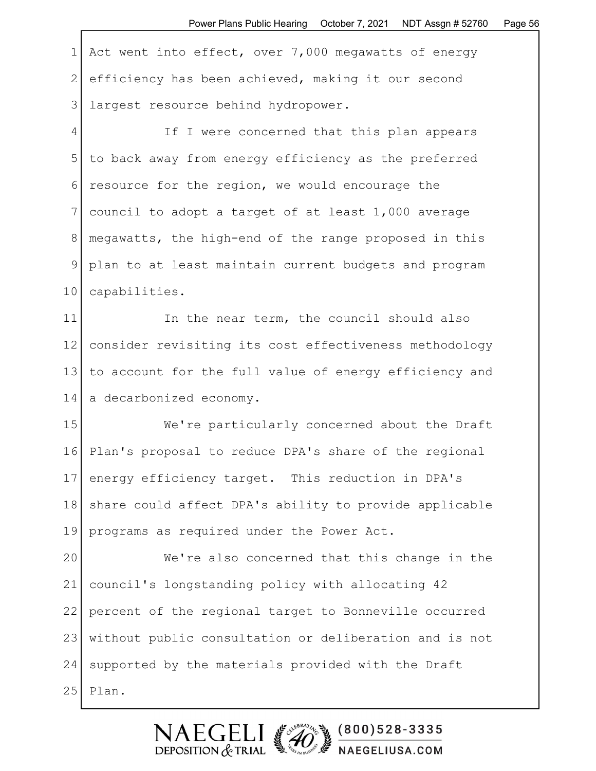Act went into effect, over 7,000 megawatts of energy efficiency has been achieved, making it our second largest resource behind hydropower.

If I were concerned that this plan appears to back away from energy efficiency as the preferred resource for the region, we would encourage the council to adopt a target of at least 1,000 average megawatts, the high-end of the range proposed in this plan to at least maintain current budgets and program capabilities.

In the near term, the council should also consider revisiting its cost effectiveness methodology to account for the full value of energy efficiency and a decarbonized economy.

We're particularly concerned about the Draft Plan's proposal to reduce DPA's share of the regional energy efficiency target. This reduction in DPA's share could affect DPA's ability to provide applicable programs as required under the Power Act.

We're also concerned that this change in the council's longstanding policy with allocating 42 percent of the regional target to Bonneville occurred without public consultation or deliberation and is not supported by the materials provided with the Draft Plan.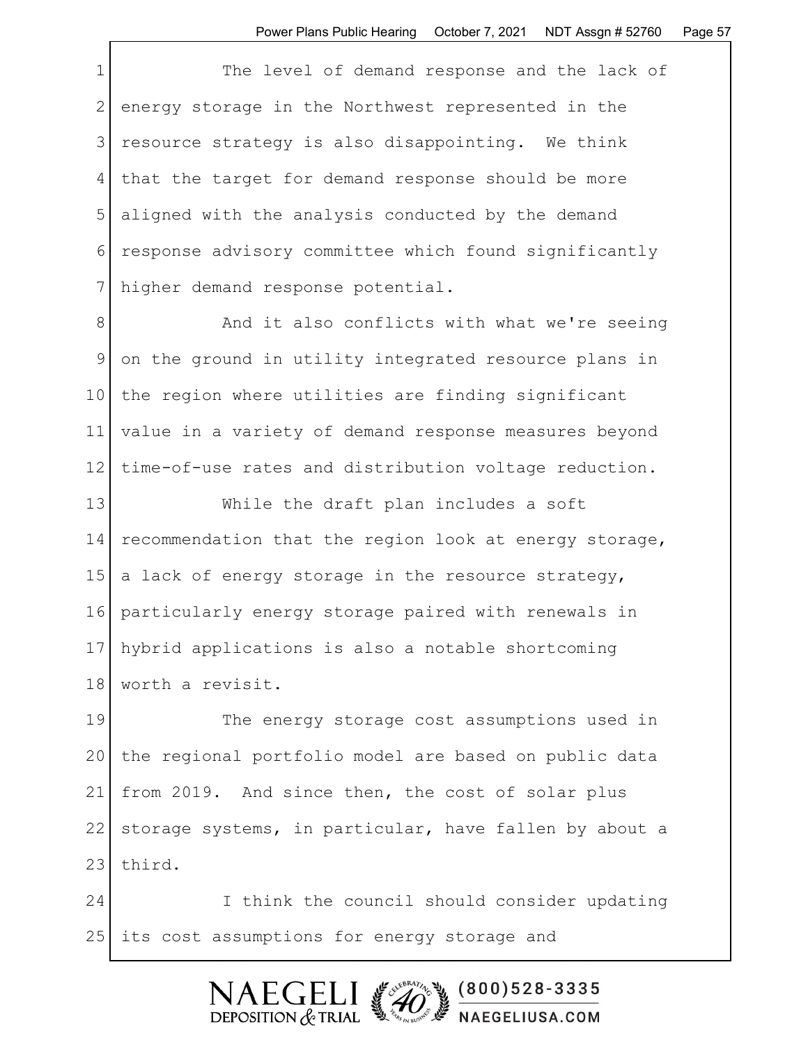The level of demand response and the lack of energy storage in the Northwest represented in the resource strategy is also disappointing. We think that the target for demand response should be more aligned with the analysis conducted by the demand response advisory committee which found significantly higher demand response potential.

And it also conflicts with what we're seeing on the ground in utility integrated resource plans in the region where utilities are finding significant value in a variety of demand response measures beyond time-of-use rates and distribution voltage reduction.

While the draft plan includes a soft recommendation that the region look at energy storage, a lack of energy storage in the resource strategy, particularly energy storage paired with renewals in hybrid applications is also a notable shortcoming worth a revisit.

The energy storage cost assumptions used in the regional portfolio model are based on public data from 2019. And since then, the cost of solar plus storage systems, in particular, have fallen by about a third.

I think the council should consider updating its cost assumptions for energy storage and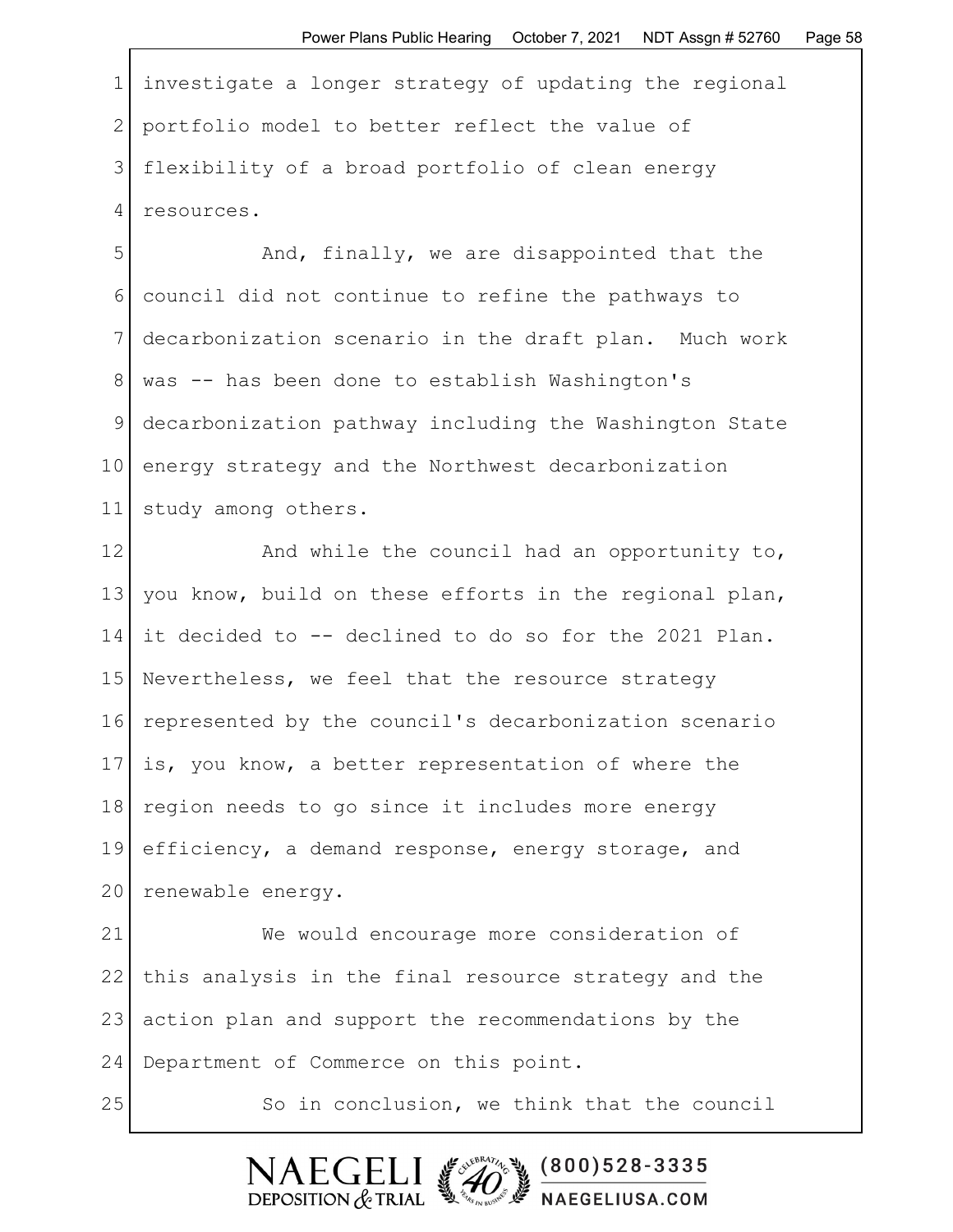investigate a longer strategy of updating the regional portfolio model to better reflect the value of flexibility of a broad portfolio of clean energy resources.

And, finally, we are disappointed that the council did not continue to refine the pathways to decarbonization scenario in the draft plan. Much work was -- has been done to establish Washington's decarbonization pathway including the Washington State energy strategy and the Northwest decarbonization study among others.

And while the council had an opportunity to, you know, build on these efforts in the regional plan, it decided to -- declined to do so for the 2021 Plan. Nevertheless, we feel that the resource strategy represented by the council's decarbonization scenario is, you know, a better representation of where the region needs to go since it includes more energy efficiency, a demand response, energy storage, and renewable energy.

We would encourage more consideration of this analysis in the final resource strategy and the action plan and support the recommendations by the Department of Commerce on this point.

So in conclusion, we think that the council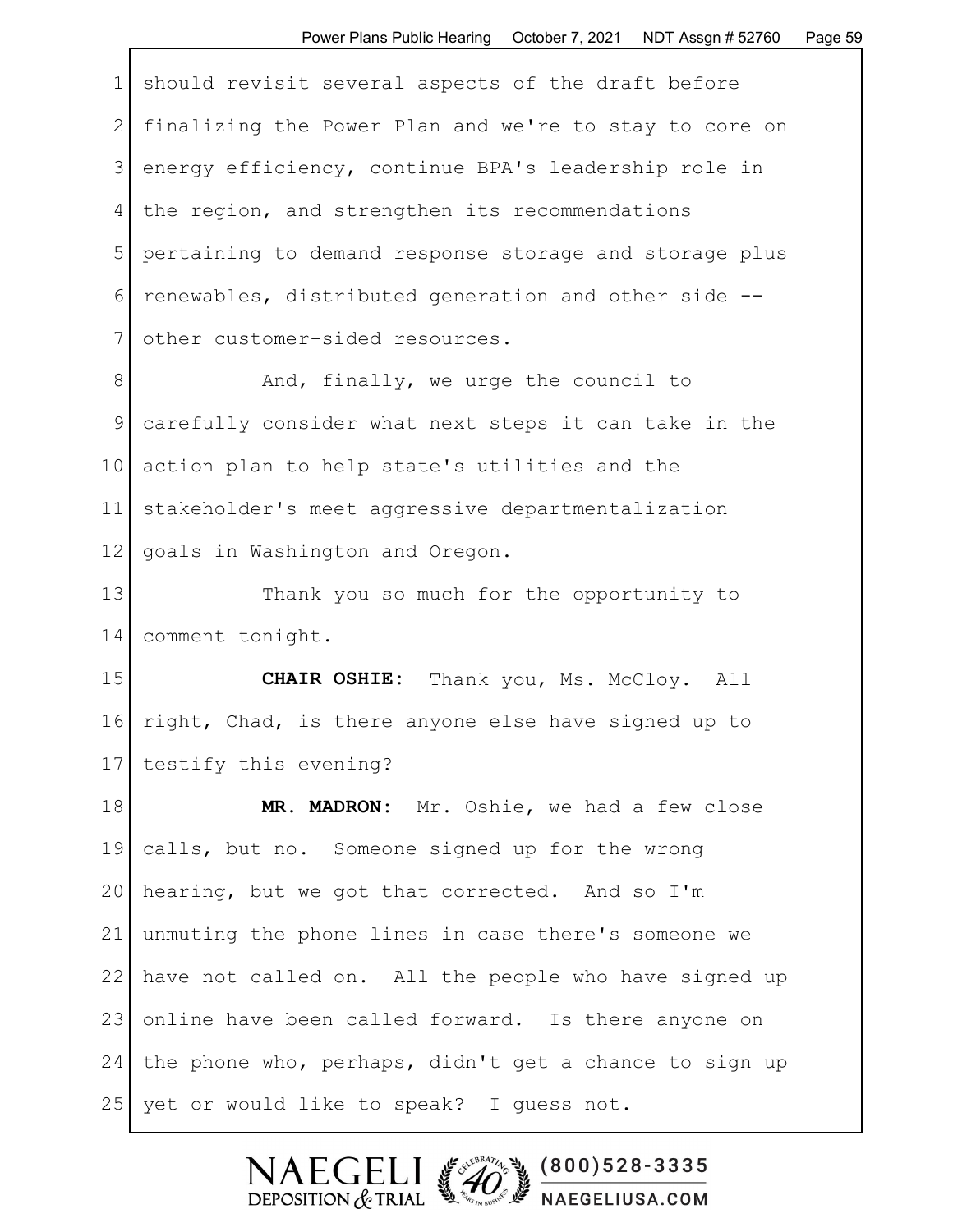should revisit several aspects of the draft before finalizing the Power Plan and we're to stay to core on energy efficiency, continue BPA's leadership role in the region, and strengthen its recommendations pertaining to demand response storage and storage plus renewables, distributed generation and other side -- other customer-sided resources.

And, finally, we urge the council to carefully consider what next steps it can take in the action plan to help state's utilities and the stakeholder's meet aggressive departmentalization goals in Washington and Oregon.

Thank you so much for the opportunity to comment tonight.

**CHAIR OSHIE:** Thank you, Ms. McCloy. All right, Chad, is there anyone else have signed up to testify this evening?

**MR. MADRON:** Mr. Oshie, we had a few close calls, but no. Someone signed up for the wrong hearing, but we got that corrected. And so I'm unmuting the phone lines in case there's someone we have not called on. All the people who have signed up online have been called forward. Is there anyone on the phone who, perhaps, didn't get a chance to sign up yet or would like to speak? I guess not.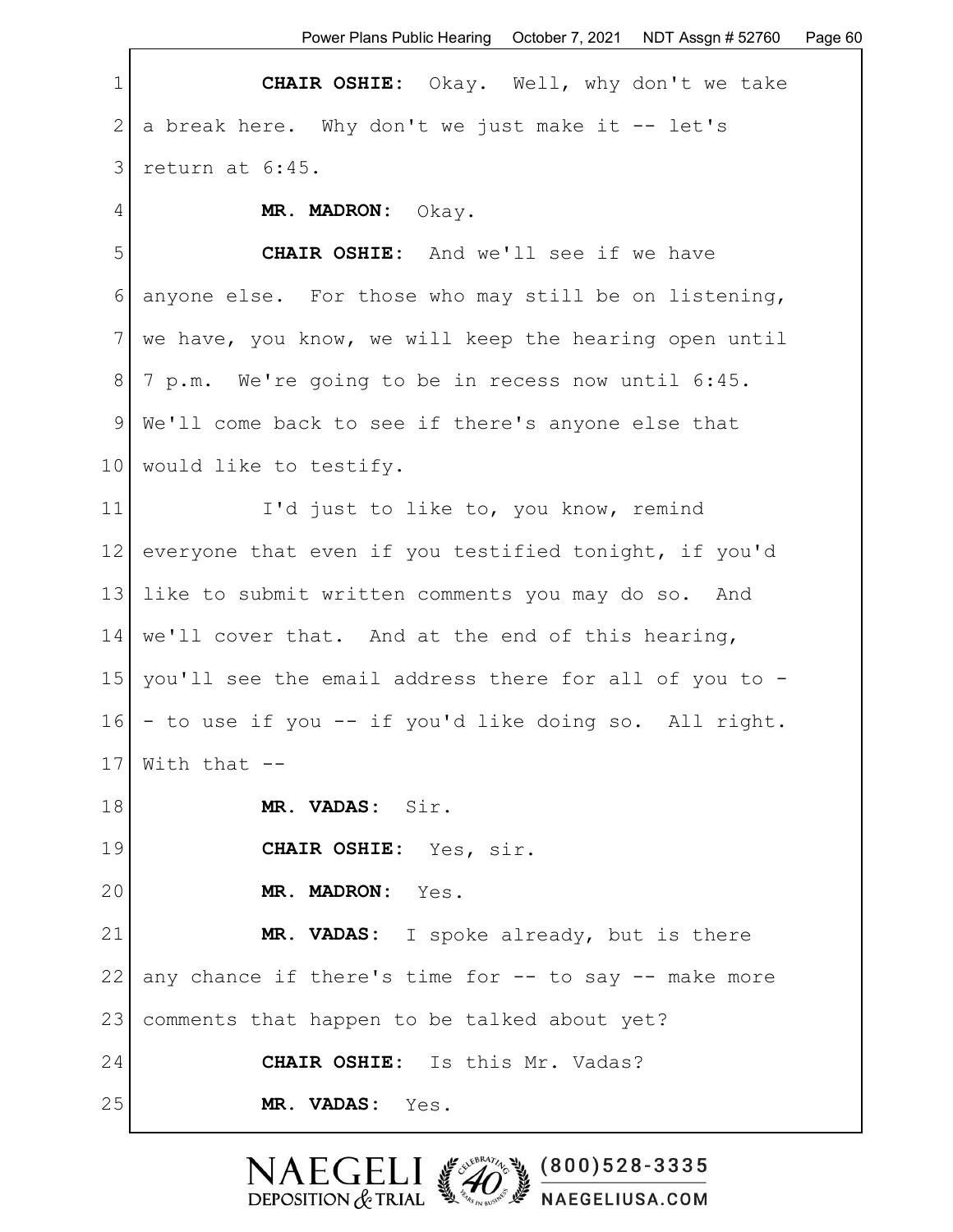**CHAIR OSHIE:** Okay. Well, why don't we take a break here. Why don't we just make it -- let's return at 6:45.

**MR. MADRON:** Okay.

**CHAIR OSHIE:** And we'll see if we have anyone else. For those who may still be on listening, we have, you know, we will keep the hearing open until 7 p.m. We're going to be in recess now until 6:45. We'll come back to see if there's anyone else that would like to testify.

I'd just to like to, you know, remind everyone that even if you testified tonight, if you'd like to submit written comments you may do so. And we'll cover that. And at the end of this hearing, you'll see the email address there for all of you to -- to use if you -- if you'd like doing so. All right. With that --

**MR. VADAS:** Sir.

**CHAIR OSHIE:** Yes, sir.

**MR. MADRON:** Yes.

**MR. VADAS:** I spoke already, but is there any chance if there's time for -- to say -- make more comments that happen to be talked about yet?

**CHAIR OSHIE:** Is this Mr. Vadas?

**MR. VADAS:** Yes.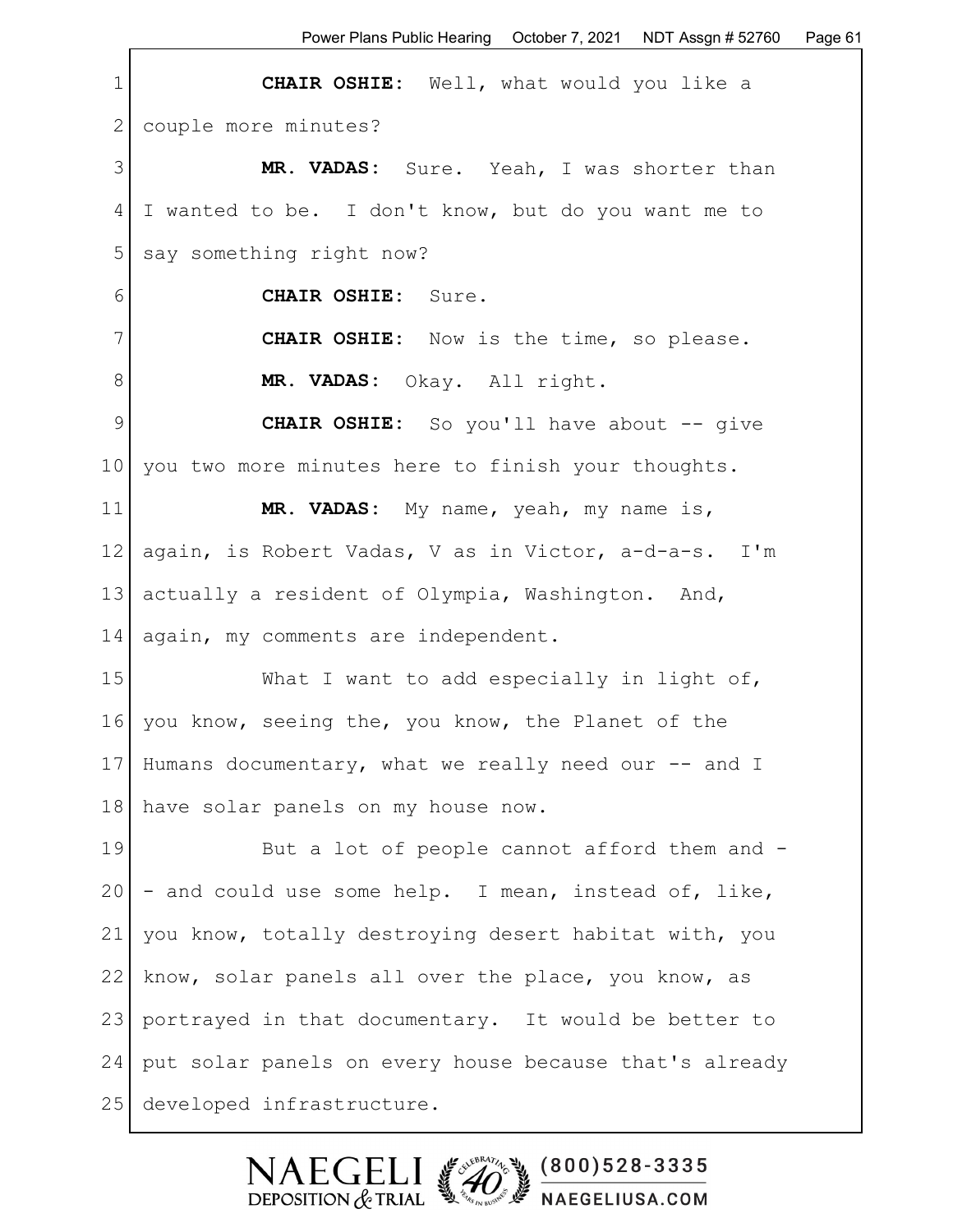**CHAIR OSHIE:** Well, what would you like a couple more minutes?

**MR. VADAS:** Sure. Yeah, I was shorter than I wanted to be. I don't know, but do you want me to say something right now?

**CHAIR OSHIE:** Sure.

**CHAIR OSHIE:** Now is the time, so please.

**MR. VADAS:** Okay. All right.

**CHAIR OSHIE:** So you'll have about -- give you two more minutes here to finish your thoughts.

**MR. VADAS:** My name, yeah, my name is, again, is Robert Vadas, V as in Victor, a-d-a-s. I'm actually a resident of Olympia, Washington. And, again, my comments are independent.

What I want to add especially in light of, you know, seeing the, you know, the Planet of the Humans documentary, what we really need our -- and I have solar panels on my house now.

But a lot of people cannot afford them and -- and could use some help. I mean, instead of, like, you know, totally destroying desert habitat with, you know, solar panels all over the place, you know, as portrayed in that documentary. It would be better to put solar panels on every house because that's already developed infrastructure.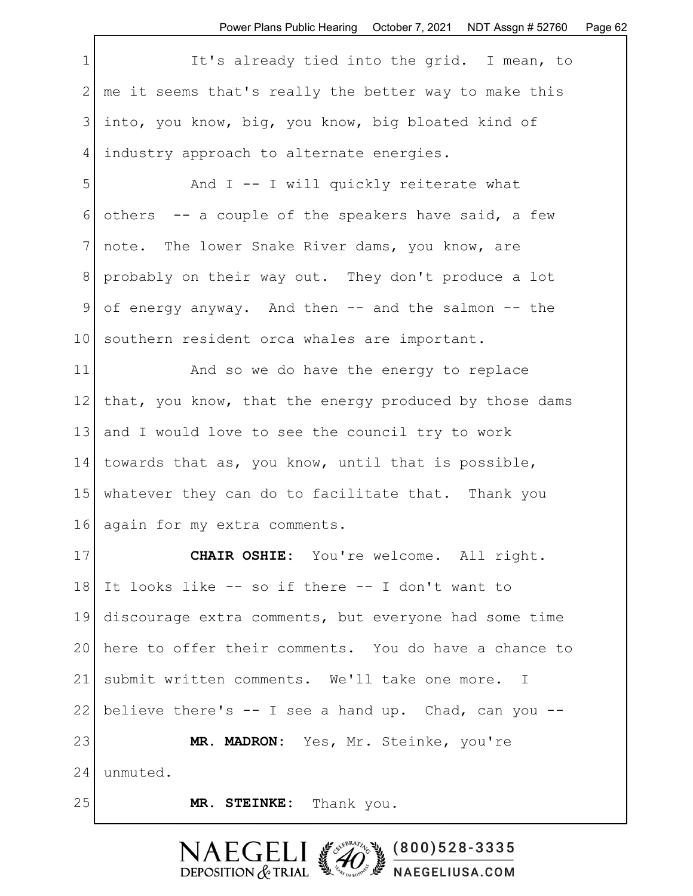It's already tied into the grid. I mean, to me it seems that's really the better way to make this into, you know, big, you know, big bloated kind of industry approach to alternate energies.

And I -- I will quickly reiterate what others -- a couple of the speakers have said, a few note. The lower Snake River dams, you know, are probably on their way out. They don't produce a lot of energy anyway. And then -- and the salmon -- the southern resident orca whales are important.

And so we do have the energy to replace that, you know, that the energy produced by those dams and I would love to see the council try to work towards that as, you know, until that is possible, whatever they can do to facilitate that. Thank you again for my extra comments.

**CHAIR OSHIE:** You're welcome. All right. It looks like -- so if there -- I don't want to discourage extra comments, but everyone had some time here to offer their comments. You do have a chance to submit written comments. We'll take one more. I believe there's -- I see a hand up. Chad, can you --

**MR. MADRON:** Yes, Mr. Steinke, you're unmuted.

**MR. STEINKE:** Thank you.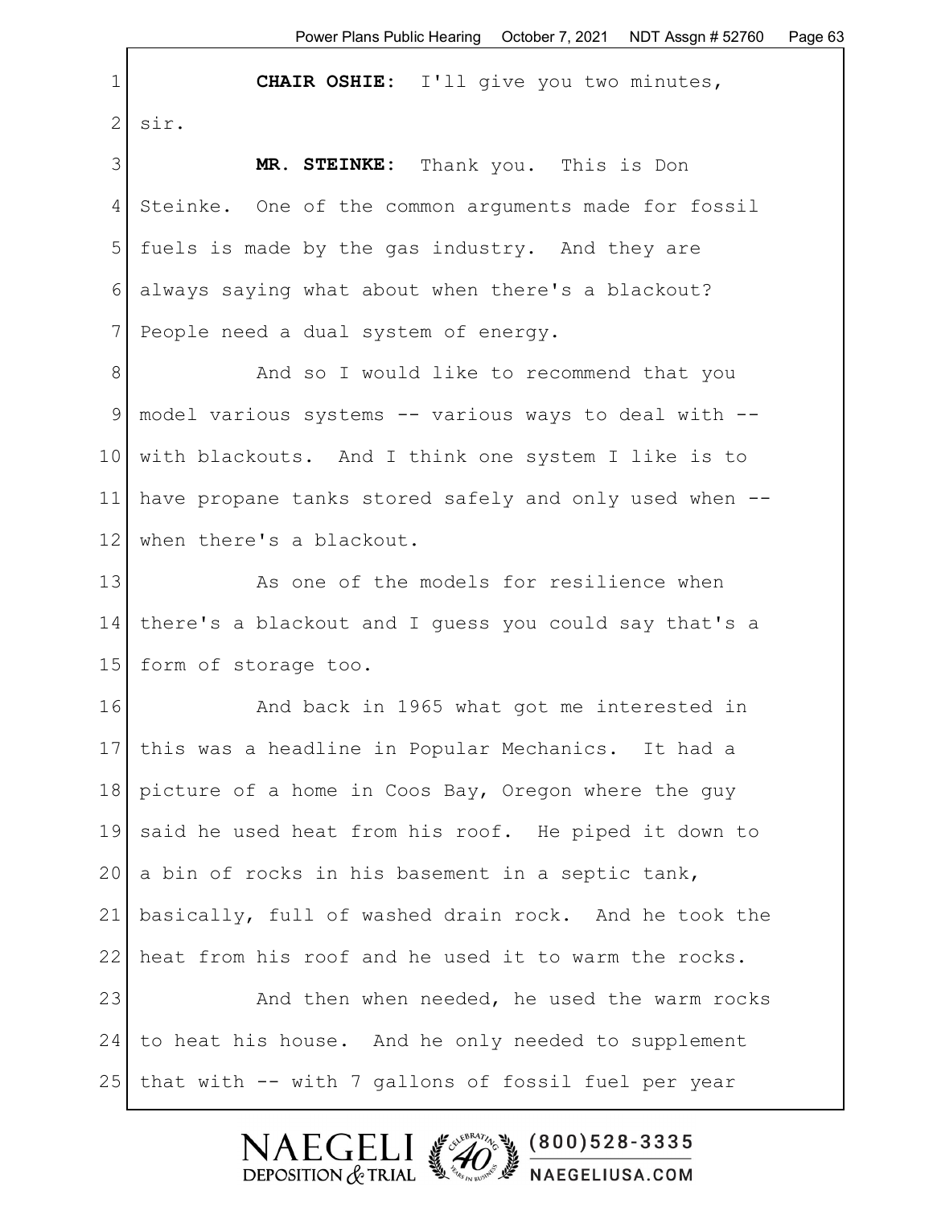**CHAIR OSHIE:** I'll give you two minutes, sir.

**MR. STEINKE:** Thank you. This is Don Steinke. One of the common arguments made for fossil fuels is made by the gas industry. And they are always saying what about when there's a blackout? People need a dual system of energy.

And so I would like to recommend that you model various systems -- various ways to deal with -- with blackouts. And I think one system I like is to have propane tanks stored safely and only used when -- when there's a blackout.

As one of the models for resilience when there's a blackout and I guess you could say that's a form of storage too.

And back in 1965 what got me interested in this was a headline in Popular Mechanics. It had a picture of a home in Coos Bay, Oregon where the guy said he used heat from his roof. He piped it down to a bin of rocks in his basement in a septic tank, basically, full of washed drain rock. And he took the heat from his roof and he used it to warm the rocks.

And then when needed, he used the warm rocks to heat his house. And he only needed to supplement that with -- with 7 gallons of fossil fuel per year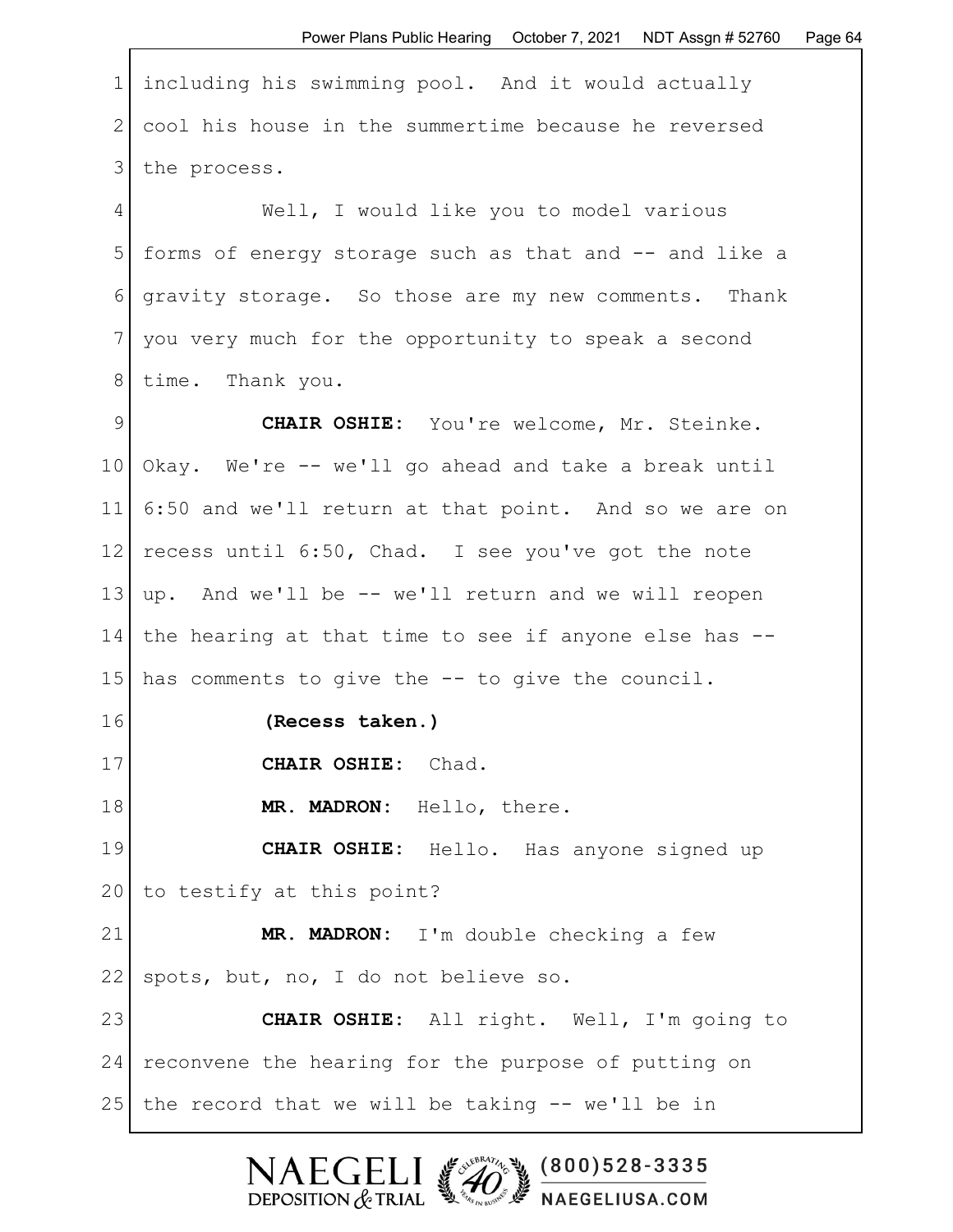including his swimming pool. And it would actually cool his house in the summertime because he reversed the process.

Well, I would like you to model various forms of energy storage such as that and -- and like a gravity storage. So those are my new comments. Thank you very much for the opportunity to speak a second time. Thank you.

**CHAIR OSHIE:** You're welcome, Mr. Steinke. Okay. We're -- we'll go ahead and take a break until 6:50 and we'll return at that point. And so we are on recess until 6:50, Chad. I see you've got the note up. And we'll be -- we'll return and we will reopen the hearing at that time to see if anyone else has -- has comments to give the -- to give the council.

**(Recess taken.)**

**CHAIR OSHIE:** Chad.

**MR. MADRON:** Hello, there.

**CHAIR OSHIE:** Hello. Has anyone signed up to testify at this point?

**MR. MADRON:** I'm double checking a few spots, but, no, I do not believe so.

**CHAIR OSHIE:** All right. Well, I'm going to reconvene the hearing for the purpose of putting on the record that we will be taking -- we'll be in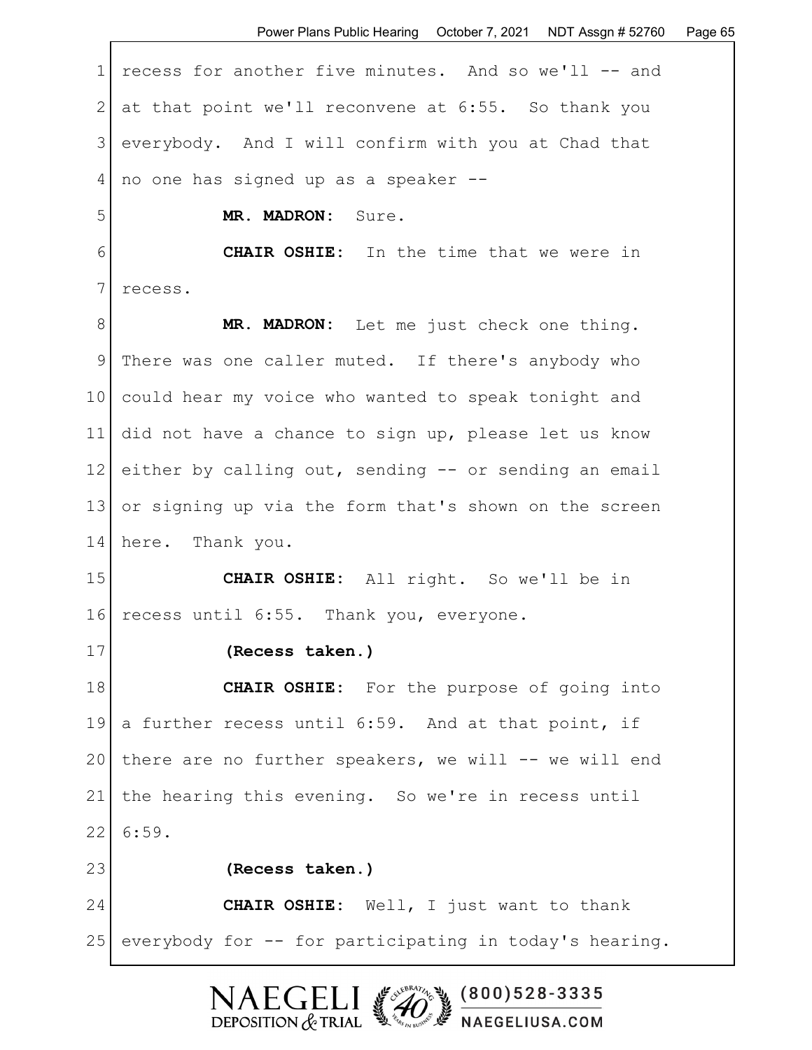recess for another five minutes. And so we'll -- and at that point we'll reconvene at 6:55. So thank you everybody. And I will confirm with you at Chad that no one has signed up as a speaker --

**MR. MADRON:** Sure.

**CHAIR OSHIE:** In the time that we were in recess.

**MR. MADRON:** Let me just check one thing. There was one caller muted. If there's anybody who could hear my voice who wanted to speak tonight and did not have a chance to sign up, please let us know either by calling out, sending -- or sending an email or signing up via the form that's shown on the screen here. Thank you.

**CHAIR OSHIE:** All right. So we'll be in recess until 6:55. Thank you, everyone.

**(Recess taken.)**

**CHAIR OSHIE:** For the purpose of going into a further recess until 6:59. And at that point, if there are no further speakers, we will -- we will end the hearing this evening. So we're in recess until 6:59.

**(Recess taken.)**

**CHAIR OSHIE:** Well, I just want to thank everybody for -- for participating in today's hearing.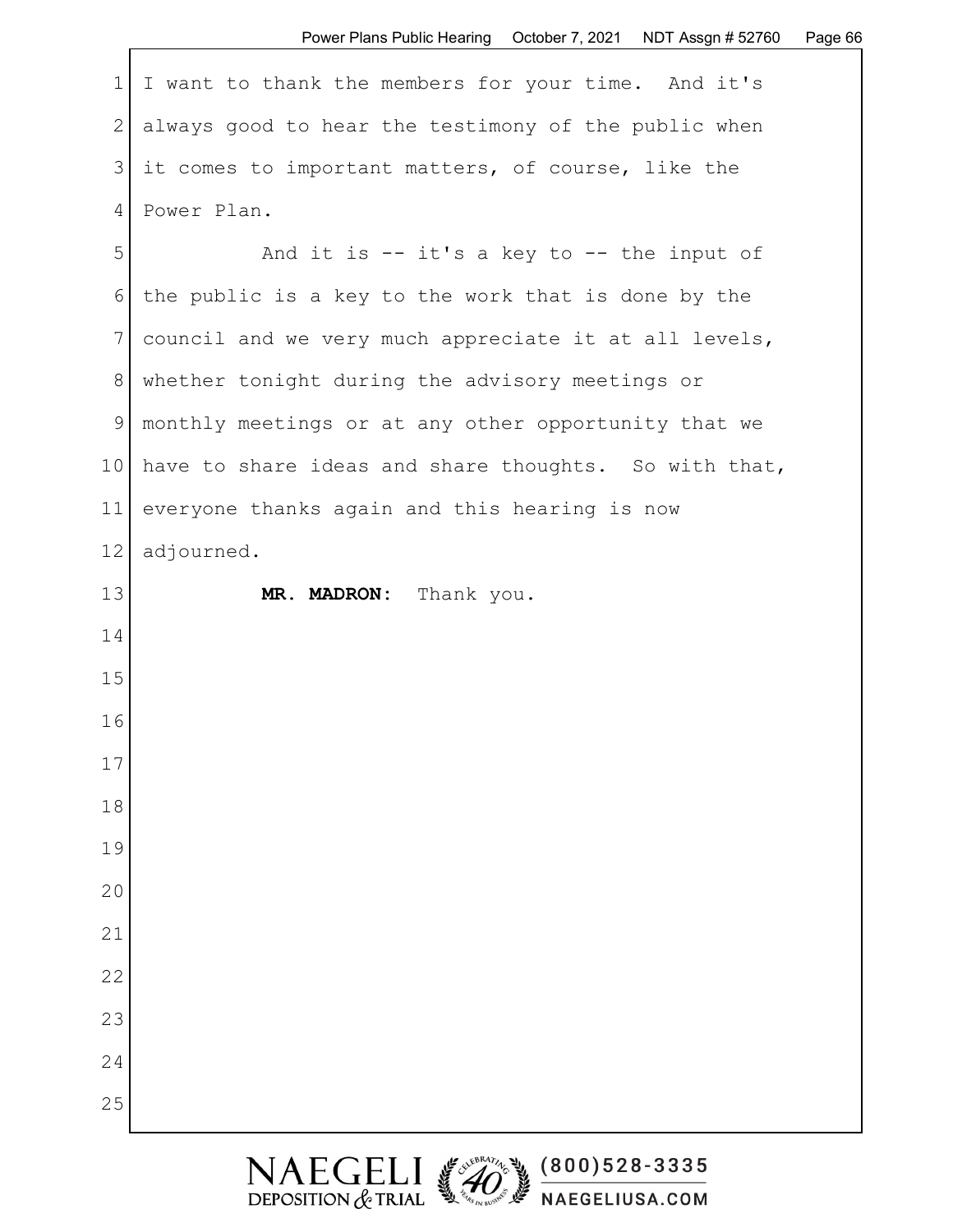I want to thank the members for your time. And it's always good to hear the testimony of the public when it comes to important matters, of course, like the Power Plan.

And it is -- it's a key to -- the input of the public is a key to the work that is done by the council and we very much appreciate it at all levels, whether tonight during the advisory meetings or monthly meetings or at any other opportunity that we have to share ideas and share thoughts. So with that, everyone thanks again and this hearing is now adjourned.

**MR. MADRON:** Thank you.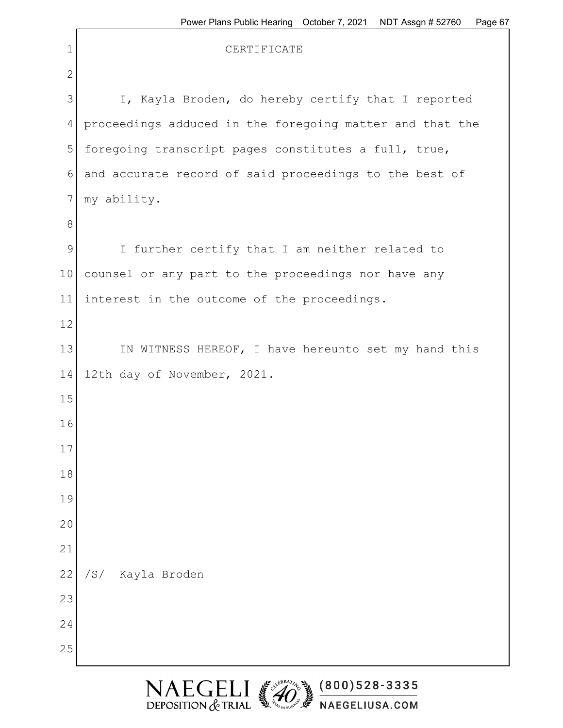# CERTIFICATE

I, Kayla Broden, do hereby certify that I reported proceedings adduced in the foregoing matter and that the foregoing transcript pages constitutes a full, true, and accurate record of said proceedings to the best of my ability.

I further certify that I am neither related to counsel or any part to the proceedings nor have any interest in the outcome of the proceedings.

IN WITNESS HEREOF, I have hereunto set my hand this 12th day of November, 2021.

/S/ Kayla Broden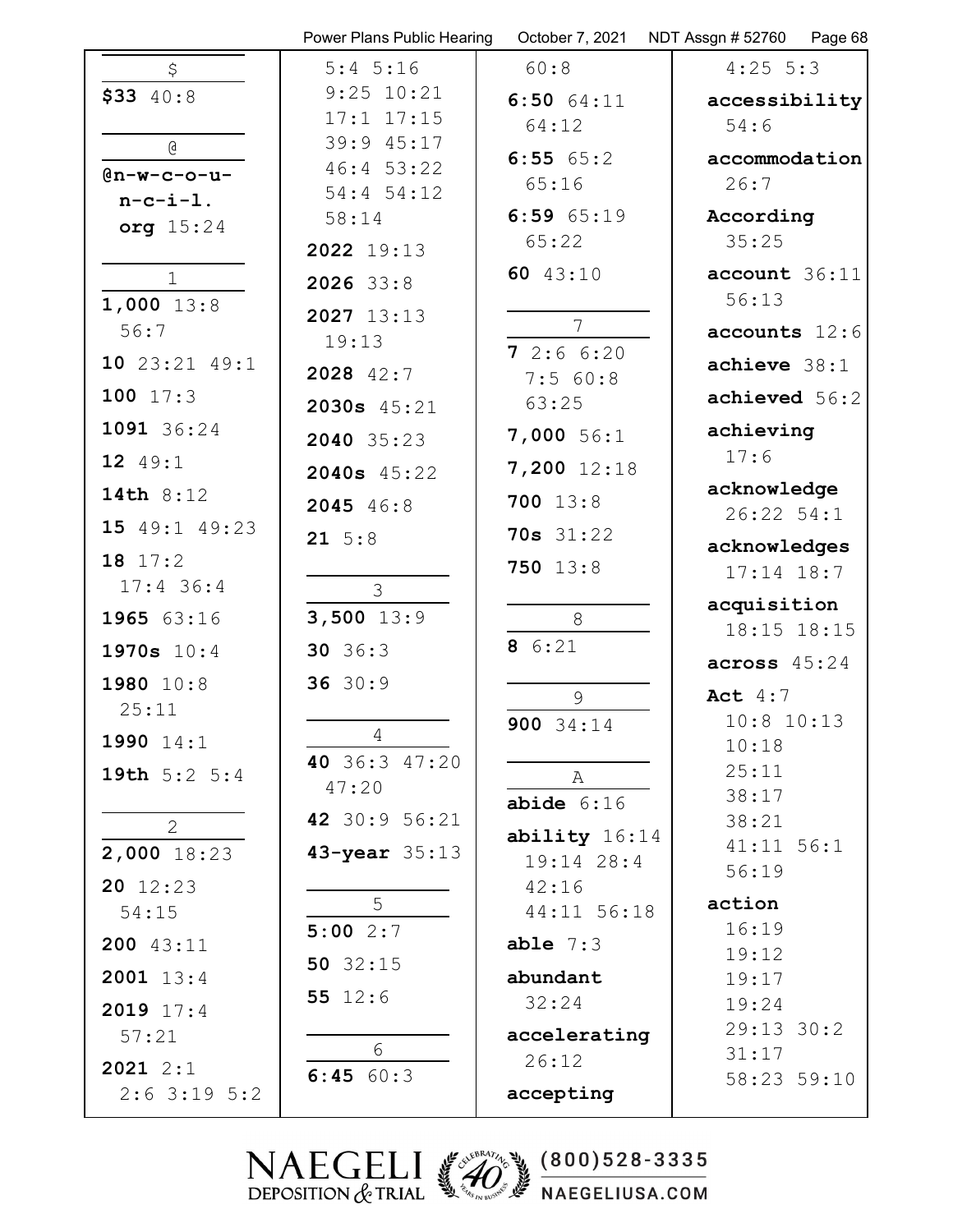**$**

**$33** 40:8

**@**

**@n-w-c-o-u-n-c-i-l.org** 15:24

**1**

**1,000** 13:8 56:7

**10** 23:21 49:1

**100** 17:3

**1091** 36:24

**12** 49:1

**14th** 8:12

**15** 49:1 49:23

**18** 17:2 17:4 36:4

**1965** 63:16

**1970s** 10:4

**1980** 10:8 25:11

**1990** 14:1

**19th** 5:2 5:4

**2**

**2,000** 18:23

**20** 12:23 54:15

**200** 43:11

**2001** 13:4

**2019** 17:4 57:21

**2021** 2:1 2:6 3:19 5:2 5:4 5:16 9:25 10:21 17:1 17:15 39:9 45:17 46:4 53:22 54:4 54:12 58:14

**2022** 19:13

**2026** 33:8

**2027** 13:13 19:13

**2028** 42:7

**2030s** 45:21

**2040** 35:23

**2040s** 45:22

**2045** 46:8

**21** 5:8

**3**

**3,500** 13:9

**30** 36:3

**36** 30:9

**4**

**40** 36:3 47:20 47:20

**42** 30:9 56:21

**43-year** 35:13

**5**

**5:00** 2:7

**50** 32:15

**55** 12:6

**6**

**6:45** 60:3 60:8

**6:50** 64:11 64:12

**6:55** 65:2 65:16

**6:59** 65:19 65:22

**60** 43:10

**7**

**7** 2:6 6:20 7:5 60:8 63:25

**7,000** 56:1

**7,200** 12:18

**700** 13:8

**70s** 31:22

**750** 13:8

**8**

**8** 6:21

**9**

**900** 34:14

**A**

**abide** 6:16

**ability** 16:14 19:14 28:4 42:16 44:11 56:18

**able** 7:3

**abundant** 32:24

**accelerating** 26:12

**accepting** 4:25 5:3

**accessibility** 54:6

**accommodation** 26:7

**According** 35:25

**account** 36:11 56:13

**accounts** 12:6

**achieve** 38:1

**achieved** 56:2

**achieving** 17:6

**acknowledge** 26:22 54:1

**acknowledges** 17:14 18:7

**acquisition** 18:15 18:15

**across** 45:24

**Act** 4:7 10:8 10:13 10:18 25:11 38:17 38:21 41:11 56:1 56:19

**action** 16:19 19:12 19:17 19:24 29:13 30:2 31:17 58:23 59:10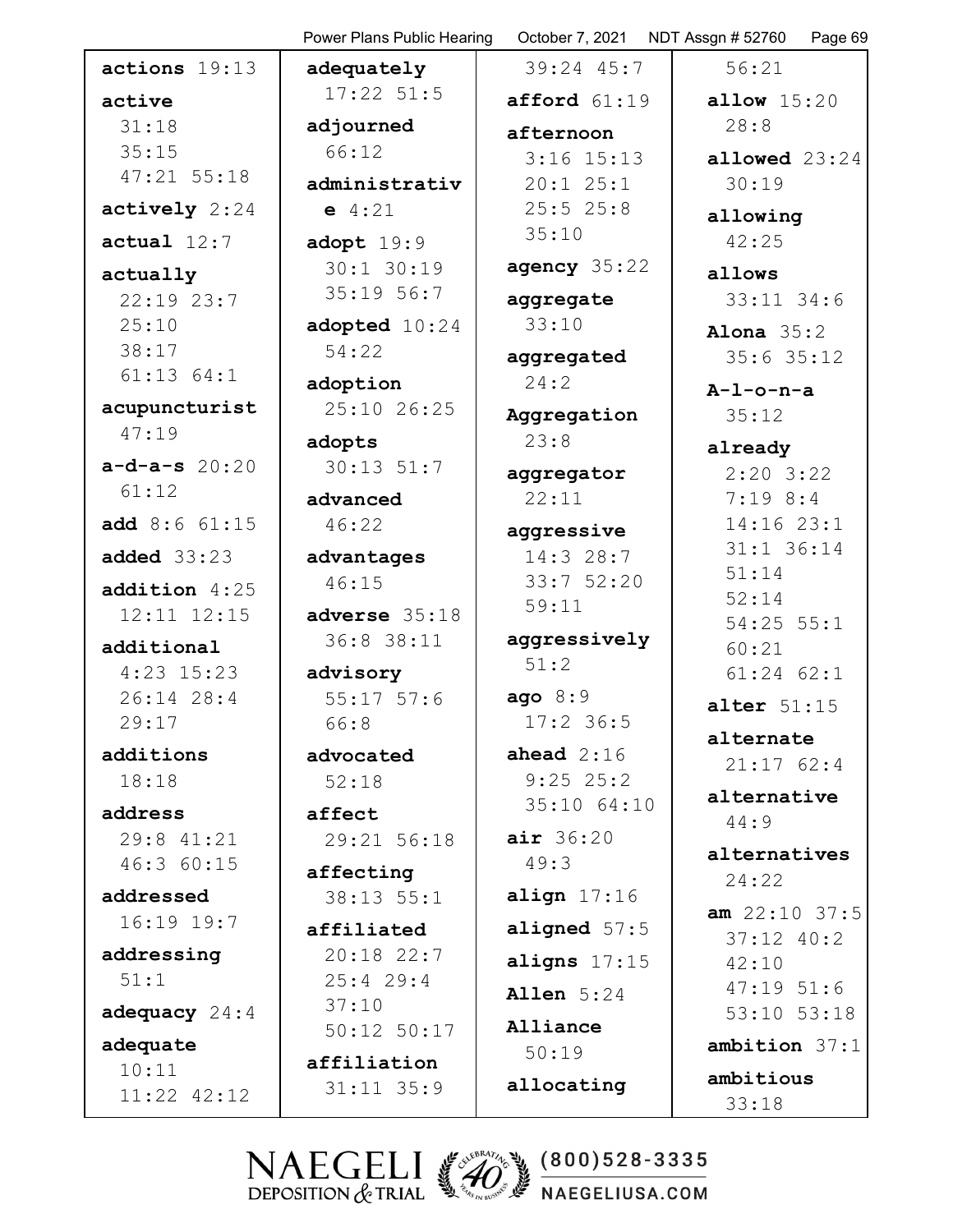**actions** 19:13

**active** 31:18 35:15 47:21 55:18

**actively** 2:24

**actual** 12:7

**actually** 22:19 23:7 25:10 38:17 61:13 64:1

**acupuncturist** 47:19

**a-d-a-s** 20:20 61:12

**add** 8:6 61:15

**added** 33:23

**addition** 4:25 12:11 12:15

**additional** 4:23 15:23 26:14 28:4 29:17

**additions** 18:18

**address** 29:8 41:21 46:3 60:15

**addressed** 16:19 19:7

**addressing** 51:1

**adequacy** 24:4

**adequate** 10:11 11:22 42:12

**adequately** 17:22 51:5

**adjourned** 66:12

**administrative** 4:21

**adopt** 19:9 30:1 30:19 35:19 56:7

**adopted** 10:24 54:22

**adoption** 25:10 26:25

**adopts** 30:13 51:7

**advanced** 46:22

**advantages** 46:15

**adverse** 35:18 36:8 38:11

**advisory** 55:17 57:6 66:8

**advocated** 52:18

**affect** 29:21 56:18

**affecting** 38:13 55:1

**affiliated** 20:18 22:7 25:4 29:4 37:10 50:12 50:17

**affiliation** 31:11 35:9 39:24 45:7

**afford** 61:19

**afternoon** 3:16 15:13 20:1 25:1 25:5 25:8 35:10

**agency** 35:22

**aggregate** 33:10

**aggregated** 24:2

**Aggregation** 23:8

**aggregator** 22:11

**aggressive** 14:3 28:7 33:7 52:20 59:11

**aggressively** 51:2

**ago** 8:9 17:2 36:5

**ahead** 2:16 9:25 25:2 35:10 64:10

**air** 36:20 49:3

**align** 17:16

**aligned** 57:5

**aligns** 17:15

**Allen** 5:24

**Alliance** 50:19

**allocating** 56:21

**allow** 15:20 28:8

**allowed** 23:24 30:19

**allowing** 42:25

**allows** 33:11 34:6

**Alona** 35:2 35:6 35:12

**A-l-o-n-a** 35:12

**already** 2:20 3:22 7:19 8:4 14:16 23:1 31:1 36:14 51:14 52:14 54:25 55:1 60:21 61:24 62:1

**alter** 51:15

**alternate** 21:17 62:4

**alternative** 44:9

**alternatives** 24:22

**am** 22:10 37:5 37:12 40:2 42:10 47:19 51:6 53:10 53:18

**ambition** 37:1

**ambitious** 33:18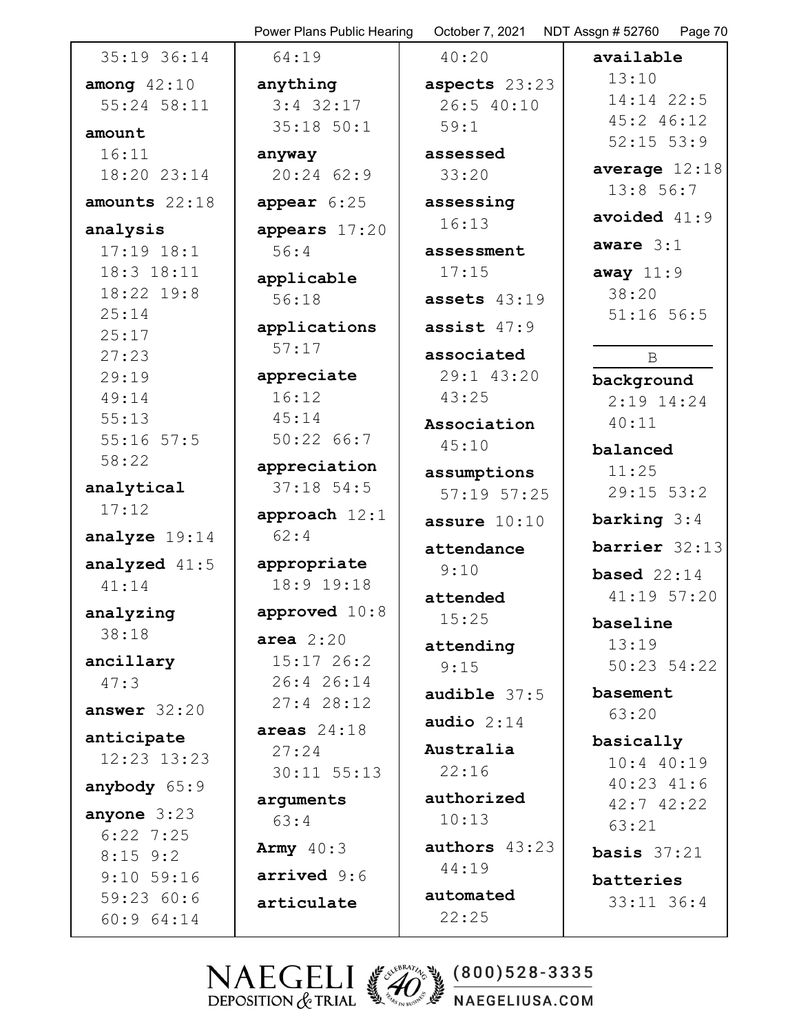35:19 36:14

**among** 42:10 55:24 58:11

**amount** 16:11 18:20 23:14

**amounts** 22:18

**analysis** 17:19 18:1 18:3 18:11 18:22 19:8 25:14 25:17 27:23 29:19 49:14 55:13 55:16 57:5 58:22

**analytical** 17:12

**analyze** 19:14

**analyzed** 41:5 41:14

**analyzing** 38:18

**ancillary** 47:3

**answer** 32:20

**anticipate** 12:23 13:23

**anybody** 65:9

**anyone** 3:23 6:22 7:25 8:15 9:2 9:10 59:16 59:23 60:6 60:9 64:14

64:19

**anything** 3:4 32:17 35:18 50:1

**anyway** 20:24 62:9

**appear** 6:25

**appears** 17:20 56:4

**applicable** 56:18

**applications** 57:17

**appreciate** 16:12 45:14 50:22 66:7

**appreciation** 37:18 54:5

**approach** 12:1 62:4

**appropriate** 18:9 19:18

**approved** 10:8

**area** 2:20 15:17 26:2 26:4 26:14 27:4 28:12

**areas** 24:18 27:24 30:11 55:13

**arguments** 63:4

**Army** 40:3

**arrived** 9:6

**articulate**

40:20

**aspects** 23:23 26:5 40:10 59:1

**assessed** 33:20

**assessing** 16:13

**assessment** 17:15

**assets** 43:19

**assist** 47:9

**associated** 29:1 43:20 43:25

**Association** 45:10

**assumptions** 57:19 57:25

**assure** 10:10

**attendance** 9:10

**attended** 15:25

**attending** 9:15

**audible** 37:5

**audio** 2:14

**Australia** 22:16

**authorized** 10:13

**authors** 43:23 44:19

**automated** 22:25

**available** 13:10 14:14 22:5 45:2 46:12 52:15 53:9

**average** 12:18 13:8 56:7

**avoided** 41:9

**aware** 3:1

**away** 11:9 38:20 51:16 56:5

B

**background** 2:19 14:24 40:11

**balanced** 11:25 29:15 53:2

**barking** 3:4

**barrier** 32:13

**based** 22:14 41:19 57:20

**baseline** 13:19 50:23 54:22

**basement** 63:20

**basically** 10:4 40:19 40:23 41:6 42:7 42:22 63:21

**basis** 37:21

**batteries** 33:11 36:4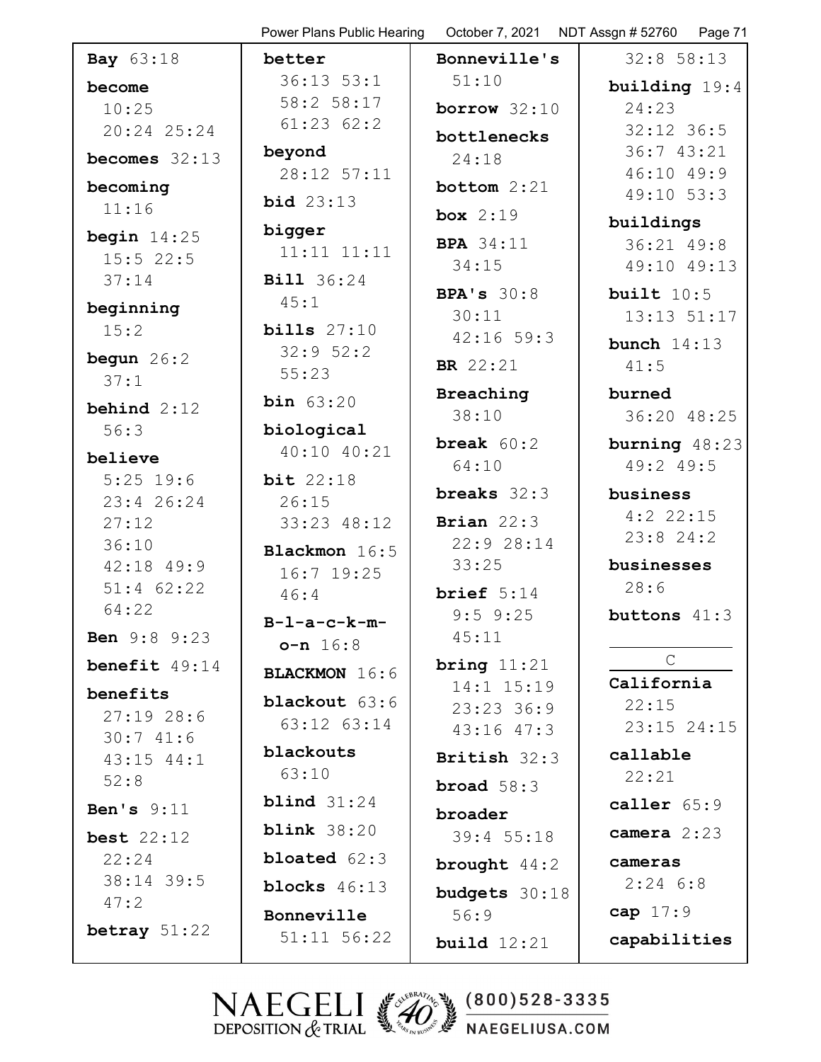**Bay** 63:18

**become** 10:25 20:24 25:24

**becomes** 32:13

**becoming** 11:16

**begin** 14:25 15:5 22:5 37:14

**beginning** 15:2

**begun** 26:2 37:1

**behind** 2:12 56:3

**believe** 5:25 19:6 23:4 26:24 27:12 36:10 42:18 49:9 51:4 62:22 64:22

**Ben** 9:8 9:23

**benefit** 49:14

**benefits** 27:19 28:6 30:7 41:6 43:15 44:1 52:8

**Ben's** 9:11

**best** 22:12 22:24 38:14 39:5 47:2

**betray** 51:22

**better** 36:13 53:1 58:2 58:17 61:23 62:2

**beyond** 28:12 57:11

**bid** 23:13

**bigger** 11:11 11:11

**Bill** 36:24 45:1

**bills** 27:10 32:9 52:2 55:23

**bin** 63:20

**biological** 40:10 40:21

**bit** 22:18 26:15 33:23 48:12

**Blackmon** 16:5 16:7 19:25 46:4

**B-l-a-c-k-m-o-n** 16:8

**BLACKMON** 16:6

**blackout** 63:6 63:12 63:14

**blackouts** 63:10

**blind** 31:24

**blink** 38:20

**bloated** 62:3

**blocks** 46:13

**Bonneville** 51:11 56:22

**Bonneville's** 51:10

**borrow** 32:10

**bottlenecks** 24:18

**bottom** 2:21

**box** 2:19

**BPA** 34:11 34:15

**BPA's** 30:8 30:11 42:16 59:3

**BR** 22:21

**Breaching** 38:10

**break** 60:2 64:10

**breaks** 32:3

**Brian** 22:3 22:9 28:14 33:25

**brief** 5:14 9:5 9:25 45:11

**bring** 11:21 14:1 15:19 23:23 36:9 43:16 47:3

**British** 32:3

**broad** 58:3

**broader** 39:4 55:18

**brought** 44:2

**budgets** 30:18 56:9

**build** 12:21 32:8 58:13

**building** 19:4 24:23 32:12 36:5 36:7 43:21 46:10 49:9 49:10 53:3

**buildings** 36:21 49:8 49:10 49:13

**built** 10:5 13:13 51:17

**bunch** 14:13 41:5

**burned** 36:20 48:25

**burning** 48:23 49:2 49:5

**business** 4:2 22:15 23:8 24:2

**businesses** 28:6

**buttons** 41:3

C

**California** 22:15 23:15 24:15

**callable** 22:21

**caller** 65:9

**camera** 2:23

**cameras** 2:24 6:8

**cap** 17:9

**capabilities**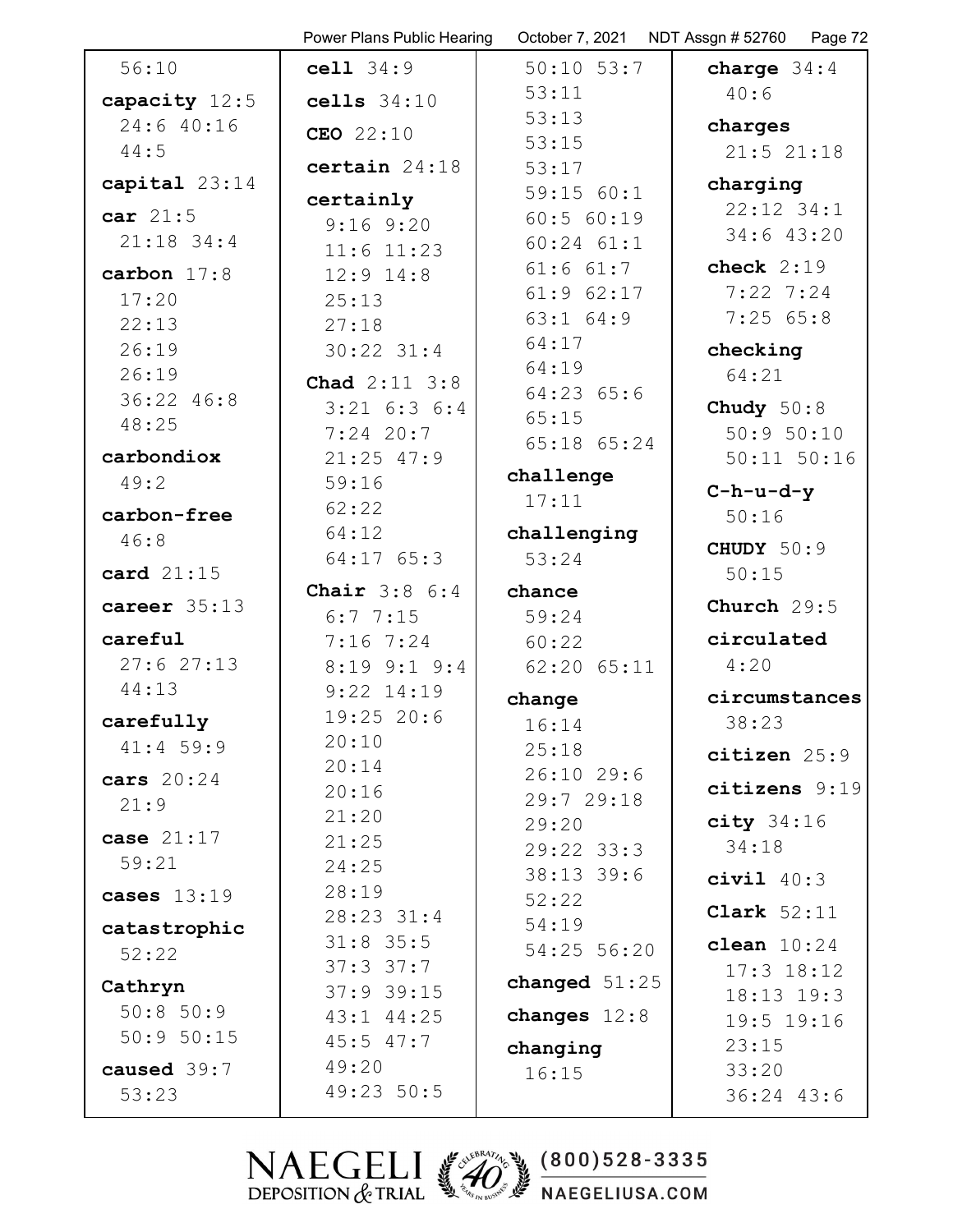56:10

**capacity** 12:5 24:6 40:16 44:5

**capital** 23:14

**car** 21:5 21:18 34:4

**carbon** 17:8 17:20 22:13 26:19 26:19 36:22 46:8 48:25

**carbondiox** 49:2

**carbon-free** 46:8

**card** 21:15

**career** 35:13

**careful** 27:6 27:13 44:13

**carefully** 41:4 59:9

**cars** 20:24 21:9

**case** 21:17 59:21

**cases** 13:19

**catastrophic** 52:22

**Cathryn** 50:8 50:9 50:9 50:15

**caused** 39:7 53:23

**cell** 34:9

**cells** 34:10

**CEO** 22:10

**certain** 24:18

**certainly** 9:16 9:20 11:6 11:23 12:9 14:8 25:13 27:18 30:22 31:4

**Chad** 2:11 3:8 3:21 6:3 6:4 7:24 20:7 21:25 47:9 59:16 62:22 64:12 64:17 65:3

**Chair** 3:8 6:4 6:7 7:15 7:16 7:24 8:19 9:1 9:4 9:22 14:19 19:25 20:6 20:10 20:14 20:16 21:20 21:25 24:25 28:19 28:23 31:4 31:8 35:5 37:3 37:7 37:9 39:15 43:1 44:25 45:5 47:7 49:20 49:23 50:5 50:10 53:7 53:11 53:13 53:15 53:17 59:15 60:1 60:5 60:19 60:24 61:1 61:6 61:7 61:9 62:17 63:1 64:9 64:17 64:19 64:23 65:6 65:15 65:18 65:24

**challenge** 17:11

**challenging** 53:24

**chance** 59:24 60:22 62:20 65:11

**change** 16:14 25:18 26:10 29:6 29:7 29:18 29:20 29:22 33:3 38:13 39:6 52:22 54:19 54:25 56:20

**changed** 51:25

**changes** 12:8

**changing** 16:15

**charge** 34:4 40:6

**charges** 21:5 21:18

**charging** 22:12 34:1 34:6 43:20

**check** 2:19 7:22 7:24 7:25 65:8

**checking** 64:21

**Chudy** 50:8 50:9 50:10 50:11 50:16

**C-h-u-d-y** 50:16

**CHUDY** 50:9 50:15

**Church** 29:5

**circulated** 4:20

**circumstances** 38:23

**citizen** 25:9

**citizens** 9:19

**city** 34:16 34:18

**civil** 40:3

**Clark** 52:11

**clean** 10:24 17:3 18:12 18:13 19:3 19:5 19:16 23:15 33:20 36:24 43:6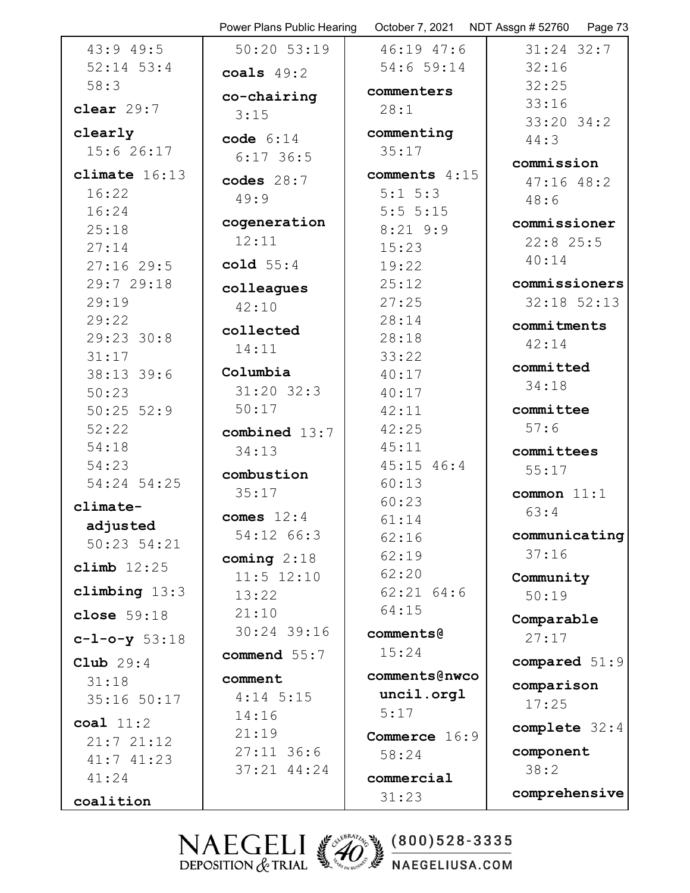43:9 49:5
52:14 53:4
58:3

**clear** 29:7

**clearly**
15:6 26:17

**climate** 16:13
16:22
16:24
25:18
27:14
27:16 29:5
29:7 29:18
29:19
29:22
29:23 30:8
31:17
38:13 39:6
50:23
50:25 52:9
52:22
54:18
54:23
54:24 54:25

**climate-adjusted**
50:23 54:21

**climb** 12:25

**climbing** 13:3

**close** 59:18

**c-l-o-y** 53:18

**Club** 29:4
31:18
35:16 50:17

**coal** 11:2
21:7 21:12
41:7 41:23
41:24

**coalition**
50:20 53:19

**coals** 49:2

**co-chairing**
3:15

**code** 6:14
6:17 36:5

**codes** 28:7
49:9

**cogeneration**
12:11

**cold** 55:4

**colleagues**
42:10

**collected**
14:11

**Columbia**
31:20 32:3
50:17

**combined** 13:7
34:13

**combustion**
35:17

**comes** 12:4
54:12 66:3

**coming** 2:18
11:5 12:10
13:22
21:10
30:24 39:16

**commend** 55:7

**comment**
4:14 5:15
14:16
21:19
27:11 36:6
37:21 44:24

46:19 47:6
54:6 59:14

**commenters**
28:1

**commenting**
35:17

**comments** 4:15
5:1 5:3
5:5 5:15
8:21 9:9
15:23
19:22
25:12
27:25
28:14
28:18
33:22
40:17
40:17
42:11
42:25
45:11
45:15 46:4
60:13
60:23
61:14
62:16
62:19
62:20
62:21 64:6
64:15

**comments@**
15:24

**comments@nwcouncil.orgl**
5:17

**Commerce** 16:9
58:24

**commercial**
31:23

31:24 32:7
32:16
32:25
33:16
33:20 34:2
44:3

**commission**
47:16 48:2
48:6

**commissioner**
22:8 25:5
40:14

**commissioners**
32:18 52:13

**commitments**
42:14

**committed**
34:18

**committee**
57:6

**committees**
55:17

**common** 11:1
63:4

**communicating**
37:16

**Community**
50:19

**Comparable**
27:17

**compared** 51:9

**comparison**
17:25

**complete** 32:4

**component**
38:2

**comprehensive**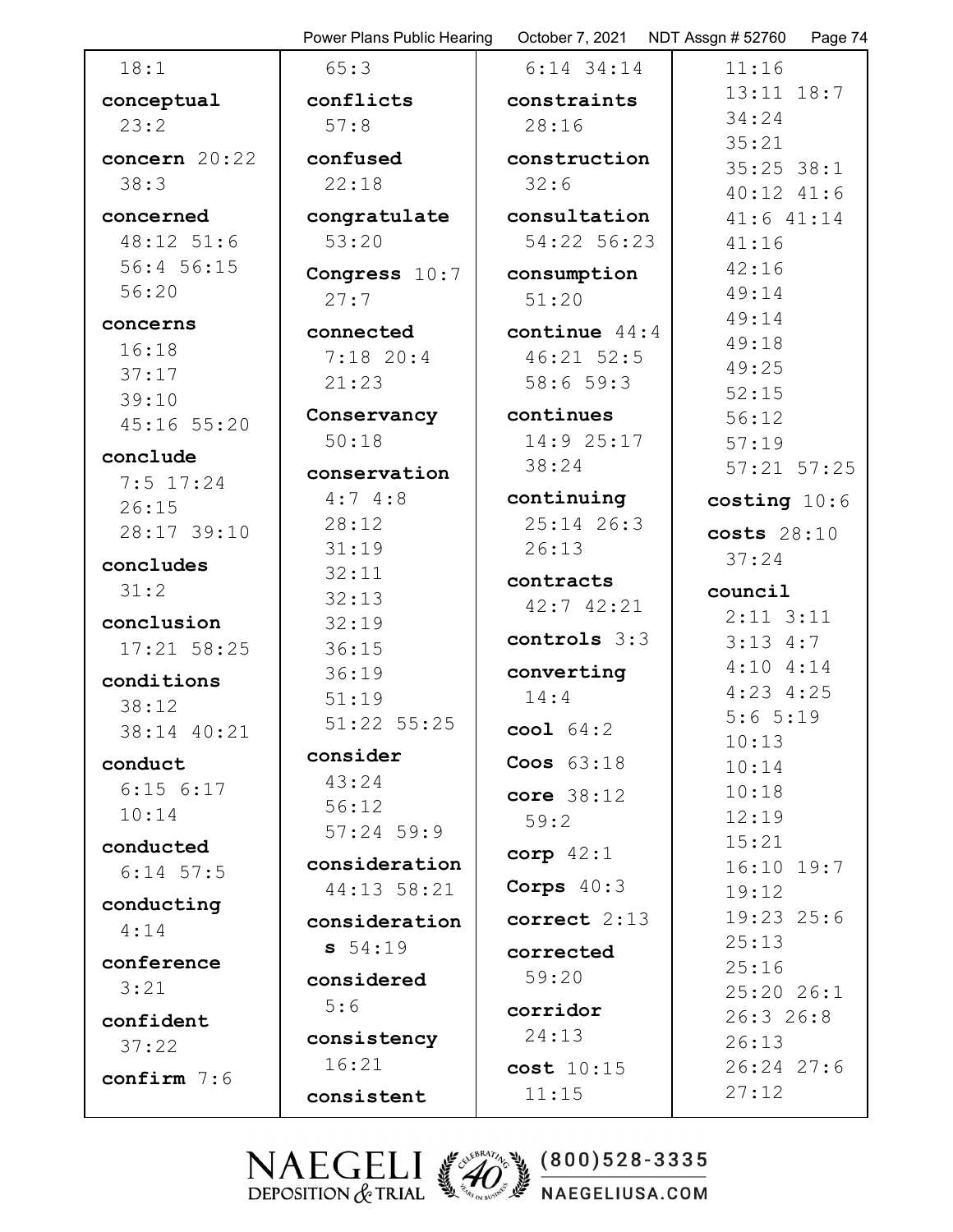18:1

**conceptual** 23:2

**concern** 20:22 38:3

**concerned** 48:12 51:6 56:4 56:15 56:20

**concerns** 16:18 37:17 39:10 45:16 55:20

**conclude** 7:5 17:24 26:15 28:17 39:10

**concludes** 31:2

**conclusion** 17:21 58:25

**conditions** 38:12 38:14 40:21

**conduct** 6:15 6:17 10:14

**conducted** 6:14 57:5

**conducting** 4:14

**conference** 3:21

**confident** 37:22

**confirm** 7:6

65:3

**conflicts** 57:8

**confused** 22:18

**congratulate** 53:20

**Congress** 10:7 27:7

**connected** 7:18 20:4 21:23

**Conservancy** 50:18

**conservation** 4:7 4:8 28:12 31:19 32:11 32:13 32:19 36:15 36:19 51:19 51:22 55:25

**consider** 43:24 56:12 57:24 59:9

**consideration** 44:13 58:21

**considerations** 54:19

**considered** 5:6

**consistency** 16:21

**consistent**

6:14 34:14

**constraints** 28:16

**construction** 32:6

**consultation** 54:22 56:23

**consumption** 51:20

**continue** 44:4 46:21 52:5 58:6 59:3

**continues** 14:9 25:17 38:24

**continuing** 25:14 26:3 26:13

**contracts** 42:7 42:21

**controls** 3:3

**converting** 14:4

**cool** 64:2

**Coos** 63:18

**core** 38:12 59:2

**corp** 42:1

**Corps** 40:3

**correct** 2:13

**corrected** 59:20

**corridor** 24:13

**cost** 10:15 11:15

11:16 13:11 18:7 34:24 35:21 35:25 38:1 40:12 41:6 41:6 41:14 41:16 42:16 49:14 49:14 49:18 49:25 52:15 56:12 57:19 57:21 57:25

**costing** 10:6

**costs** 28:10 37:24

**council** 2:11 3:11 3:13 4:7 4:10 4:14 4:23 4:25 5:6 5:19 10:13 10:14 10:18 12:19 15:21 16:10 19:7 19:12 19:23 25:6 25:13 25:16 25:20 26:1 26:3 26:8 26:13 26:24 27:6 27:12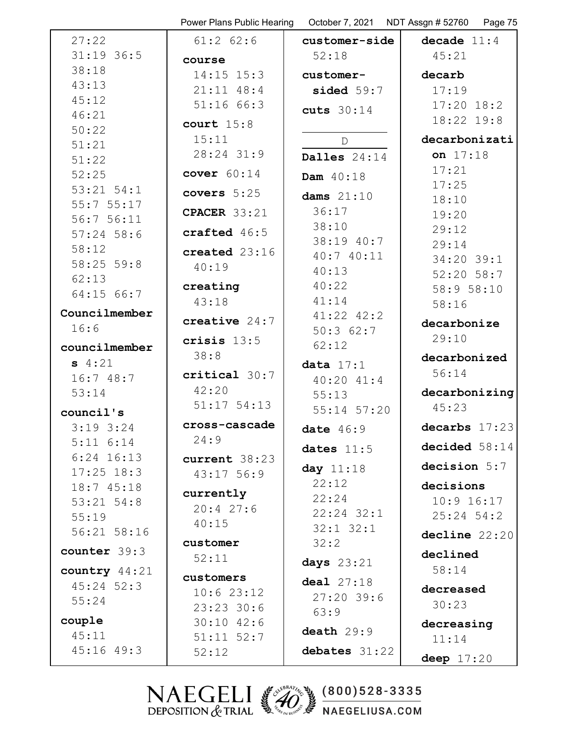27:22 31:19 36:5 38:18 43:13 45:12 46:21 50:22 51:21 51:22 52:25 53:21 54:1 55:7 55:17 56:7 56:11 57:24 58:6 58:12 58:25 59:8 62:13 64:15 66:7

**Councilmember** 16:6

**councilmembers** 4:21 16:7 48:7 53:14

**council's** 3:19 3:24 5:11 6:14 6:24 16:13 17:25 18:3 18:7 45:18 53:21 54:8 55:19 56:21 58:16

**counter** 39:3

**country** 44:21 45:24 52:3 55:24

**couple** 45:11 45:16 49:3

61:2 62:6

**course** 14:15 15:3 21:11 48:4 51:16 66:3

**court** 15:8 15:11 28:24 31:9

**cover** 60:14

**covers** 5:25

**CPACER** 33:21

**crafted** 46:5

**created** 23:16 40:19

**creating** 43:18

**creative** 24:7

**crisis** 13:5 38:8

**critical** 30:7 42:20 51:17 54:13

**cross-cascade** 24:9

**current** 38:23 43:17 56:9

**currently** 20:4 27:6 40:15

**customer** 52:11

**customers** 10:6 23:12 23:23 30:6 30:10 42:6 51:11 52:7 52:12

**customer-side** 52:18

**customer-sided** 59:7

**cuts** 30:14

D

**Dalles** 24:14

**Dam** 40:18

**dams** 21:10 36:17 38:10 38:19 40:7 40:7 40:11 40:13 40:22 41:14 41:22 42:2 50:3 62:7 62:12

**data** 17:1 40:20 41:4 55:13 55:14 57:20

**date** 46:9

**dates** 11:5

**day** 11:18 22:12 22:24 22:24 32:1 32:1 32:1 32:2

**days** 23:21

**deal** 27:18 27:20 39:6 63:9

**death** 29:9

**debates** 31:22

**decade** 11:4 45:21

**decarb** 17:19 17:20 18:2 18:22 19:8

**decarbonization** 17:18 17:21 17:25 18:10 19:20 29:12 29:14 34:20 39:1 52:20 58:7 58:9 58:10 58:16

**decarbonize** 29:10

**decarbonized** 56:14

**decarbonizing** 45:23

**decarbs** 17:23

**decided** 58:14

**decision** 5:7

**decisions** 10:9 16:17 25:24 54:2

**decline** 22:20

**declined** 58:14

**decreased** 30:23

**decreasing** 11:14

**deep** 17:20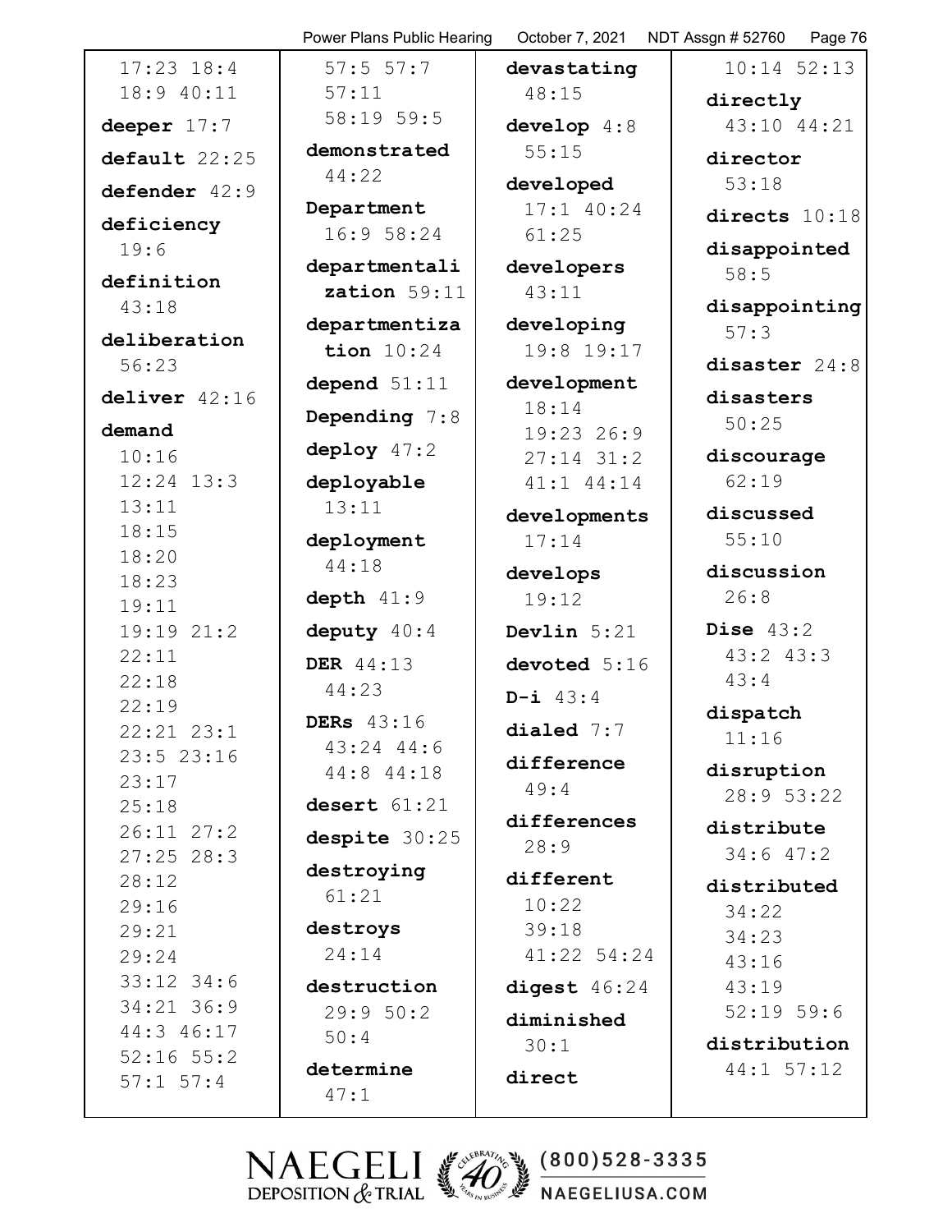17:23 18:4 18:9 40:11

**deeper** 17:7

**default** 22:25

**defender** 42:9

**deficiency** 19:6

**definition** 43:18

**deliberation** 56:23

**deliver** 42:16

**demand** 10:16 12:24 13:3 13:11 18:15 18:20 18:23 19:11 19:19 21:2 22:11 22:18 22:19 22:21 23:1 23:5 23:16 23:17 25:18 26:11 27:2 27:25 28:3 28:12 29:16 29:21 29:24 33:12 34:6 34:21 36:9 44:3 46:17 52:16 55:2 57:1 57:4 57:5 57:7 57:11 58:19 59:5

**demonstrated** 44:22

**Department** 16:9 58:24

**departmentalization** 59:11

**departmentization** 10:24

**depend** 51:11

**Depending** 7:8

**deploy** 47:2

**deployable** 13:11

**deployment** 44:18

**depth** 41:9

**deputy** 40:4

**DER** 44:13 44:23

**DERs** 43:16 43:24 44:6 44:8 44:18

**desert** 61:21

**despite** 30:25

**destroying** 61:21

**destroys** 24:14

**destruction** 29:9 50:2 50:4

**determine** 47:1

**devastating** 48:15

**develop** 4:8 55:15

**developed** 17:1 40:24 61:25

**developers** 43:11

**developing** 19:8 19:17

**development** 18:14 19:23 26:9 27:14 31:2 41:1 44:14

**developments** 17:14

**develops** 19:12

**Devlin** 5:21

**devoted** 5:16

**D-i** 43:4

**dialed** 7:7

**difference** 49:4

**differences** 28:9

**different** 10:22 39:18 41:22 54:24

**digest** 46:24

**diminished** 30:1

**direct** 10:14 52:13

**directly** 43:10 44:21

**director** 53:18

**directs** 10:18

**disappointed** 58:5

**disappointing** 57:3

**disaster** 24:8

**disasters** 50:25

**discourage** 62:19

**discussed** 55:10

**discussion** 26:8

**Dise** 43:2 43:2 43:3 43:4

**dispatch** 11:16

**disruption** 28:9 53:22

**distribute** 34:6 47:2

**distributed** 34:22 34:23 43:16 43:19 52:19 59:6

**distribution** 44:1 57:12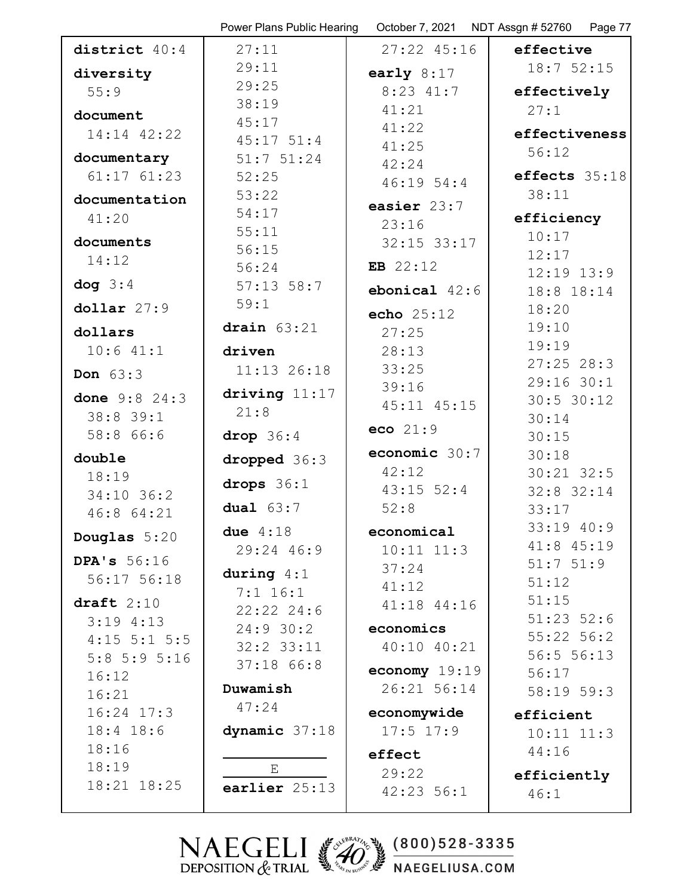**district** 40:4

**diversity** 55:9

**document** 14:14 42:22

**documentary** 61:17 61:23

**documentation** 41:20

**documents** 14:12

**dog** 3:4

**dollar** 27:9

**dollars** 10:6 41:1

**Don** 63:3

**done** 9:8 24:3 38:8 39:1 58:8 66:6

**double** 18:19 34:10 36:2 46:8 64:21

**Douglas** 5:20

**DPA's** 56:16 56:17 56:18

**draft** 2:10 3:19 4:13 4:15 5:1 5:5 5:8 5:9 5:16 16:12 16:21 16:24 17:3 18:4 18:6 18:16 18:19 18:21 18:25 27:11 29:11 29:25 38:19 45:17 45:17 51:4 51:7 51:24 52:25 53:22 54:17 55:11 56:15 56:24 57:13 58:7 59:1

**drain** 63:21

**driven** 11:13 26:18

**driving** 11:17 21:8

**drop** 36:4

**dropped** 36:3

**drops** 36:1

**dual** 63:7

**due** 4:18 29:24 46:9

**during** 4:1 7:1 16:1 22:22 24:6 24:9 30:2 32:2 33:11 37:18 66:8

**Duwamish** 47:24

**dynamic** 37:18

E

**earlier** 25:13 27:22 45:16

**early** 8:17 8:23 41:7 41:21 41:22 41:25 42:24 46:19 54:4

**easier** 23:7 23:16 32:15 33:17

**EB** 22:12

**ebonical** 42:6

**echo** 25:12 27:25 28:13 33:25 39:16 45:11 45:15

**eco** 21:9

**economic** 30:7 42:12 43:15 52:4 52:8

**economical** 10:11 11:3 37:24 41:12 41:18 44:16

**economics** 40:10 40:21

**economy** 19:19 26:21 56:14

**economywide** 17:5 17:9

**effect** 29:22 42:23 56:1

**effective** 18:7 52:15

**effectively** 27:1

**effectiveness** 56:12

**effects** 35:18 38:11

**efficiency** 10:17 12:17 12:19 13:9 18:8 18:14 18:20 19:10 19:19 27:25 28:3 29:16 30:1 30:5 30:12 30:14 30:15 30:18 30:21 32:5 32:8 32:14 33:17 33:19 40:9 41:8 45:19 51:7 51:9 51:12 51:15 51:23 52:6 55:22 56:2 56:5 56:13 56:17 58:19 59:3

**efficient** 10:11 11:3 44:16

**efficiently** 46:1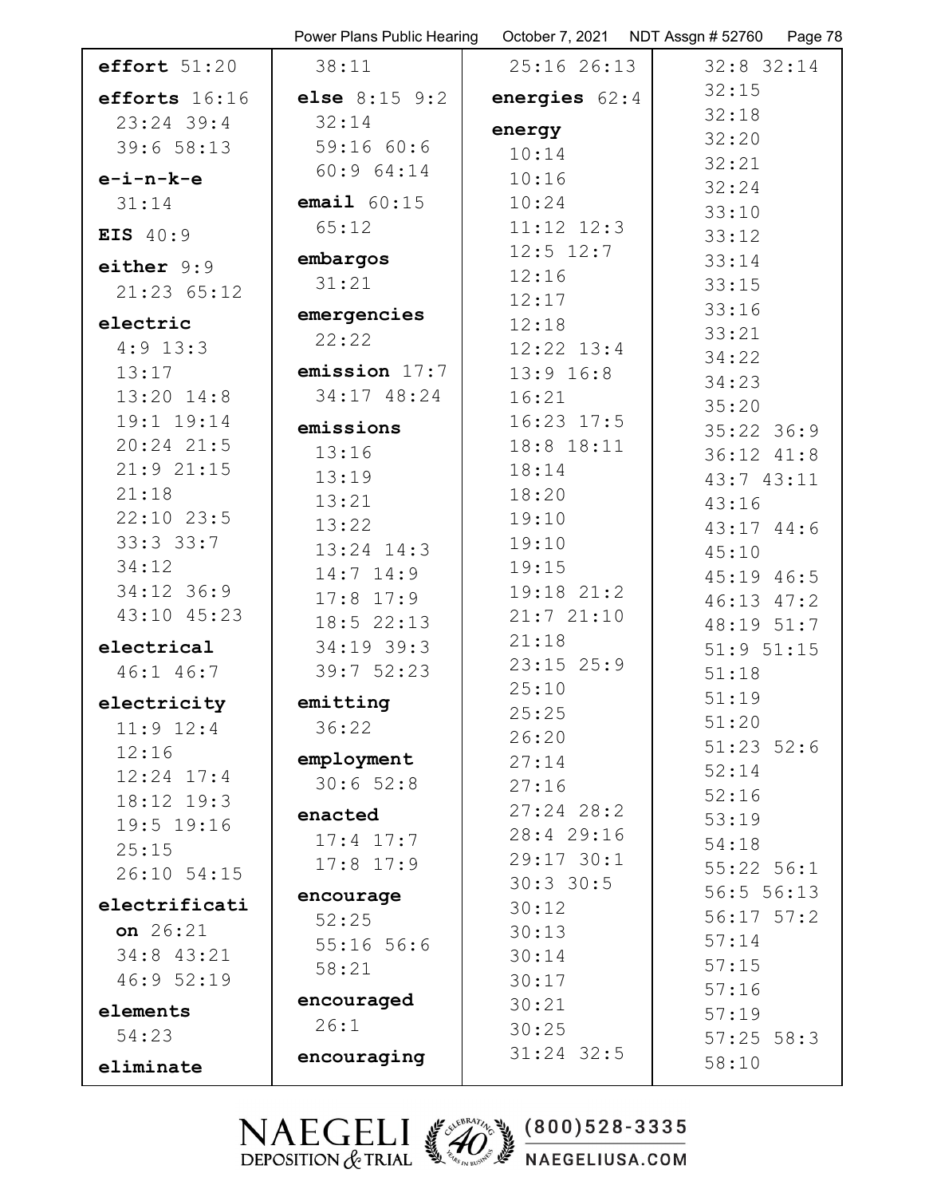**effort** 51:20

**efforts** 16:16 23:24 39:4 39:6 58:13

**e-i-n-k-e** 31:14

**EIS** 40:9

**either** 9:9 21:23 65:12

**electric** 4:9 13:3 13:17 13:20 14:8 19:1 19:14 20:24 21:5 21:9 21:15 21:18 22:10 23:5 33:3 33:7 34:12 34:12 36:9 43:10 45:23

**electrical** 46:1 46:7

**electricity** 11:9 12:4 12:16 12:24 17:4 18:12 19:3 19:5 19:16 25:15 26:10 54:15

**electrification** 26:21 34:8 43:21 46:9 52:19

**elements** 54:23

**eliminate** 38:11

**else** 8:15 9:2 32:14 59:16 60:6 60:9 64:14

**email** 60:15 65:12

**embargos** 31:21

**emergencies** 22:22

**emission** 17:7 34:17 48:24

**emissions** 13:16 13:19 13:21 13:22 13:24 14:3 14:7 14:9 17:8 17:9 18:5 22:13 34:19 39:3 39:7 52:23

**emitting** 36:22

**employment** 30:6 52:8

**enacted** 17:4 17:7 17:8 17:9

**encourage** 52:25 55:16 56:6 58:21

**encouraged** 26:1

**encouraging** 25:16 26:13

**energies** 62:4

**energy** 10:14 10:16 10:24 11:12 12:3 12:5 12:7 12:16 12:17 12:18 12:22 13:4 13:9 16:8 16:21 16:23 17:5 18:8 18:11 18:14 18:20 19:10 19:10 19:15 19:18 21:2 21:7 21:10 21:18 23:15 25:9 25:10 25:25 26:20 27:14 27:16 27:24 28:2 28:4 29:16 29:17 30:1 30:3 30:5 30:12 30:13 30:14 30:17 30:21 30:25 31:24 32:5 32:8 32:14 32:15 32:18 32:20 32:21 32:24 33:10 33:12 33:14 33:15 33:16 33:21 34:22 34:23 35:20 35:22 36:9 36:12 41:8 43:7 43:11 43:16 43:17 44:6 45:10 45:19 46:5 46:13 47:2 48:19 51:7 51:9 51:15 51:18 51:19 51:20 51:23 52:6 52:14 52:16 53:19 54:18 55:22 56:1 56:5 56:13 56:17 57:2 57:14 57:15 57:16 57:19 57:25 58:3 58:10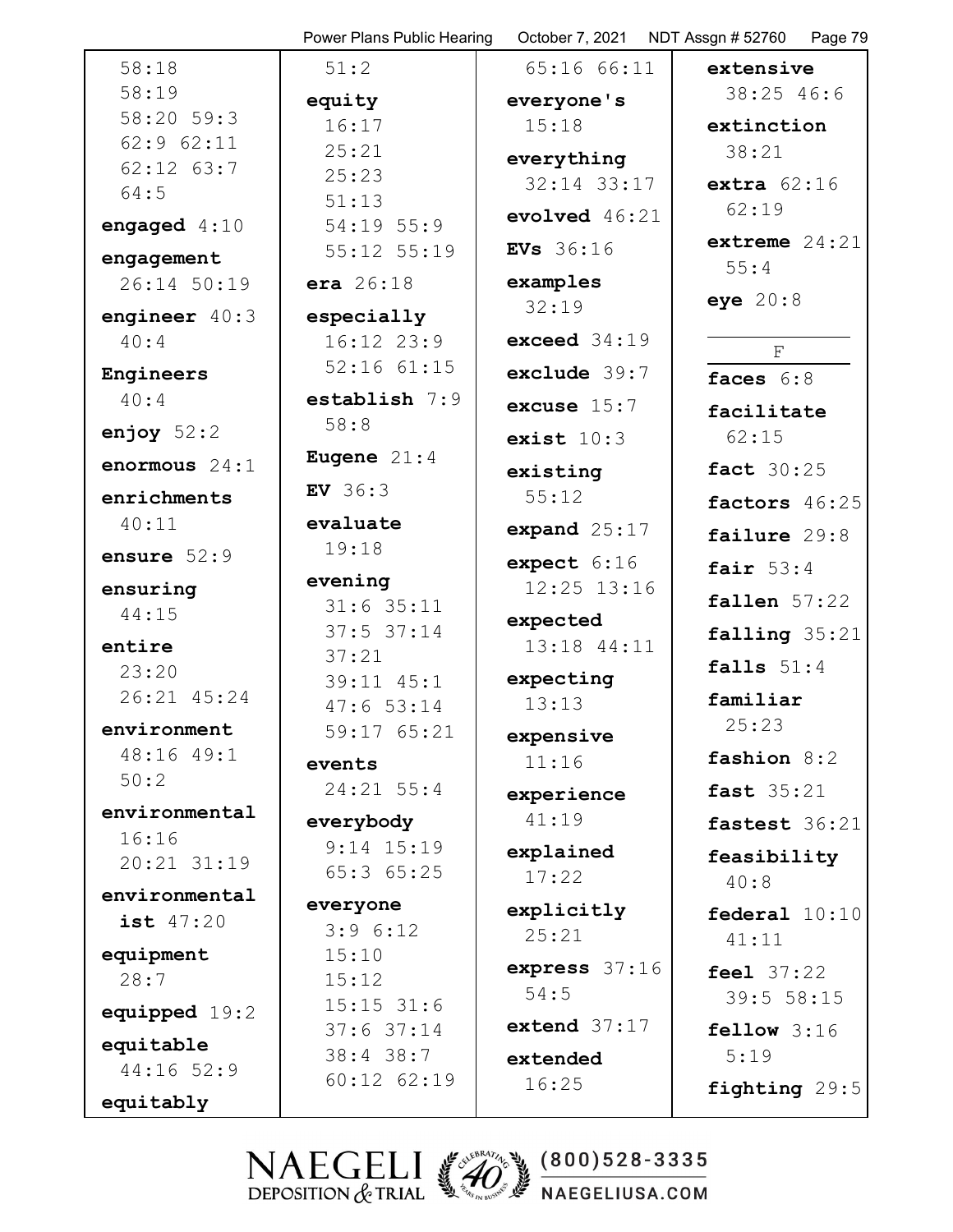58:18
58:19
58:20 59:3
62:9 62:11
62:12 63:7
64:5

**engaged** 4:10

**engagement**
26:14 50:19

**engineer** 40:3
40:4

**Engineers**
40:4

**enjoy** 52:2

**enormous** 24:1

**enrichments**
40:11

**ensure** 52:9

**ensuring**
44:15

**entire**
23:20
26:21 45:24

**environment**
48:16 49:1
50:2

**environmental**
16:16
20:21 31:19

**environmentalist** 47:20

**equipment**
28:7

**equipped** 19:2

**equitable**
44:16 52:9

**equitably**
51:2

**equity**
16:17
25:21
25:23
51:13
54:19 55:9
55:12 55:19

**era** 26:18

**especially**
16:12 23:9
52:16 61:15

**establish** 7:9
58:8

**Eugene** 21:4

**EV** 36:3

**evaluate**
19:18

**evening**
31:6 35:11
37:5 37:14
37:21
39:11 45:1
47:6 53:14
59:17 65:21

**events**
24:21 55:4

**everybody**
9:14 15:19
65:3 65:25

**everyone**
3:9 6:12
15:10
15:12
15:15 31:6
37:6 37:14
38:4 38:7
60:12 62:19
65:16 66:11

**everyone's**
15:18

**everything**
32:14 33:17

**evolved** 46:21

**EVs** 36:16

**examples**
32:19

**exceed** 34:19

**exclude** 39:7

**excuse** 15:7

**exist** 10:3

**existing**
55:12

**expand** 25:17

**expect** 6:16
12:25 13:16

**expected**
13:18 44:11

**expecting**
13:13

**expensive**
11:16

**experience**
41:19

**explained**
17:22

**explicitly**
25:21

**express** 37:16
54:5

**extend** 37:17

**extended**
16:25

**extensive**
38:25 46:6

**extinction**
38:21

**extra** 62:16
62:19

**extreme** 24:21
55:4

**eye** 20:8

## F

**faces** 6:8

**facilitate**
62:15

**fact** 30:25

**factors** 46:25

**failure** 29:8

**fair** 53:4

**fallen** 57:22

**falling** 35:21

**falls** 51:4

**familiar**
25:23

**fashion** 8:2

**fast** 35:21

**fastest** 36:21

**feasibility**
40:8

**federal** 10:10
41:11

**feel** 37:22
39:5 58:15

**fellow** 3:16
5:19

**fighting** 29:5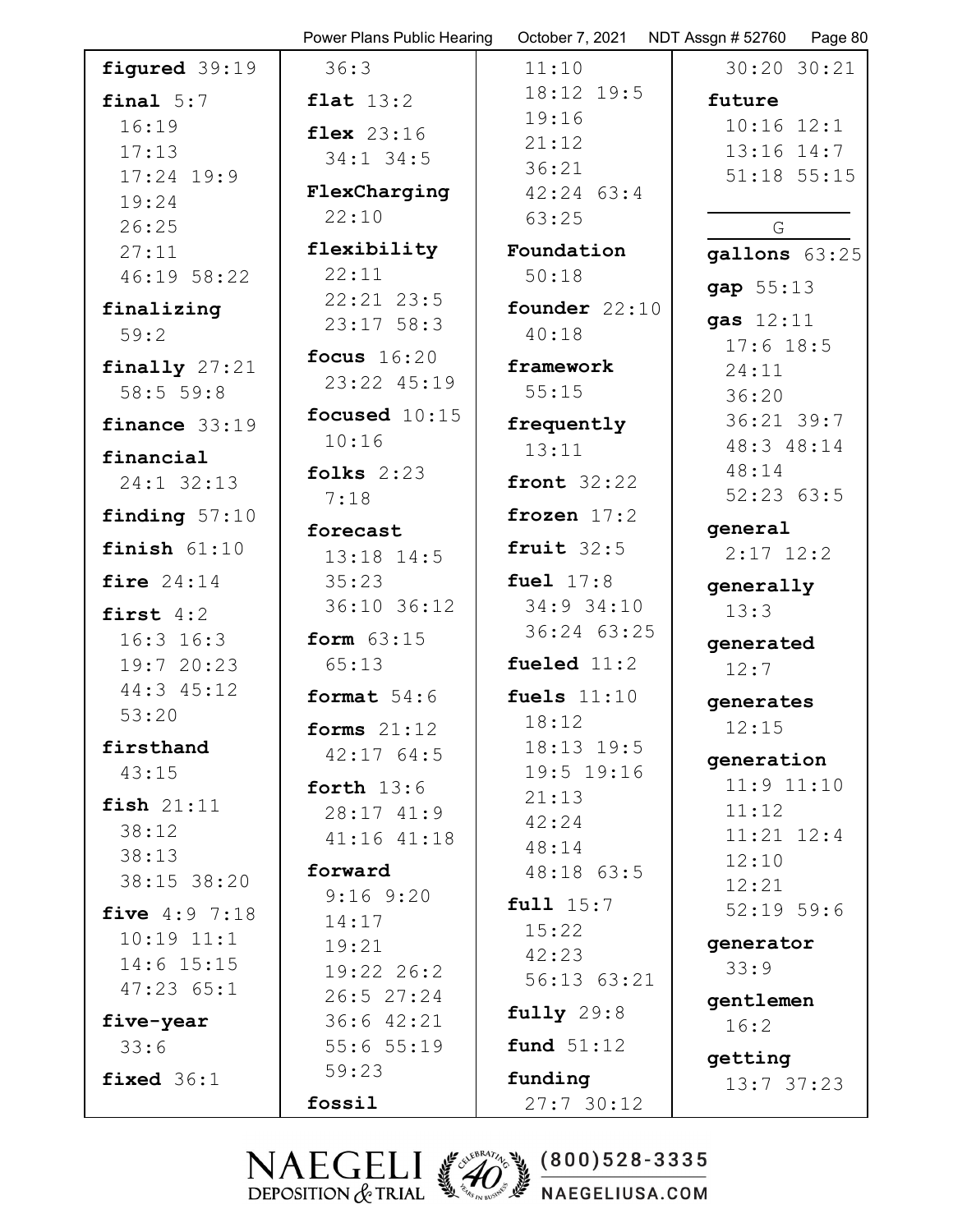**figured** 39:19

**final** 5:7
16:19
17:13
17:24 19:9
19:24
26:25
27:11
46:19 58:22

**finalizing**
59:2

**finally** 27:21
58:5 59:8

**finance** 33:19

**financial**
24:1 32:13

**finding** 57:10

**finish** 61:10

**fire** 24:14

**first** 4:2
16:3 16:3
19:7 20:23
44:3 45:12
53:20

**firsthand**
43:15

**fish** 21:11
38:12
38:13
38:15 38:20

**five** 4:9 7:18
10:19 11:1
14:6 15:15
47:23 65:1

**five-year**
33:6

**fixed** 36:1

36:3

**flat** 13:2

**flex** 23:16
34:1 34:5

**FlexCharging**
22:10

**flexibility**
22:11
22:21 23:5
23:17 58:3

**focus** 16:20
23:22 45:19

**focused** 10:15
10:16

**folks** 2:23
7:18

**forecast**
13:18 14:5
35:23
36:10 36:12

**form** 63:15
65:13

**format** 54:6

**forms** 21:12
42:17 64:5

**forth** 13:6
28:17 41:9
41:16 41:18

**forward**
9:16 9:20
14:17
19:21
19:22 26:2
26:5 27:24
36:6 42:21
55:6 55:19
59:23

**fossil**
11:10
18:12 19:5
19:16
21:12
36:21
42:24 63:4
63:25

**Foundation**
50:18

**founder** 22:10
40:18

**framework**
55:15

**frequently**
13:11

**front** 32:22

**frozen** 17:2

**fruit** 32:5

**fuel** 17:8
34:9 34:10
36:24 63:25

**fueled** 11:2

**fuels** 11:10
18:12
18:13 19:5
19:5 19:16
21:13
42:24
48:14
48:18 63:5

**full** 15:7
15:22
42:23
56:13 63:21

**fully** 29:8

**fund** 51:12

**funding**
27:7 30:12
30:20 30:21

**future**
10:16 12:1
13:16 14:7
51:18 55:15

## G

**gallons** 63:25

**gap** 55:13

**gas** 12:11
17:6 18:5
24:11
36:20
36:21 39:7
48:3 48:14
48:14
52:23 63:5

**general**
2:17 12:2

**generally**
13:3

**generated**
12:7

**generates**
12:15

**generation**
11:9 11:10
11:12
11:21 12:4
12:10
12:21
52:19 59:6

**generator**
33:9

**gentlemen**
16:2

**getting**
13:7 37:23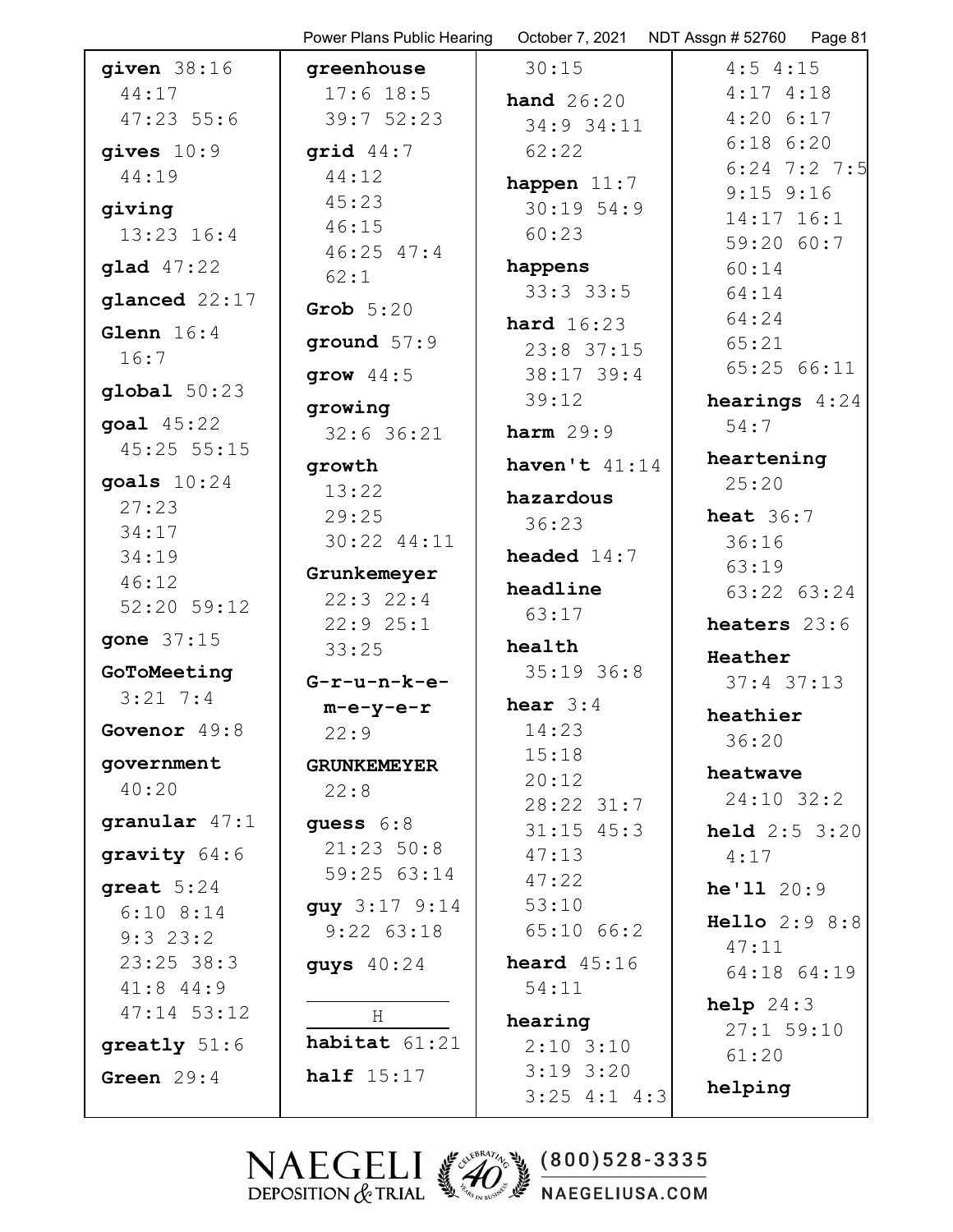**given** 38:16 44:17 47:23 55:6

**gives** 10:9 44:19

**giving** 13:23 16:4

**glad** 47:22

**glanced** 22:17

**Glenn** 16:4 16:7

**global** 50:23

**goal** 45:22 45:25 55:15

**goals** 10:24 27:23 34:17 34:19 46:12 52:20 59:12

**gone** 37:15

**GoToMeeting** 3:21 7:4

**Govenor** 49:8

**government** 40:20

**granular** 47:1

**gravity** 64:6

**great** 5:24 6:10 8:14 9:3 23:2 23:25 38:3 41:8 44:9 47:14 53:12

**greatly** 51:6

**Green** 29:4

**greenhouse** 17:6 18:5 39:7 52:23

**grid** 44:7 44:12 45:23 46:15 46:25 47:4 62:1

**Grob** 5:20

**ground** 57:9

**grow** 44:5

**growing** 32:6 36:21

**growth** 13:22 29:25 30:22 44:11

**Grunkemeyer** 22:3 22:4 22:9 25:1 33:25

**G-r-u-n-k-e-m-e-y-e-r** 22:9

**GRUNKEMEYER** 22:8

**guess** 6:8 21:23 50:8 59:25 63:14

**guy** 3:17 9:14 9:22 63:18

**guys** 40:24

H

**habitat** 61:21

**half** 15:17

30:15

**hand** 26:20 34:9 34:11 62:22

**happen** 11:7 30:19 54:9 60:23

**happens** 33:3 33:5

**hard** 16:23 23:8 37:15 38:17 39:4 39:12

**harm** 29:9

**haven't** 41:14

**hazardous** 36:23

**headed** 14:7

**headline** 63:17

**health** 35:19 36:8

**hear** 3:4 14:23 15:18 20:12 28:22 31:7 31:15 45:3 47:13 47:22 53:10 65:10 66:2

**heard** 45:16 54:11

**hearing** 2:10 3:10 3:19 3:20 3:25 4:1 4:3 4:5 4:15 4:17 4:18 4:20 6:17 6:18 6:20 6:24 7:2 7:5 9:15 9:16 14:17 16:1 59:20 60:7 60:14 64:14 64:24 65:21 65:25 66:11

**hearings** 4:24 54:7

**heartening** 25:20

**heat** 36:7 36:16 63:19 63:22 63:24

**heaters** 23:6

**Heather** 37:4 37:13

**heathier** 36:20

**heatwave** 24:10 32:2

**held** 2:5 3:20 4:17

**he'll** 20:9

**Hello** 2:9 8:8 47:11 64:18 64:19

**help** 24:3 27:1 59:10 61:20

**helping**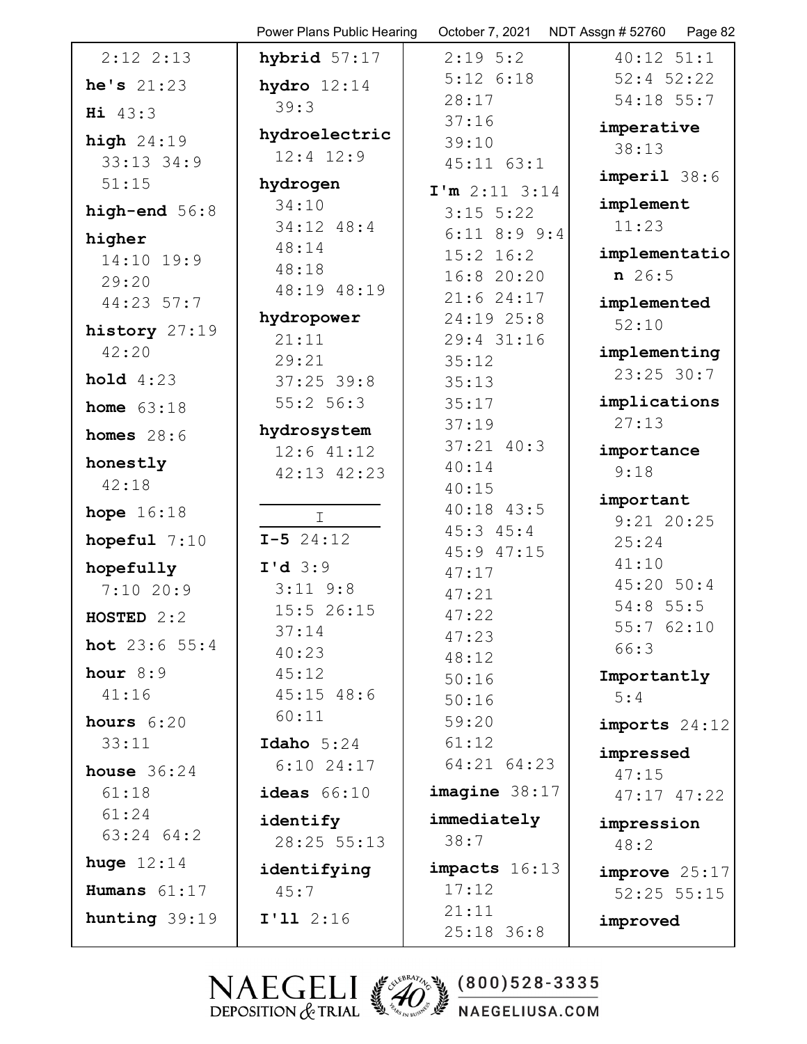2:12 2:13

**he's** 21:23

**Hi** 43:3

**high** 24:19 33:13 34:9 51:15

**high-end** 56:8

**higher** 14:10 19:9 29:20 44:23 57:7

**history** 27:19 42:20

**hold** 4:23

**home** 63:18

**homes** 28:6

**honestly** 42:18

**hope** 16:18

**hopeful** 7:10

**hopefully** 7:10 20:9

**HOSTED** 2:2

**hot** 23:6 55:4

**hour** 8:9 41:16

**hours** 6:20 33:11

**house** 36:24 61:18 61:24 63:24 64:2

**huge** 12:14

**Humans** 61:17

**hunting** 39:19

**hybrid** 57:17

**hydro** 12:14 39:3

**hydroelectric** 12:4 12:9

**hydrogen** 34:10 34:12 48:4 48:14 48:18 48:19 48:19

**hydropower** 21:11 29:21 37:25 39:8 55:2 56:3

**hydrosystem** 12:6 41:12 42:13 42:23

I

**I-5** 24:12

**I'd** 3:9 3:11 9:8 15:5 26:15 37:14 40:23 45:12 45:15 48:6 60:11

**Idaho** 5:24 6:10 24:17

**ideas** 66:10

**identify** 28:25 55:13

**identifying** 45:7

**I'll** 2:16 2:19 5:2 5:12 6:18 28:17 37:16 39:10 45:11 63:1

**I'm** 2:11 3:14 3:15 5:22 6:11 8:9 9:4 15:2 16:2 16:8 20:20 21:6 24:17 24:19 25:8 29:4 31:16 35:12 35:13 35:17 37:19 37:21 40:3 40:14 40:15 40:18 43:5 45:3 45:4 45:9 47:15 47:17 47:21 47:22 47:23 48:12 50:16 50:16 59:20 61:12 64:21 64:23

**imagine** 38:17

**immediately** 38:7

**impacts** 16:13 17:12 21:11 25:18 36:8 40:12 51:1 52:4 52:22 54:18 55:7

**imperative** 38:13

**imperil** 38:6

**implement** 11:23

**implementation** 26:5

**implemented** 52:10

**implementing** 23:25 30:7

**implications** 27:13

**importance** 9:18

**important** 9:21 20:25 25:24 41:10 45:20 50:4 54:8 55:5 55:7 62:10 66:3

**Importantly** 5:4

**imports** 24:12

**impressed** 47:15 47:17 47:22

**impression** 48:2

**improve** 25:17 52:25 55:15

**improved**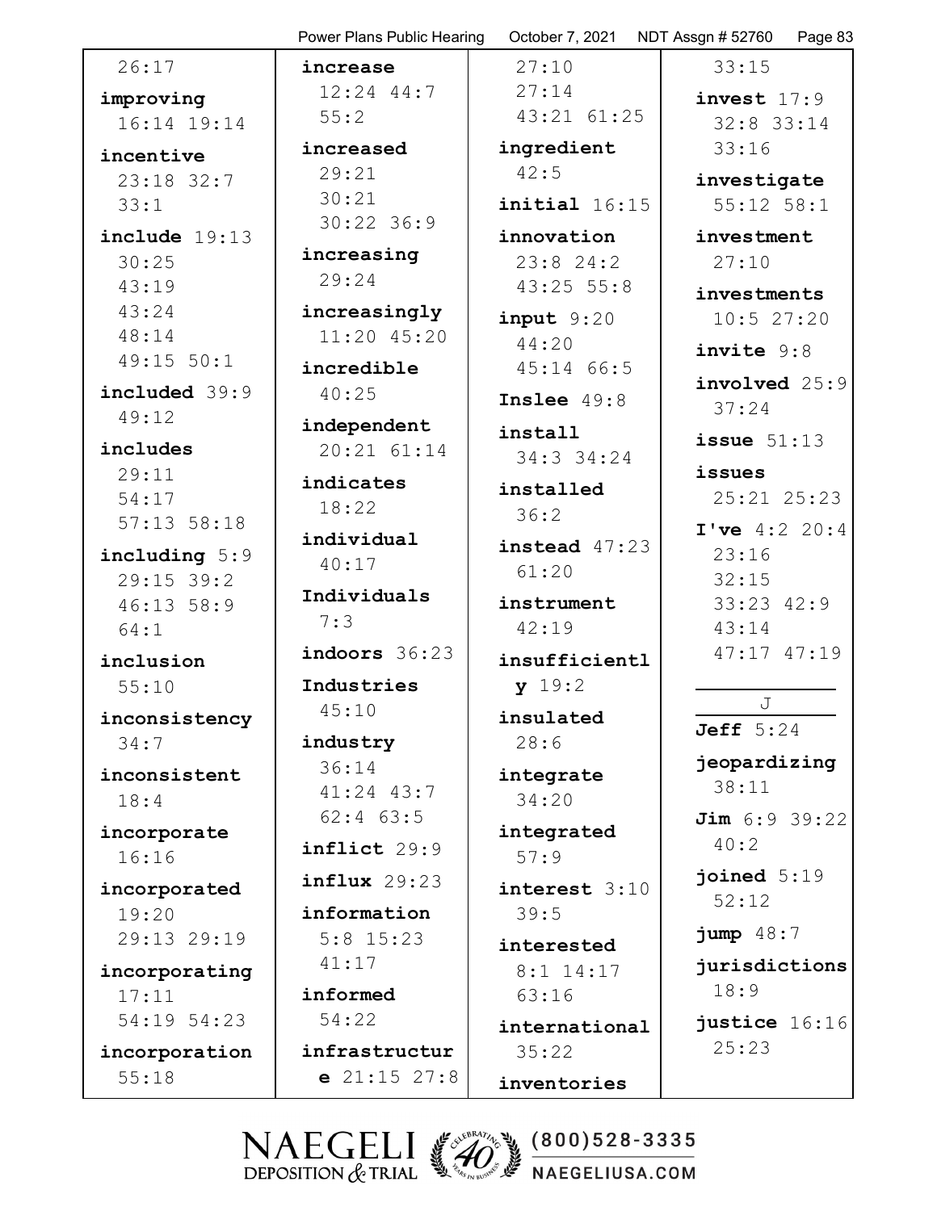26:17

**improving** 16:14 19:14

**incentive** 23:18 32:7 33:1

**include** 19:13 30:25 43:19 43:24 48:14 49:15 50:1

**included** 39:9 49:12

**includes** 29:11 54:17 57:13 58:18

**including** 5:9 29:15 39:2 46:13 58:9 64:1

**inclusion** 55:10

**inconsistency** 34:7

**inconsistent** 18:4

**incorporate** 16:16

**incorporated** 19:20 29:13 29:19

**incorporating** 17:11 54:19 54:23

**incorporation** 55:18

**increase** 12:24 44:7 55:2

**increased** 29:21 30:21 30:22 36:9

**increasing** 29:24

**increasingly** 11:20 45:20

**incredible** 40:25

**independent** 20:21 61:14

**indicates** 18:22

**individual** 40:17

**Individuals** 7:3

**indoors** 36:23

**Industries** 45:10

**industry** 36:14 41:24 43:7 62:4 63:5

**inflict** 29:9

**influx** 29:23

**information** 5:8 15:23 41:17

**informed** 54:22

**infrastructure** 21:15 27:8 27:10 27:14 43:21 61:25

**ingredient** 42:5

**initial** 16:15

**innovation** 23:8 24:2 43:25 55:8

**input** 9:20 44:20 45:14 66:5

**Inslee** 49:8

**install** 34:3 34:24

**installed** 36:2

**instead** 47:23 61:20

**instrument** 42:19

**insufficiently** 19:2

**insulated** 28:6

**integrate** 34:20

**integrated** 57:9

**interest** 3:10 39:5

**interested** 8:1 14:17 63:16

**international** 35:22

**inventories** 33:15

**invest** 17:9 32:8 33:14 33:16

**investigate** 55:12 58:1

**investment** 27:10

**investments** 10:5 27:20

**invite** 9:8

**involved** 25:9 37:24

**issue** 51:13

**issues** 25:21 25:23

**I've** 4:2 20:4 23:16 32:15 33:23 42:9 43:14 47:17 47:19

## J

**Jeff** 5:24

**jeopardizing** 38:11

**Jim** 6:9 39:22 40:2

**joined** 5:19 52:12

**jump** 48:7

**jurisdictions** 18:9

**justice** 16:16 25:23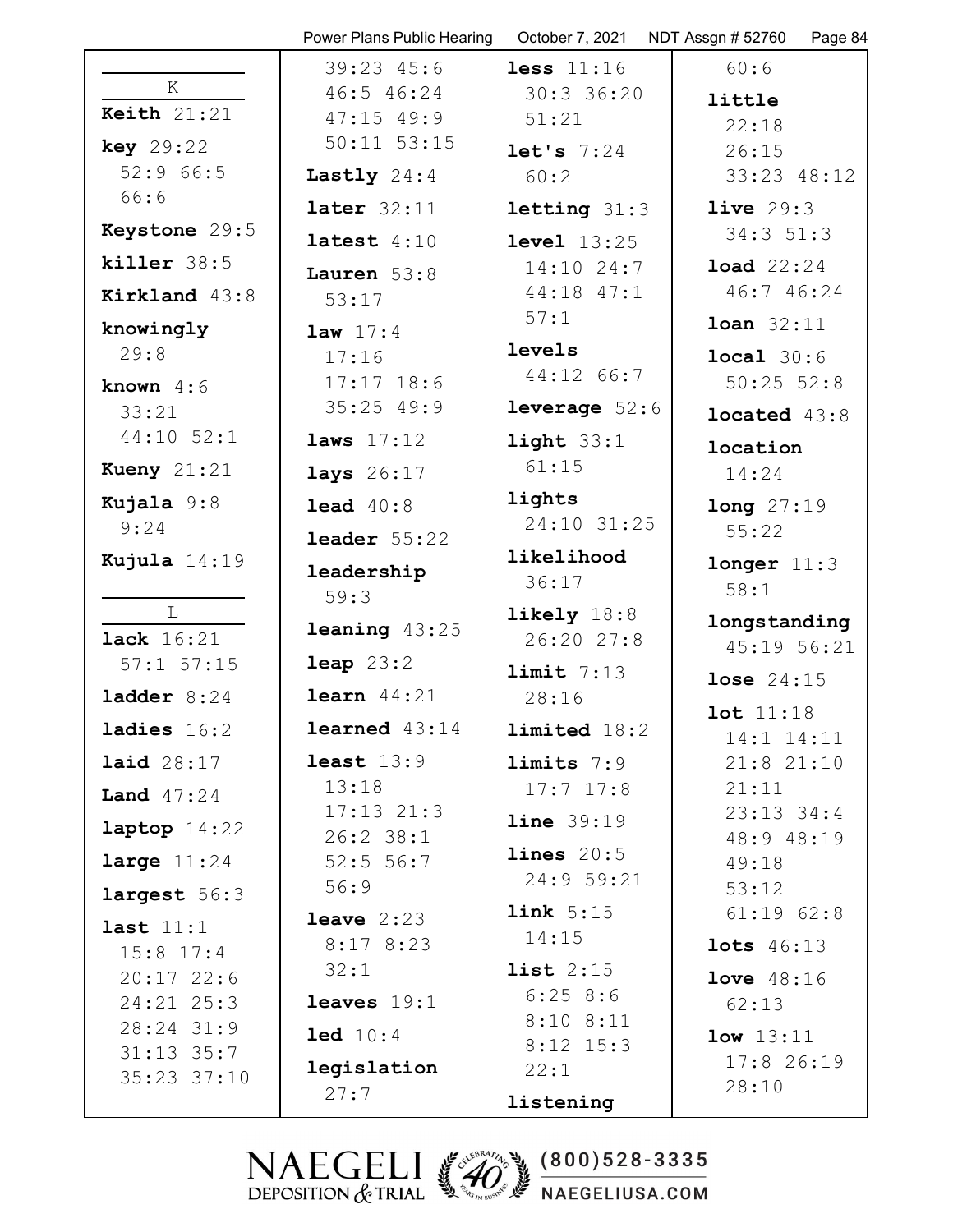**K**

**Keith** 21:21

**key** 29:22 52:9 66:5 66:6

**Keystone** 29:5

**killer** 38:5

**Kirkland** 43:8

**knowingly** 29:8

**known** 4:6 33:21 44:10 52:1

**Kueny** 21:21

**Kujala** 9:8 9:24

**Kujula** 14:19

**L**

**lack** 16:21 57:1 57:15

**ladder** 8:24

**ladies** 16:2

**laid** 28:17

**Land** 47:24

**laptop** 14:22

**large** 11:24

**largest** 56:3

**last** 11:1 15:8 17:4 20:17 22:6 24:21 25:3 28:24 31:9 31:13 35:7 35:23 37:10 39:23 45:6 46:5 46:24 47:15 49:9 50:11 53:15

**Lastly** 24:4

**later** 32:11

**latest** 4:10

**Lauren** 53:8 53:17

**law** 17:4 17:16 17:17 18:6 35:25 49:9

**laws** 17:12

**lays** 26:17

**lead** 40:8

**leader** 55:22

**leadership** 59:3

**leaning** 43:25

**leap** 23:2

**learn** 44:21

**learned** 43:14

**least** 13:9 13:18 17:13 21:3 26:2 38:1 52:5 56:7 56:9

**leave** 2:23 8:17 8:23 32:1

**leaves** 19:1

**led** 10:4

**legislation** 27:7

**less** 11:16 30:3 36:20 51:21

**let's** 7:24 60:2

**letting** 31:3

**level** 13:25 14:10 24:7 44:18 47:1 57:1

**levels** 44:12 66:7

**leverage** 52:6

**light** 33:1 61:15

**lights** 24:10 31:25

**likelihood** 36:17

**likely** 18:8 26:20 27:8

**limit** 7:13 28:16

**limited** 18:2

**limits** 7:9 17:7 17:8

**line** 39:19

**lines** 20:5 24:9 59:21

**link** 5:15 14:15

**list** 2:15 6:25 8:6 8:10 8:11 8:12 15:3 22:1

**listening** 60:6

**little** 22:18 26:15 33:23 48:12

**live** 29:3 34:3 51:3

**load** 22:24 46:7 46:24

**loan** 32:11

**local** 30:6 50:25 52:8

**located** 43:8

**location** 14:24

**long** 27:19 55:22

**longer** 11:3 58:1

**longstanding** 45:19 56:21

**lose** 24:15

**lot** 11:18 14:1 14:11 21:8 21:10 21:11 23:13 34:4 48:9 48:19 49:18 53:12 61:19 62:8

**lots** 46:13

**love** 48:16 62:13

**low** 13:11 17:8 26:19 28:10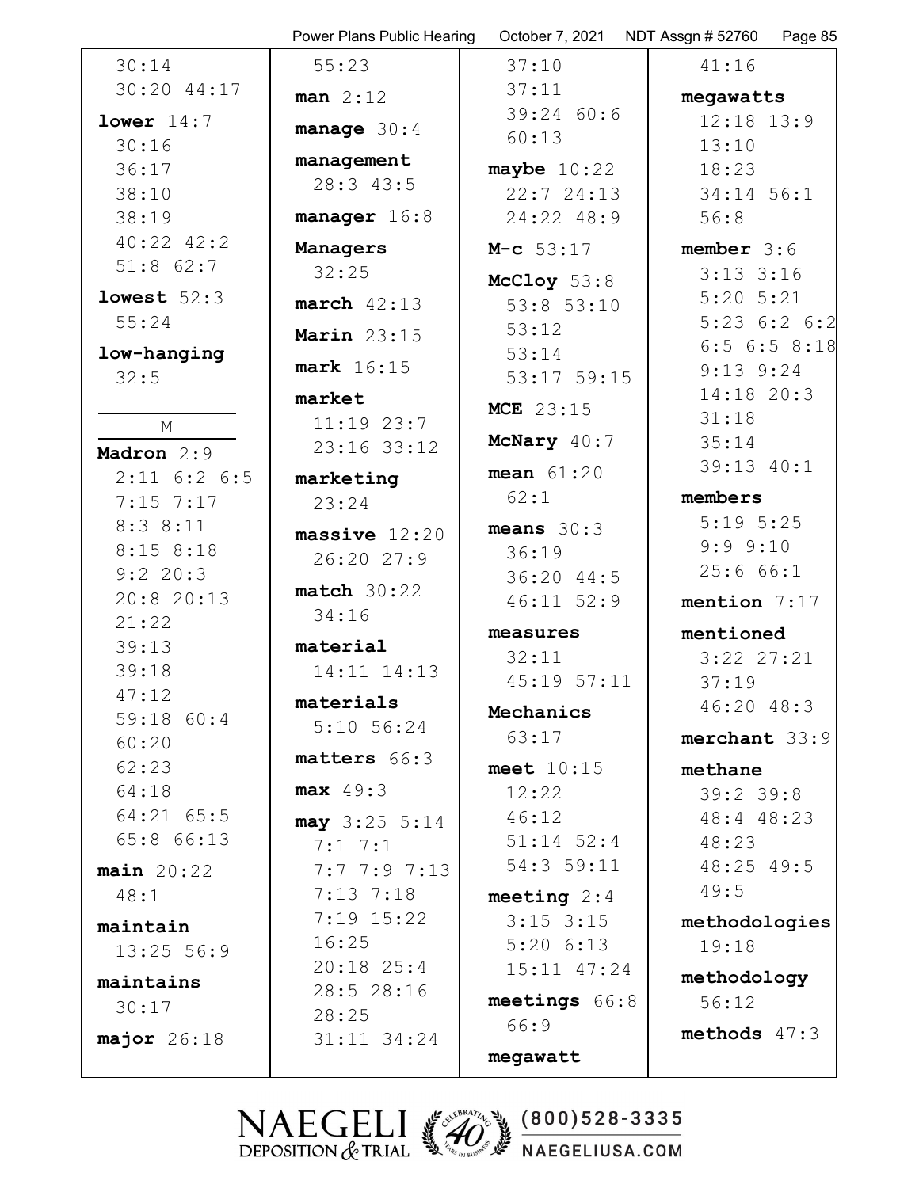30:14
30:20 44:17

**lower** 14:7
30:16
36:17
38:10
38:19
40:22 42:2
51:8 62:7

**lowest** 52:3
55:24

**low-hanging**
32:5

M

**Madron** 2:9
2:11 6:2 6:5
7:15 7:17
8:3 8:11
8:15 8:18
9:2 20:3
20:8 20:13
21:22
39:13
39:18
47:12
59:18 60:4
60:20
62:23
64:18
64:21 65:5
65:8 66:13

**main** 20:22
48:1

**maintain**
13:25 56:9

**maintains**
30:17

**major** 26:18

55:23

**man** 2:12

**manage** 30:4

**management**
28:3 43:5

**manager** 16:8

**Managers**
32:25

**march** 42:13

**Marin** 23:15

**mark** 16:15

**market**
11:19 23:7
23:16 33:12

**marketing**
23:24

**massive** 12:20
26:20 27:9

**match** 30:22
34:16

**material**
14:11 14:13

**materials**
5:10 56:24

**matters** 66:3

**max** 49:3

**may** 3:25 5:14
7:1 7:1
7:7 7:9 7:13
7:13 7:18
7:19 15:22
16:25
20:18 25:4
28:5 28:16
28:25
31:11 34:24

37:10
37:11
39:24 60:6
60:13

**maybe** 10:22
22:7 24:13
24:22 48:9

**M-c** 53:17

**McCloy** 53:8
53:8 53:10
53:12
53:14
53:17 59:15

**MCE** 23:15

**McNary** 40:7

**mean** 61:20
62:1

**means** 30:3
36:19
36:20 44:5
46:11 52:9

**measures**
32:11
45:19 57:11

**Mechanics**
63:17

**meet** 10:15
12:22
46:12
51:14 52:4
54:3 59:11

**meeting** 2:4
3:15 3:15
5:20 6:13
15:11 47:24

**meetings** 66:8
66:9

**megawatt**

41:16

**megawatts**
12:18 13:9
13:10
18:23
34:14 56:1
56:8

**member** 3:6
3:13 3:16
5:20 5:21
5:23 6:2 6:2
6:5 6:5 8:18
9:13 9:24
14:18 20:3
31:18
35:14
39:13 40:1

**members**
5:19 5:25
9:9 9:10
25:6 66:1

**mention** 7:17

**mentioned**
3:22 27:21
37:19
46:20 48:3

**merchant** 33:9

**methane**
39:2 39:8
48:4 48:23
48:23
48:25 49:5
49:5

**methodologies**
19:18

**methodology**
56:12

**methods** 47:3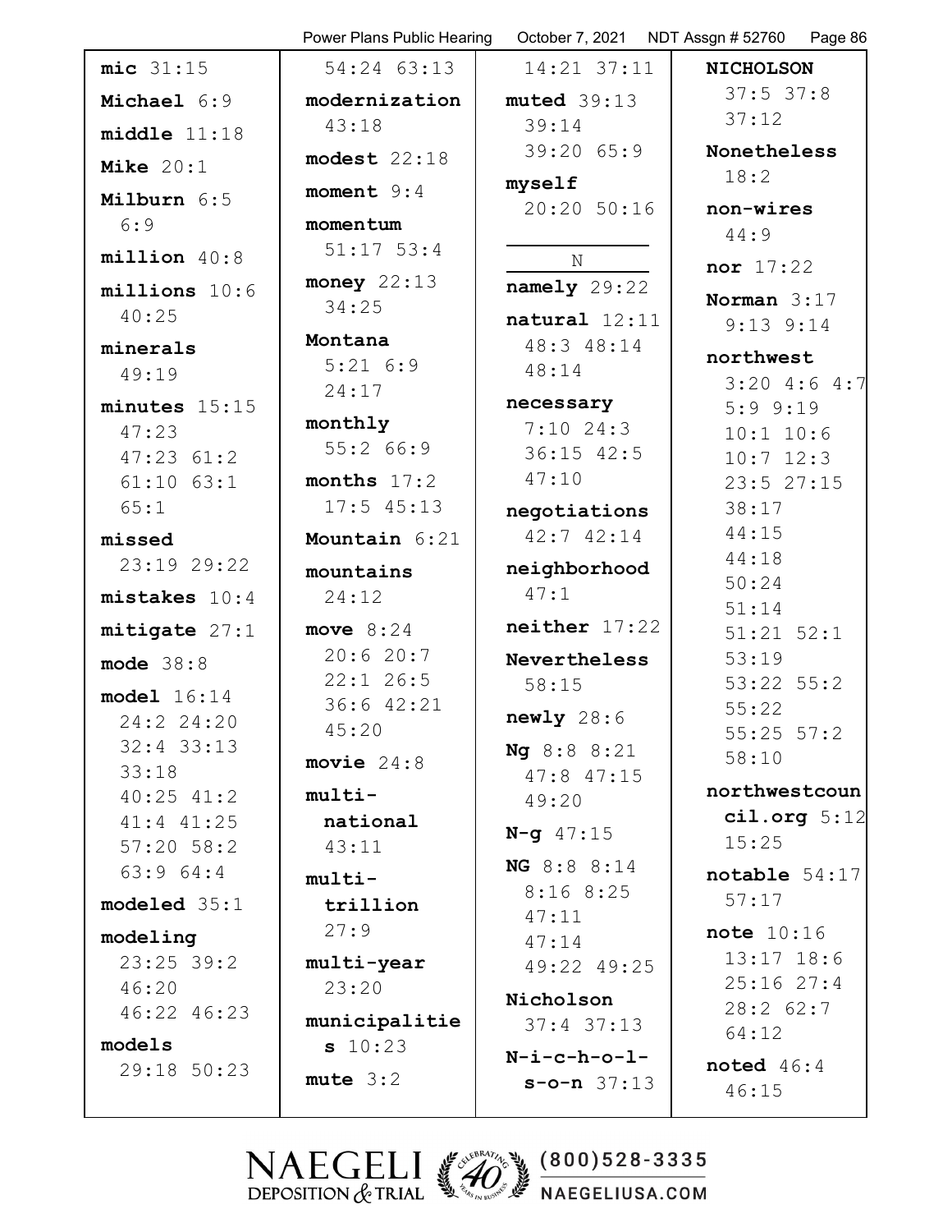**mic** 31:15

**Michael** 6:9

**middle** 11:18

**Mike** 20:1

**Milburn** 6:5 6:9

**million** 40:8

**millions** 10:6 40:25

**minerals** 49:19

**minutes** 15:15 47:23 47:23 61:2 61:10 63:1 65:1

**missed** 23:19 29:22

**mistakes** 10:4

**mitigate** 27:1

**mode** 38:8

**model** 16:14 24:2 24:20 32:4 33:13 33:18 40:25 41:2 41:4 41:25 57:20 58:2 63:9 64:4

**modeled** 35:1

**modeling** 23:25 39:2 46:20 46:22 46:23

**models** 29:18 50:23

54:24 63:13

**modernization** 43:18

**modest** 22:18

**moment** 9:4

**momentum** 51:17 53:4

**money** 22:13 34:25

**Montana** 5:21 6:9 24:17

**monthly** 55:2 66:9

**months** 17:2 17:5 45:13

**Mountain** 6:21

**mountains** 24:12

**move** 8:24 20:6 20:7 22:1 26:5 36:6 42:21 45:20

**movie** 24:8

**multi-national** 43:11

**multi-trillion** 27:9

**multi-year** 23:20

**municipalities** 10:23

**mute** 3:2

14:21 37:11

**muted** 39:13 39:14 39:20 65:9

**myself** 20:20 50:16

N

**namely** 29:22

**natural** 12:11 48:3 48:14 48:14

**necessary** 7:10 24:3 36:15 42:5 47:10

**negotiations** 42:7 42:14

**neighborhood** 47:1

**neither** 17:22

**Nevertheless** 58:15

**newly** 28:6

**Ng** 8:8 8:21 47:8 47:15 49:20

**N-g** 47:15

**NG** 8:8 8:14 8:16 8:25 47:11 47:14 49:22 49:25

**Nicholson** 37:4 37:13

**N-i-c-h-o-l-s-o-n** 37:13

**NICHOLSON** 37:5 37:8 37:12

**Nonetheless** 18:2

**non-wires** 44:9

**nor** 17:22

**Norman** 3:17 9:13 9:14

**northwest** 3:20 4:6 4:7 5:9 9:19 10:1 10:6 10:7 12:3 23:5 27:15 38:17 44:15 44:18 50:24 51:14 51:21 52:1 53:19 53:22 55:2 55:22 55:25 57:2 58:10

**northwestcouncil.org** 5:12 15:25

**notable** 54:17 57:17

**note** 10:16 13:17 18:6 25:16 27:4 28:2 62:7 64:12

**noted** 46:4 46:15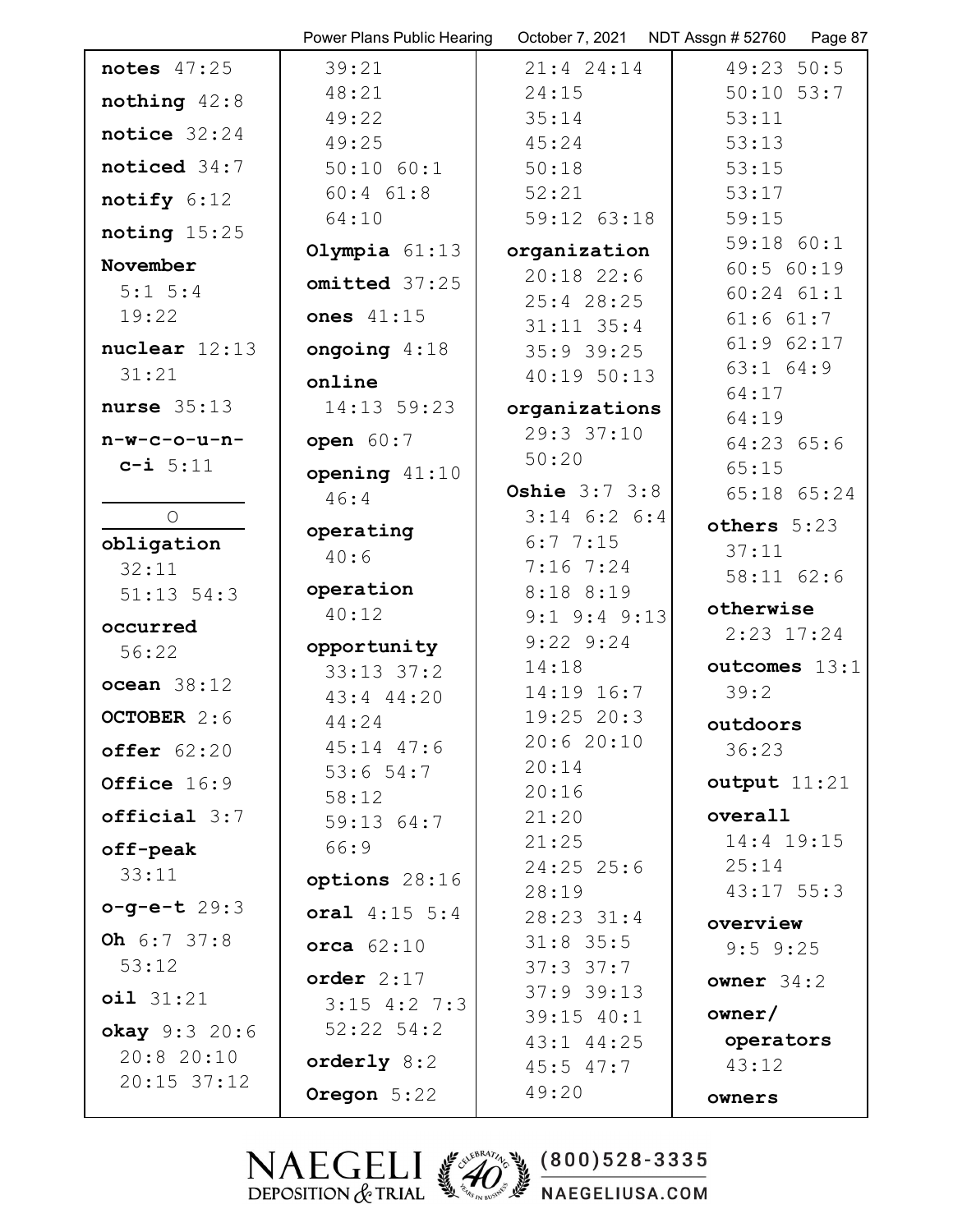**notes** 47:25

**nothing** 42:8

**notice** 32:24

**noticed** 34:7

**notify** 6:12

**noting** 15:25

**November** 5:1 5:4 19:22

**nuclear** 12:13 31:21

**nurse** 35:13

**n-w-c-o-u-n-c-i** 5:11

O

**obligation** 32:11 51:13 54:3

**occurred** 56:22

**ocean** 38:12

**OCTOBER** 2:6

**offer** 62:20

**Office** 16:9

**official** 3:7

**off-peak** 33:11

**o-g-e-t** 29:3

**Oh** 6:7 37:8 53:12

**oil** 31:21

**okay** 9:3 20:6 20:8 20:10 20:15 37:12 39:21 48:21 49:22 49:25 50:10 60:1 60:4 61:8 64:10

**Olympia** 61:13

**omitted** 37:25

**ones** 41:15

**ongoing** 4:18

**online** 14:13 59:23

**open** 60:7

**opening** 41:10 46:4

**operating** 40:6

**operation** 40:12

**opportunity** 33:13 37:2 43:4 44:20 44:24 45:14 47:6 53:6 54:7 58:12 59:13 64:7 66:9

**options** 28:16

**oral** 4:15 5:4

**orca** 62:10

**order** 2:17 3:15 4:2 7:3 52:22 54:2

**orderly** 8:2

**Oregon** 5:22

21:4 24:14 24:15 35:14 45:24 50:18 52:21 59:12 63:18

**organization** 20:18 22:6 25:4 28:25 31:11 35:4 35:9 39:25 40:19 50:13

**organizations** 29:3 37:10 50:20

**Oshie** 3:7 3:8 3:14 6:2 6:4 6:7 7:15 7:16 7:24 8:18 8:19 9:1 9:4 9:13 9:22 9:24 14:18 14:19 16:7 19:25 20:3 20:6 20:10 20:14 20:16 21:20 21:25 24:25 25:6 28:19 28:23 31:4 31:8 35:5 37:3 37:7 37:9 39:13 39:15 40:1 43:1 44:25 45:5 47:7 49:20 49:23 50:5 50:10 53:7 53:11 53:13 53:15 53:17 59:15 59:18 60:1 60:5 60:19 60:24 61:1 61:6 61:7 61:9 62:17 63:1 64:9 64:17 64:19 64:23 65:6 65:15 65:18 65:24

**others** 5:23 37:11 58:11 62:6

**otherwise** 2:23 17:24

**outcomes** 13:1 39:2

**outdoors** 36:23

**output** 11:21

**overall** 14:4 19:15 25:14 43:17 55:3

**overview** 9:5 9:25

**owner** 34:2

**owner/ operators** 43:12

**owners**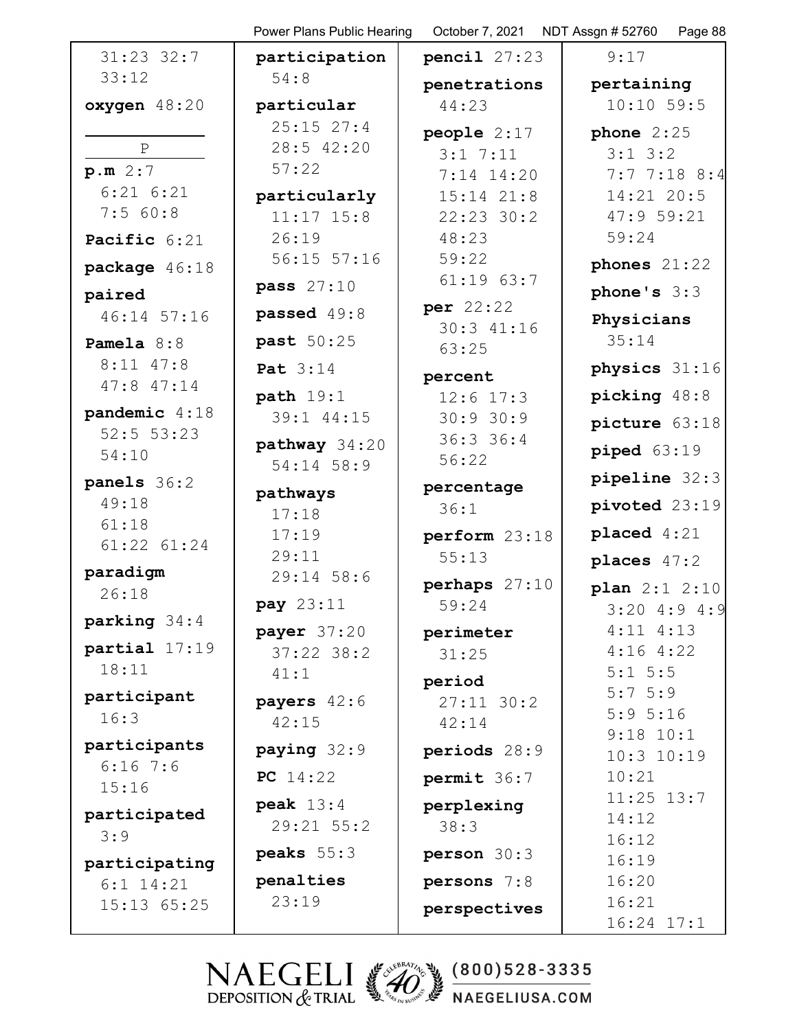31:23 32:7 33:12

**oxygen** 48:20

P

**p.m** 2:7 6:21 6:21 7:5 60:8

**Pacific** 6:21

**package** 46:18

**paired** 46:14 57:16

**Pamela** 8:8 8:11 47:8 47:8 47:14

**pandemic** 4:18 52:5 53:23 54:10

**panels** 36:2 49:18 61:18 61:22 61:24

**paradigm** 26:18

**parking** 34:4

**partial** 17:19 18:11

**participant** 16:3

**participants** 6:16 7:6 15:16

**participated** 3:9

**participating** 6:1 14:21 15:13 65:25

**participation** 54:8

**particular** 25:15 27:4 28:5 42:20 57:22

**particularly** 11:17 15:8 26:19 56:15 57:16

**pass** 27:10

**passed** 49:8

**past** 50:25

**Pat** 3:14

**path** 19:1 39:1 44:15

**pathway** 34:20 54:14 58:9

**pathways** 17:18 17:19 29:11 29:14 58:6

**pay** 23:11

**payer** 37:20 37:22 38:2 41:1

**payers** 42:6 42:15

**paying** 32:9

**PC** 14:22

**peak** 13:4 29:21 55:2

**peaks** 55:3

**penalties** 23:19

**pencil** 27:23

**penetrations** 44:23

**people** 2:17 3:1 7:11 7:14 14:20 15:14 21:8 22:23 30:2 48:23 59:22 61:19 63:7

**per** 22:22 30:3 41:16 63:25

**percent** 12:6 17:3 30:9 30:9 36:3 36:4 56:22

**percentage** 36:1

**perform** 23:18 55:13

**perhaps** 27:10 59:24

**perimeter** 31:25

**period** 27:11 30:2 42:14

**periods** 28:9

**permit** 36:7

**perplexing** 38:3

**person** 30:3

**persons** 7:8

**perspectives** 9:17

**pertaining** 10:10 59:5

**phone** 2:25 3:1 3:2 7:7 7:18 8:4 14:21 20:5 47:9 59:21 59:24

**phones** 21:22

**phone's** 3:3

**Physicians** 35:14

**physics** 31:16

**picking** 48:8

**picture** 63:18

**piped** 63:19

**pipeline** 32:3

**pivoted** 23:19

**placed** 4:21

**places** 47:2

**plan** 2:1 2:10 3:20 4:9 4:9 4:11 4:13 4:16 4:22 5:1 5:5 5:7 5:9 5:9 5:16 9:18 10:1 10:3 10:19 10:21 11:25 13:7 14:12 16:12 16:19 16:20 16:21 16:24 17:1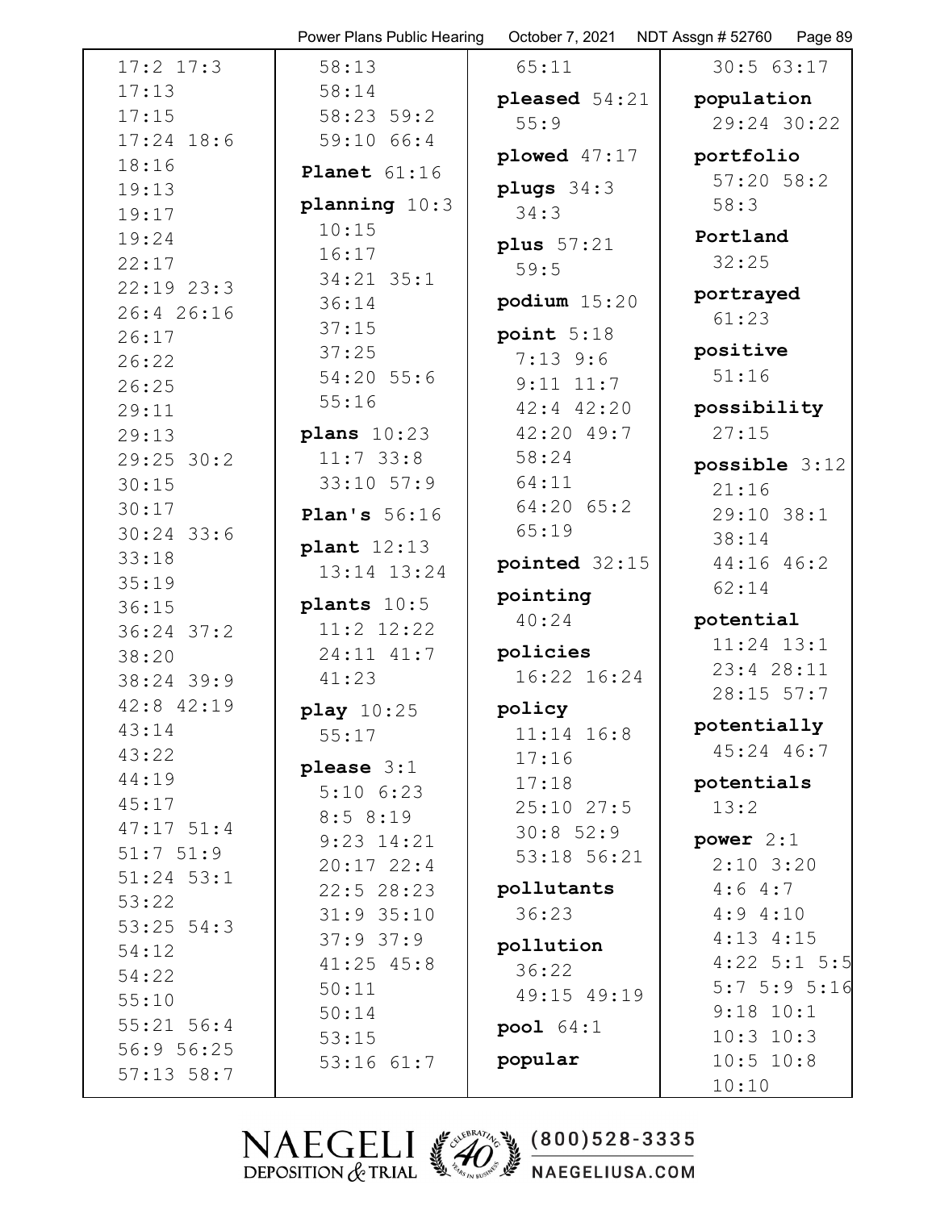17:2 17:3
17:13
17:15
17:24 18:6
18:16
19:13
19:17
19:24
22:17
22:19 23:3
26:4 26:16
26:17
26:22
26:25
29:11
29:13
29:25 30:2
30:15
30:17
30:24 33:6
33:18
35:19
36:15
36:24 37:2
38:20
38:24 39:9
42:8 42:19
43:14
43:22
44:19
45:17
47:17 51:4
51:7 51:9
51:24 53:1
53:22
53:25 54:3
54:12
54:22
55:10
55:21 56:4
56:9 56:25
57:13 58:7
58:13
58:14
58:23 59:2
59:10 66:4

**Planet** 61:16

**planning** 10:3
10:15
16:17
34:21 35:1
36:14
37:15
37:25
54:20 55:6
55:16

**plans** 10:23
11:7 33:8
33:10 57:9

**Plan's** 56:16

**plant** 12:13
13:14 13:24

**plants** 10:5
11:2 12:22
24:11 41:7
41:23

**play** 10:25
55:17

**please** 3:1
5:10 6:23
8:5 8:19
9:23 14:21
20:17 22:4
22:5 28:23
31:9 35:10
37:9 37:9
41:25 45:8
50:11
50:14
53:15
53:16 61:7
65:11

**pleased** 54:21
55:9

**plowed** 47:17

**plugs** 34:3
34:3

**plus** 57:21
59:5

**podium** 15:20

**point** 5:18
7:13 9:6
9:11 11:7
42:4 42:20
42:20 49:7
58:24
64:11
64:20 65:2
65:19

**pointed** 32:15

**pointing**
40:24

**policies**
16:22 16:24

**policy**
11:14 16:8
17:16
17:18
25:10 27:5
30:8 52:9
53:18 56:21

**pollutants**
36:23

**pollution**
36:22
49:15 49:19

**pool** 64:1

**popular**
30:5 63:17

**population**
29:24 30:22

**portfolio**
57:20 58:2
58:3

**Portland**
32:25

**portrayed**
61:23

**positive**
51:16

**possibility**
27:15

**possible** 3:12
21:16
29:10 38:1
38:14
44:16 46:2
62:14

**potential**
11:24 13:1
23:4 28:11
28:15 57:7

**potentially**
45:24 46:7

**potentials**
13:2

**power** 2:1
2:10 3:20
4:6 4:7
4:9 4:10
4:13 4:15
4:22 5:1 5:5
5:7 5:9 5:16
9:18 10:1
10:3 10:3
10:5 10:8
10:10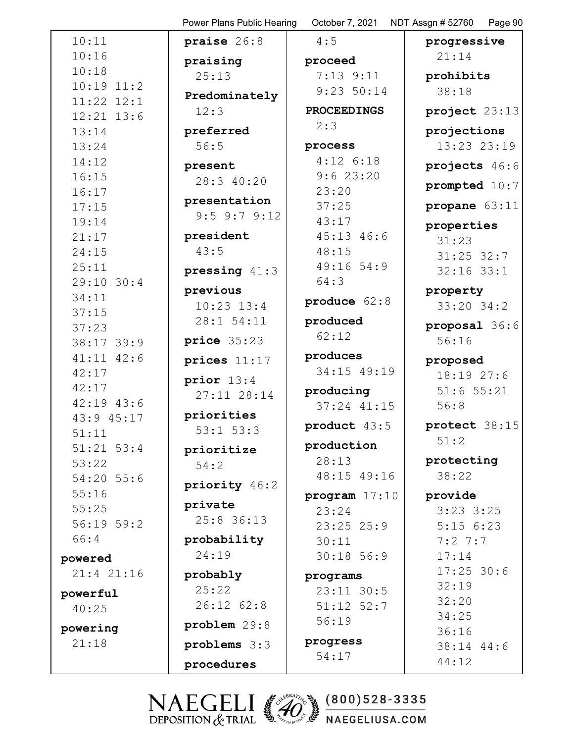10:11
10:16
10:18
10:19 11:2
11:22 12:1
12:21 13:6
13:14
13:24
14:12
16:15
16:17
17:15
19:14
21:17
24:15
25:11
29:10 30:4
34:11
37:15
37:23
38:17 39:9
41:11 42:6
42:17
42:17
42:19 43:6
43:9 45:17
51:11
51:21 53:4
53:22
54:20 55:6
55:16
55:25
56:19 59:2
66:4

**powered**
21:4 21:16

**powerful**
40:25

**powering**
21:18

**praise** 26:8

**praising**
25:13

**Predominately**
12:3

**preferred**
56:5

**present**
28:3 40:20

**presentation**
9:5 9:7 9:12

**president**
43:5

**pressing** 41:3

**previous**
10:23 13:4
28:1 54:11

**price** 35:23

**prices** 11:17

**prior** 13:4
27:11 28:14

**priorities**
53:1 53:3

**prioritize**
54:2

**priority** 46:2

**private**
25:8 36:13

**probability**
24:19

**probably**
25:22
26:12 62:8

**problem** 29:8

**problems** 3:3

**procedures**
4:5

**proceed**
7:13 9:11
9:23 50:14

**PROCEEDINGS**
2:3

**process**
4:12 6:18
9:6 23:20
23:20
37:25
43:17
45:13 46:6
48:15
49:16 54:9
64:3

**produce** 62:8

**produced**
62:12

**produces**
34:15 49:19

**producing**
37:24 41:15

**product** 43:5

**production**
28:13
48:15 49:16

**program** 17:10
23:24
23:25 25:9
30:11
30:18 56:9

**programs**
23:11 30:5
51:12 52:7
56:19

**progress**
54:17

**progressive**
21:14

**prohibits**
38:18

**project** 23:13

**projections**
13:23 23:19

**projects** 46:6

**prompted** 10:7

**propane** 63:11

**properties**
31:23
31:25 32:7
32:16 33:1

**property**
33:20 34:2

**proposal** 36:6
56:16

**proposed**
18:19 27:6
51:6 55:21
56:8

**protect** 38:15
51:2

**protecting**
38:22

**provide**
3:23 3:25
5:15 6:23
7:2 7:7
17:14
17:25 30:6
32:19
32:20
34:25
36:16
38:14 44:6
44:12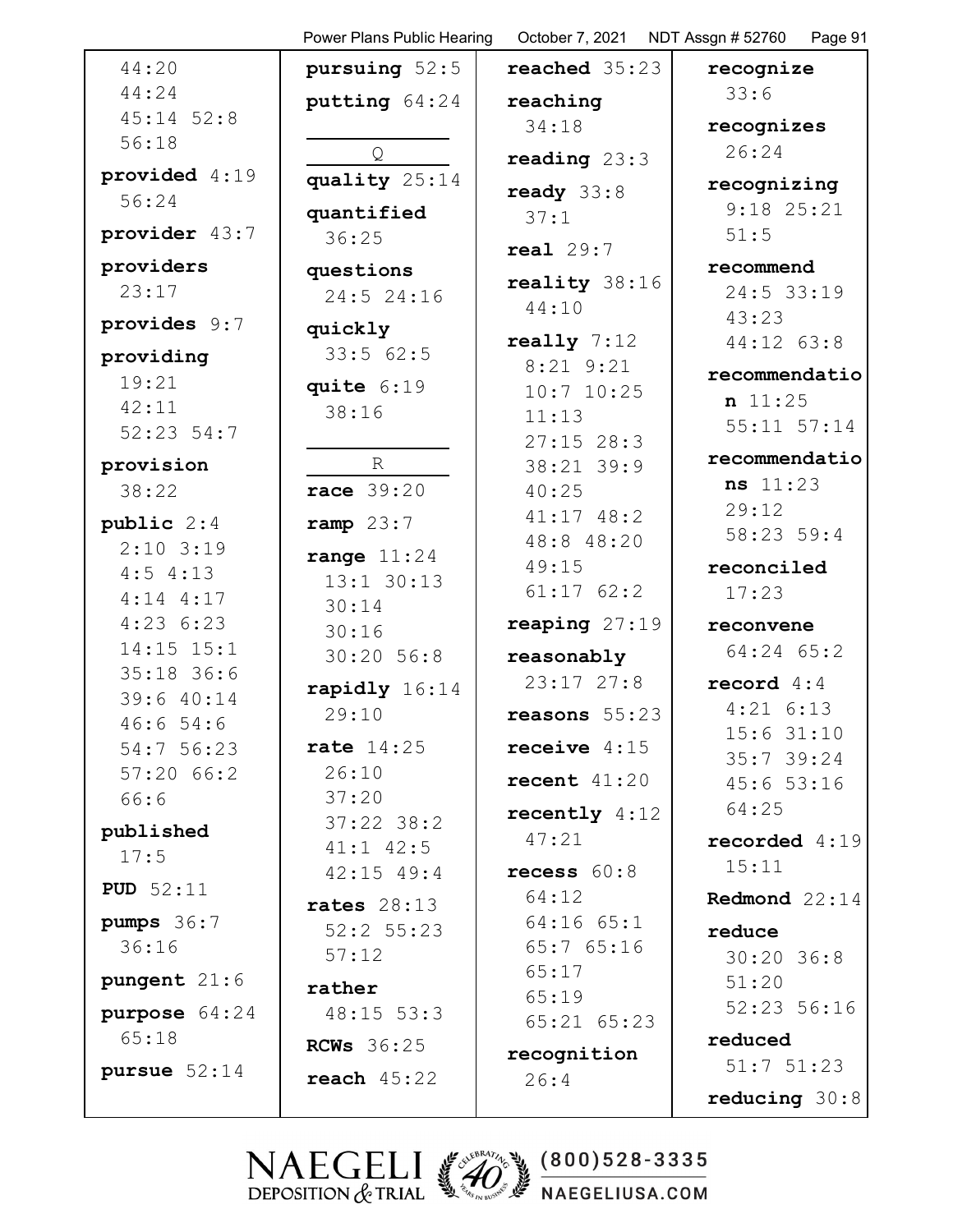44:20
44:24
45:14 52:8
56:18

**provided** 4:19
56:24

**provider** 43:7

**providers**
23:17

**provides** 9:7

**providing**
19:21
42:11
52:23 54:7

**provision**
38:22

**public** 2:4
2:10 3:19
4:5 4:13
4:14 4:17
4:23 6:23
14:15 15:1
35:18 36:6
39:6 40:14
46:6 54:6
54:7 56:23
57:20 66:2
66:6

**published**
17:5

**PUD** 52:11

**pumps** 36:7
36:16

**pungent** 21:6

**purpose** 64:24
65:18

**pursue** 52:14

**pursuing** 52:5

**putting** 64:24

Q

**quality** 25:14

**quantified**
36:25

**questions**
24:5 24:16

**quickly**
33:5 62:5

**quite** 6:19
38:16

R

**race** 39:20

**ramp** 23:7

**range** 11:24
13:1 30:13
30:14
30:16
30:20 56:8

**rapidly** 16:14
29:10

**rate** 14:25
26:10
37:20
37:22 38:2
41:1 42:5
42:15 49:4

**rates** 28:13
52:2 55:23
57:12

**rather**
48:15 53:3

**RCWs** 36:25

**reach** 45:22

**reached** 35:23

**reaching**
34:18

**reading** 23:3

**ready** 33:8
37:1

**real** 29:7

**reality** 38:16
44:10

**really** 7:12
8:21 9:21
10:7 10:25
11:13
27:15 28:3
38:21 39:9
40:25
41:17 48:2
48:8 48:20
49:15
61:17 62:2

**reaping** 27:19

**reasonably**
23:17 27:8

**reasons** 55:23

**receive** 4:15

**recent** 41:20

**recently** 4:12
47:21

**recess** 60:8
64:12
64:16 65:1
65:7 65:16
65:17
65:19
65:21 65:23

**recognition**
26:4

**recognize**
33:6

**recognizes**
26:24

**recognizing**
9:18 25:21
51:5

**recommend**
24:5 33:19
43:23
44:12 63:8

**recommendation** 11:25
55:11 57:14

**recommendations** 11:23
29:12
58:23 59:4

**reconciled**
17:23

**reconvene**
64:24 65:2

**record** 4:4
4:21 6:13
15:6 31:10
35:7 39:24
45:6 53:16
64:25

**recorded** 4:19
15:11

**Redmond** 22:14

**reduce**
30:20 36:8
51:20
52:23 56:16

**reduced**
51:7 51:23

**reducing** 30:8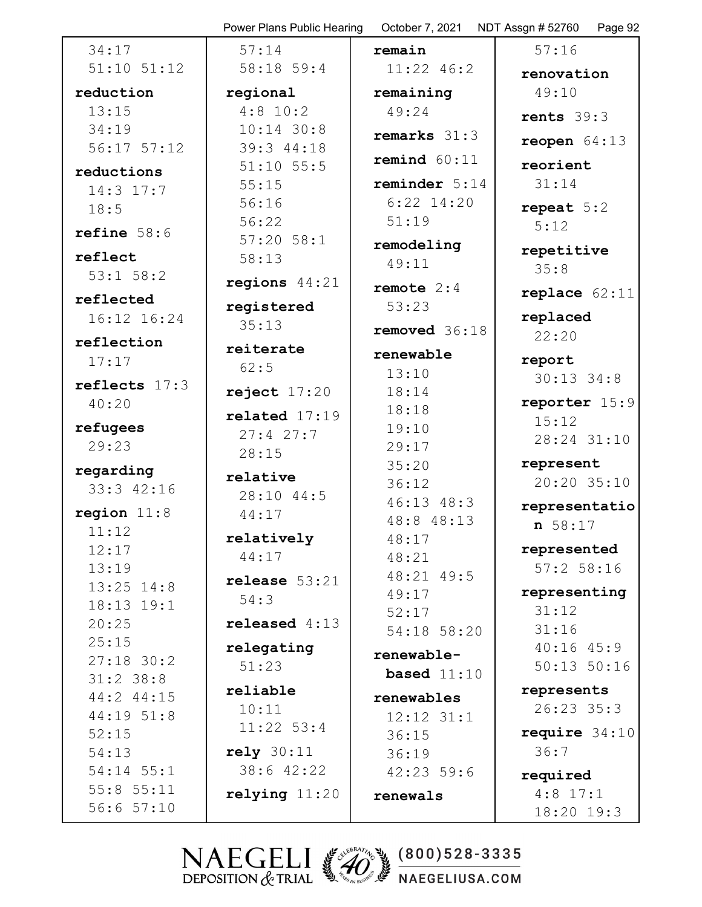34:17
51:10 51:12

**reduction**
13:15
34:19
56:17 57:12

**reductions**
14:3 17:7
18:5

**refine** 58:6

**reflect**
53:1 58:2

**reflected**
16:12 16:24

**reflection**
17:17

**reflects** 17:3
40:20

**refugees**
29:23

**regarding**
33:3 42:16

**region** 11:8
11:12
12:17
13:19
13:25 14:8
18:13 19:1
20:25
25:15
27:18 30:2
31:2 38:8
44:2 44:15
44:19 51:8
52:15
54:13
54:14 55:1
55:8 55:11
56:6 57:10
57:14
58:18 59:4

**regional**
4:8 10:2
10:14 30:8
39:3 44:18
51:10 55:5
55:15
56:16
56:22
57:20 58:1
58:13

**regions** 44:21

**registered**
35:13

**reiterate**
62:5

**reject** 17:20

**related** 17:19
27:4 27:7
28:15

**relative**
28:10 44:5
44:17

**relatively**
44:17

**release** 53:21
54:3

**released** 4:13

**relegating**
51:23

**reliable**
10:11
11:22 53:4

**rely** 30:11
38:6 42:22

**relying** 11:20

**remain**
11:22 46:2

**remaining**
49:24

**remarks** 31:3

**remind** 60:11

**reminder** 5:14
6:22 14:20
51:19

**remodeling**
49:11

**remote** 2:4
53:23

**removed** 36:18

**renewable**
13:10
18:14
18:18
19:10
29:17
35:20
36:12
46:13 48:3
48:8 48:13
48:17
48:21
48:21 49:5
49:17
52:17
54:18 58:20

**renewable-based** 11:10

**renewables**
12:12 31:1
36:15
36:19
42:23 59:6

**renewals**
57:16

**renovation**
49:10

**rents** 39:3

**reopen** 64:13

**reorient**
31:14

**repeat** 5:2
5:12

**repetitive**
35:8

**replace** 62:11

**replaced**
22:20

**report**
30:13 34:8

**reporter** 15:9
15:12
28:24 31:10

**represent**
20:20 35:10

**representation** 58:17

**represented**
57:2 58:16

**representing**
31:12
31:16
40:16 45:9
50:13 50:16

**represents**
26:23 35:3

**require** 34:10
36:7

**required**
4:8 17:1
18:20 19:3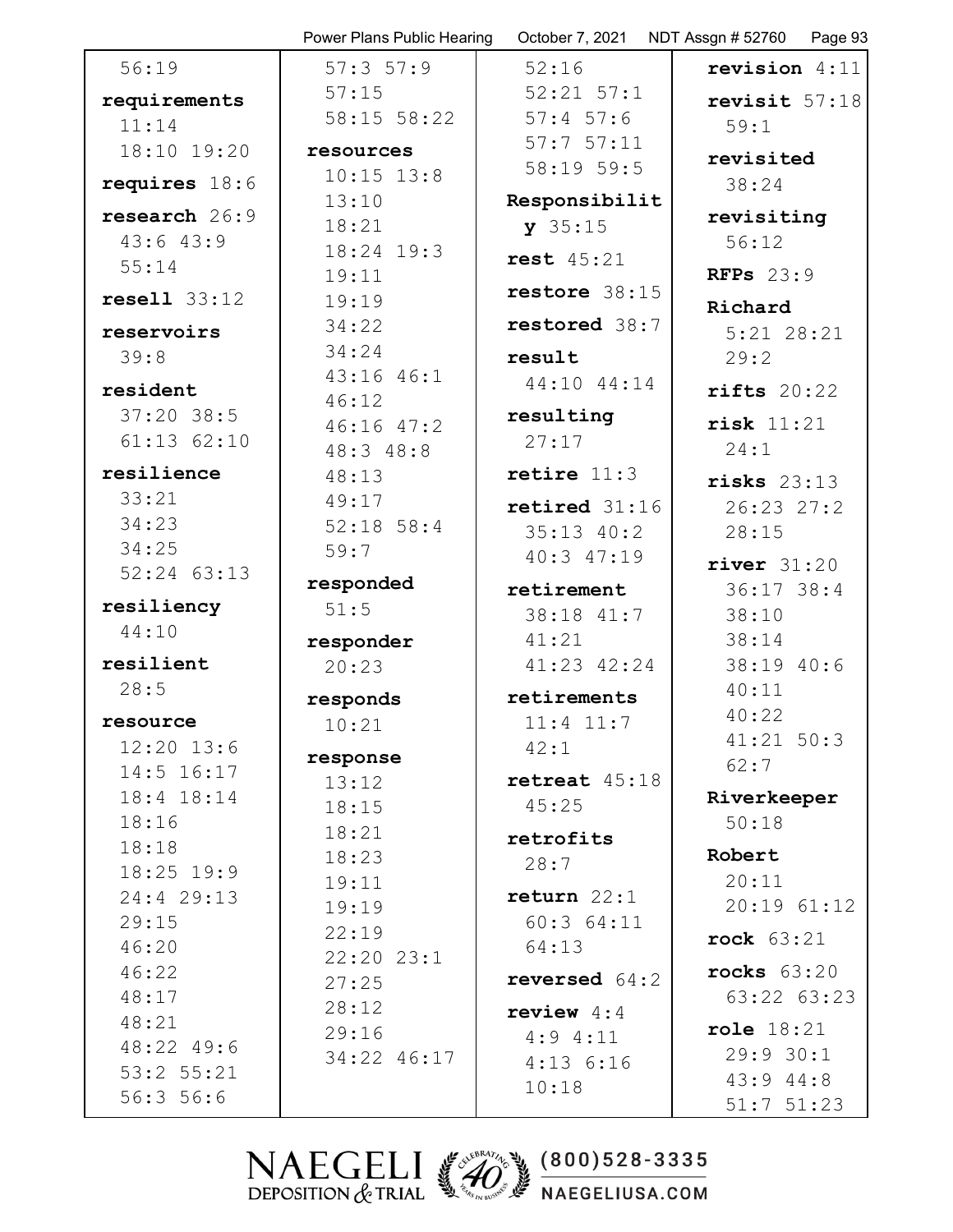56:19

**requirements** 11:14 18:10 19:20

**requires** 18:6

**research** 26:9 43:6 43:9 55:14

**resell** 33:12

**reservoirs** 39:8

**resident** 37:20 38:5 61:13 62:10

**resilience** 33:21 34:23 34:25 52:24 63:13

**resiliency** 44:10

**resilient** 28:5

**resource** 12:20 13:6 14:5 16:17 18:4 18:14 18:16 18:18 18:25 19:9 24:4 29:13 29:15 46:20 46:22 48:17 48:21 48:22 49:6 53:2 55:21 56:3 56:6 57:3 57:9 57:15 58:15 58:22

**resources** 10:15 13:8 13:10 18:21 18:24 19:3 19:11 19:19 34:22 34:24 43:16 46:1 46:12 46:16 47:2 48:3 48:8 48:13 49:17 52:18 58:4 59:7

**responded** 51:5

**responder** 20:23

**responds** 10:21

**response** 13:12 18:15 18:21 18:23 19:11 19:19 22:19 22:20 23:1 27:25 28:12 29:16 34:22 46:17 52:16 52:21 57:1 57:4 57:6 57:7 57:11 58:19 59:5

**Responsibility** 35:15

**rest** 45:21

**restore** 38:15

**restored** 38:7

**result** 44:10 44:14

**resulting** 27:17

**retire** 11:3

**retired** 31:16 35:13 40:2 40:3 47:19

**retirement** 38:18 41:7 41:21 41:23 42:24

**retirements** 11:4 11:7 42:1

**retreat** 45:18 45:25

**retrofits** 28:7

**return** 22:1 60:3 64:11 64:13

**reversed** 64:2

**review** 4:4 4:9 4:11 4:13 6:16 10:18

**revision** 4:11

**revisit** 57:18 59:1

**revisited** 38:24

**revisiting** 56:12

**RFPs** 23:9

**Richard** 5:21 28:21 29:2

**rifts** 20:22

**risk** 11:21 24:1

**risks** 23:13 26:23 27:2 28:15

**river** 31:20 36:17 38:4 38:10 38:14 38:19 40:6 40:11 40:22 41:21 50:3 62:7

**Riverkeeper** 50:18

**Robert** 20:11 20:19 61:12

**rock** 63:21

**rocks** 63:20 63:22 63:23

**role** 18:21 29:9 30:1 43:9 44:8 51:7 51:23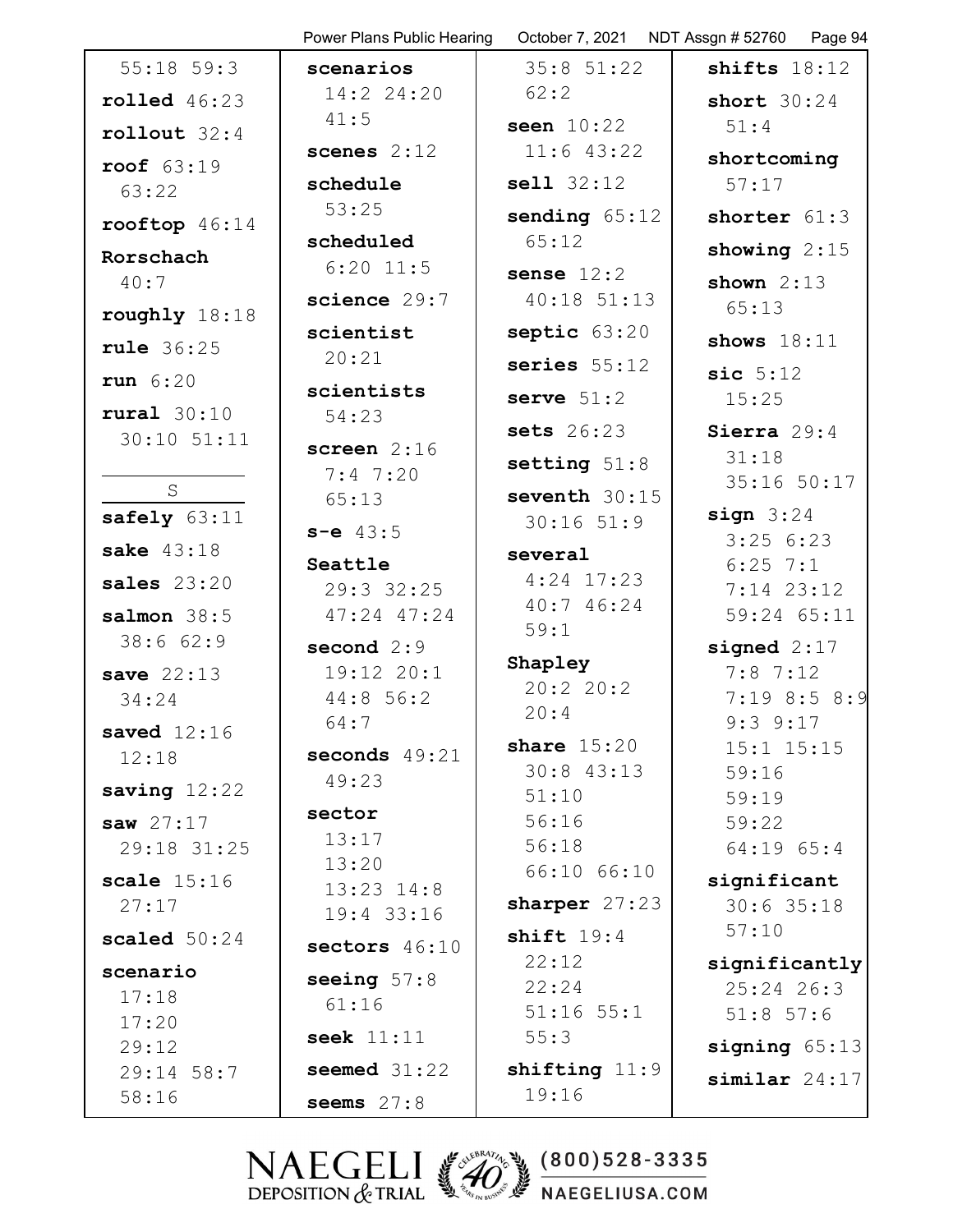55:18 59:3

**rolled** 46:23

**rollout** 32:4

**roof** 63:19 63:22

**rooftop** 46:14

**Rorschach** 40:7

**roughly** 18:18

**rule** 36:25

**run** 6:20

**rural** 30:10 30:10 51:11

S

**safely** 63:11

**sake** 43:18

**sales** 23:20

**salmon** 38:5 38:6 62:9

**save** 22:13 34:24

**saved** 12:16 12:18

**saving** 12:22

**saw** 27:17 29:18 31:25

**scale** 15:16 27:17

**scaled** 50:24

**scenario** 17:18 17:20 29:12 29:14 58:7 58:16

**scenarios** 14:2 24:20 41:5

**scenes** 2:12

**schedule** 53:25

**scheduled** 6:20 11:5

**science** 29:7

**scientist** 20:21

**scientists** 54:23

**screen** 2:16 7:4 7:20 65:13

**s-e** 43:5

**Seattle** 29:3 32:25 47:24 47:24

**second** 2:9 19:12 20:1 44:8 56:2 64:7

**seconds** 49:21 49:23

**sector** 13:17 13:20 13:23 14:8 19:4 33:16

**sectors** 46:10

**seeing** 57:8 61:16

**seek** 11:11

**seemed** 31:22

**seems** 27:8 35:8 51:22 62:2

**seen** 10:22 11:6 43:22

**sell** 32:12

**sending** 65:12 65:12

**sense** 12:2 40:18 51:13

**septic** 63:20

**series** 55:12

**serve** 51:2

**sets** 26:23

**setting** 51:8

**seventh** 30:15 30:16 51:9

**several** 4:24 17:23 40:7 46:24 59:1

**Shapley** 20:2 20:2 20:4

**share** 15:20 30:8 43:13 51:10 56:16 56:18 66:10 66:10

**sharper** 27:23

**shift** 19:4 22:12 22:24 51:16 55:1 55:3

**shifting** 11:9 19:16

**shifts** 18:12

**short** 30:24 51:4

**shortcoming** 57:17

**shorter** 61:3

**showing** 2:15

**shown** 2:13 65:13

**shows** 18:11

**sic** 5:12 15:25

**Sierra** 29:4 31:18 35:16 50:17

**sign** 3:24 3:25 6:23 6:25 7:1 7:14 23:12 59:24 65:11

**signed** 2:17 7:8 7:12 7:19 8:5 8:9 9:3 9:17 15:1 15:15 59:16 59:19 59:22 64:19 65:4

**significant** 30:6 35:18 57:10

**significantly** 25:24 26:3 51:8 57:6

**signing** 65:13

**similar** 24:17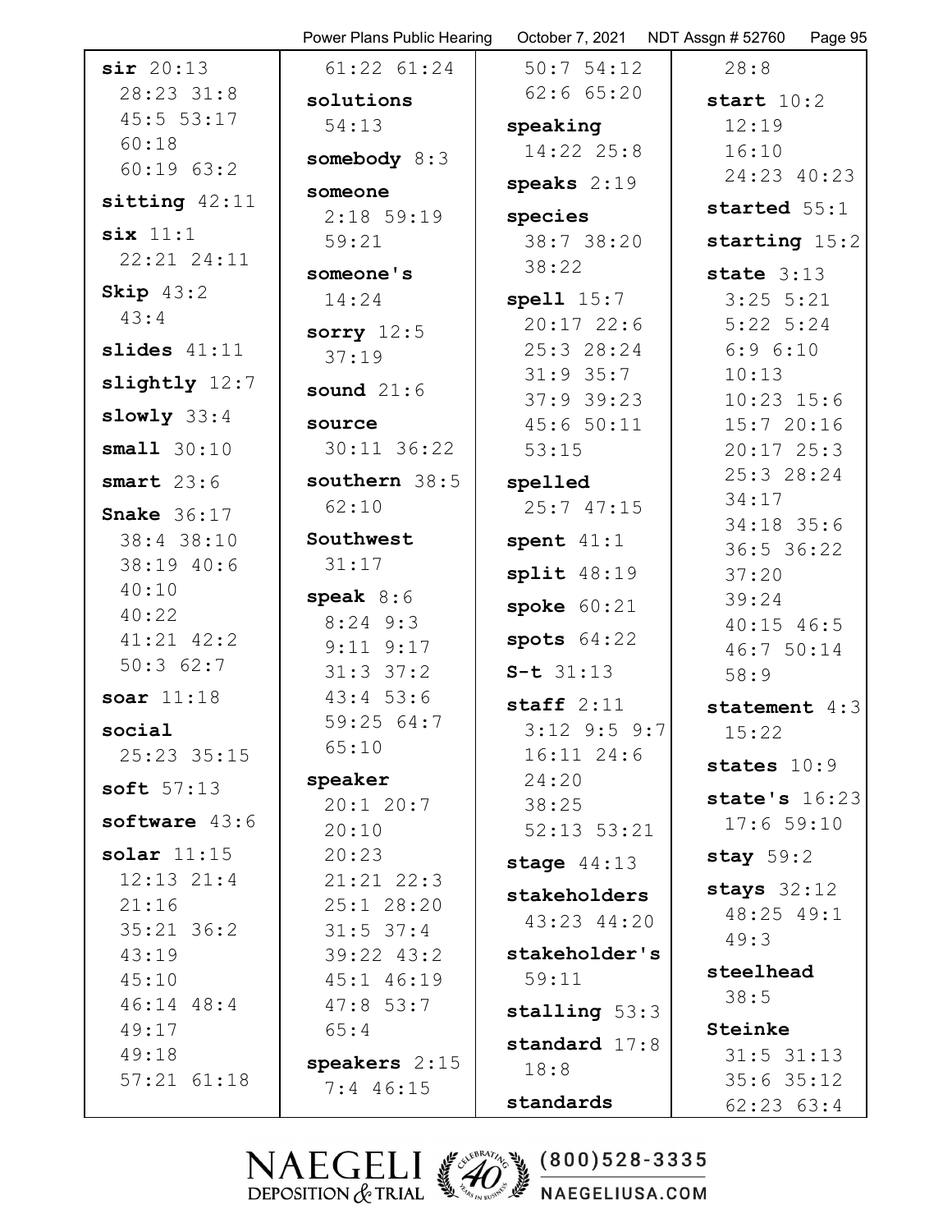**sir** 20:13 28:23 31:8 45:5 53:17 60:18 60:19 63:2

**sitting** 42:11

**six** 11:1 22:21 24:11

**Skip** 43:2 43:4

**slides** 41:11

**slightly** 12:7

**slowly** 33:4

**small** 30:10

**smart** 23:6

**Snake** 36:17 38:4 38:10 38:19 40:6 40:10 40:22 41:21 42:2 50:3 62:7

**soar** 11:18

**social** 25:23 35:15

**soft** 57:13

**software** 43:6

**solar** 11:15 12:13 21:4 21:16 35:21 36:2 43:19 45:10 46:14 48:4 49:17 49:18 57:21 61:18 61:22 61:24

**solutions** 54:13

**somebody** 8:3

**someone** 2:18 59:19 59:21

**someone's** 14:24

**sorry** 12:5 37:19

**sound** 21:6

**source** 30:11 36:22

**southern** 38:5 62:10

**Southwest** 31:17

**speak** 8:6 8:24 9:3 9:11 9:17 31:3 37:2 43:4 53:6 59:25 64:7 65:10

**speaker** 20:1 20:7 20:10 20:23 21:21 22:3 25:1 28:20 31:5 37:4 39:22 43:2 45:1 46:19 47:8 53:7 65:4

**speakers** 2:15 7:4 46:15 50:7 54:12 62:6 65:20

**speaking** 14:22 25:8

**speaks** 2:19

**species** 38:7 38:20 38:22

**spell** 15:7 20:17 22:6 25:3 28:24 31:9 35:7 37:9 39:23 45:6 50:11 53:15

**spelled** 25:7 47:15

**spent** 41:1

**split** 48:19

**spoke** 60:21

**spots** 64:22

**S-t** 31:13

**staff** 2:11 3:12 9:5 9:7 16:11 24:6 24:20 38:25 52:13 53:21

**stage** 44:13

**stakeholders** 43:23 44:20

**stakeholder's** 59:11

**stalling** 53:3

**standard** 17:8 18:8

**standards** 28:8

**start** 10:2 12:19 16:10 24:23 40:23

**started** 55:1

**starting** 15:2

**state** 3:13 3:25 5:21 5:22 5:24 6:9 6:10 10:13 10:23 15:6 15:7 20:16 20:17 25:3 25:3 28:24 34:17 34:18 35:6 36:5 36:22 37:20 39:24 40:15 46:5 46:7 50:14 58:9

**statement** 4:3 15:22

**states** 10:9

**state's** 16:23 17:6 59:10

**stay** 59:2

**stays** 32:12 48:25 49:1 49:3

**steelhead** 38:5

**Steinke** 31:5 31:13 35:6 35:12 62:23 63:4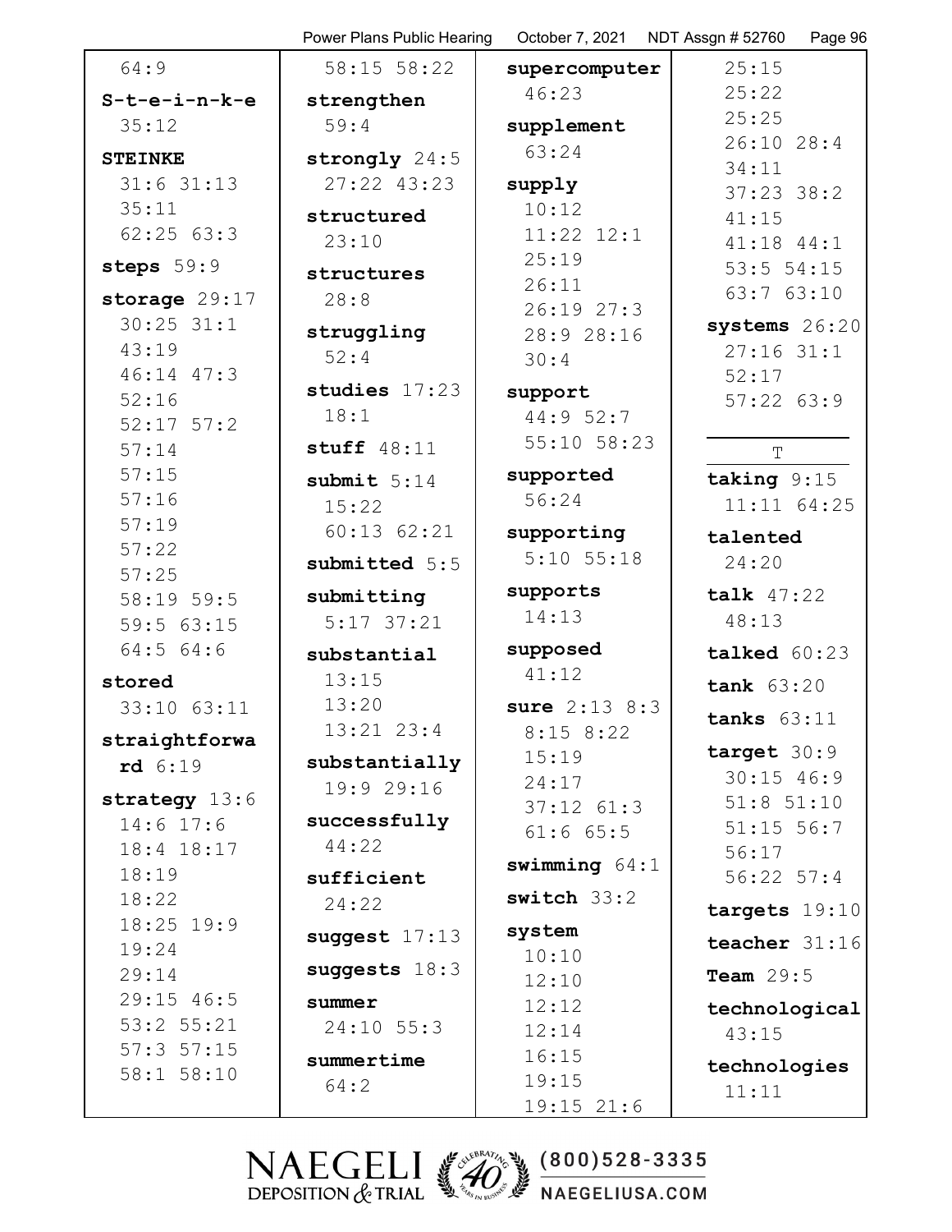64:9

**S-t-e-i-n-k-e** 35:12

**STEINKE** 31:6 31:13 35:11 62:25 63:3

**steps** 59:9

**storage** 29:17 30:25 31:1 43:19 46:14 47:3 52:16 52:17 57:2 57:14 57:15 57:16 57:19 57:22 57:25 58:19 59:5 59:5 63:15 64:5 64:6

**stored** 33:10 63:11

**straightforward** 6:19

**strategy** 13:6 14:6 17:6 18:4 18:17 18:19 18:22 18:25 19:9 19:24 29:14 29:15 46:5 53:2 55:21 57:3 57:15 58:1 58:10 58:15 58:22

**strengthen** 59:4

**strongly** 24:5 27:22 43:23

**structured** 23:10

**structures** 28:8

**struggling** 52:4

**studies** 17:23 18:1

**stuff** 48:11

**submit** 5:14 15:22 60:13 62:21

**submitted** 5:5

**submitting** 5:17 37:21

**substantial** 13:15 13:20 13:21 23:4

**substantially** 19:9 29:16

**successfully** 44:22

**sufficient** 24:22

**suggest** 17:13

**suggests** 18:3

**summer** 24:10 55:3

**summertime** 64:2

**supercomputer** 46:23

**supplement** 63:24

**supply** 10:12 11:22 12:1 25:19 26:11 26:19 27:3 28:9 28:16 30:4

**support** 44:9 52:7 55:10 58:23

**supported** 56:24

**supporting** 5:10 55:18

**supports** 14:13

**supposed** 41:12

**sure** 2:13 8:3 8:15 8:22 15:19 24:17 37:12 61:3 61:6 65:5

**swimming** 64:1

**switch** 33:2

**system** 10:10 12:10 12:12 12:14 16:15 19:15 19:15 21:6 25:15 25:22 25:25 26:10 28:4 34:11 37:23 38:2 41:15 41:18 44:1 53:5 54:15 63:7 63:10

**systems** 26:20 27:16 31:1 52:17 57:22 63:9

## T

**taking** 9:15 11:11 64:25

**talented** 24:20

**talk** 47:22 48:13

**talked** 60:23

**tank** 63:20

**tanks** 63:11

**target** 30:9 30:15 46:9 51:8 51:10 51:15 56:7 56:17 56:22 57:4

**targets** 19:10

**teacher** 31:16

**Team** 29:5

**technological** 43:15

**technologies** 11:11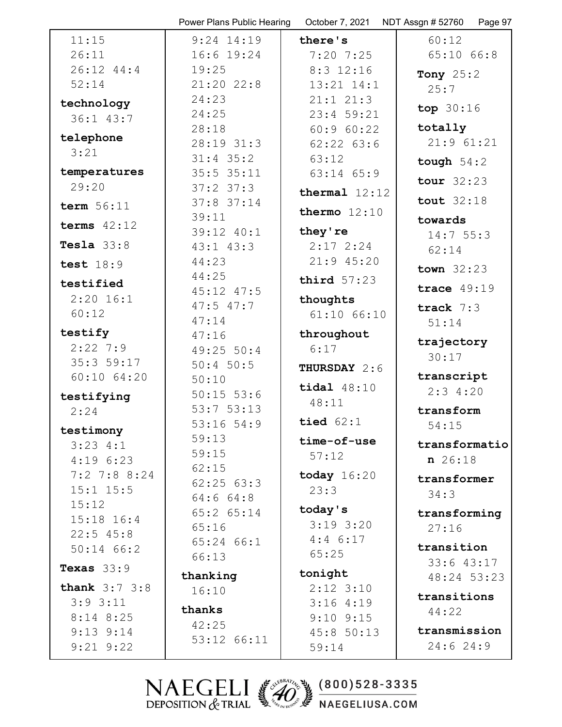11:15
26:11
26:12 44:4
52:14

**technology** 36:1 43:7

**telephone** 3:21

**temperatures** 29:20

**term** 56:11

**terms** 42:12

**Tesla** 33:8

**test** 18:9

**testified** 2:20 16:1 60:12

**testify** 2:22 7:9 35:3 59:17 60:10 64:20

**testifying** 2:24

**testimony** 3:23 4:1 4:19 6:23 7:2 7:8 8:24 15:1 15:5 15:12 15:18 16:4 22:5 45:8 50:14 66:2

**Texas** 33:9

**thank** 3:7 3:8 3:9 3:11 8:14 8:25 9:13 9:14 9:21 9:22 9:24 14:19 16:6 19:24 19:25 21:20 22:8 24:23 24:25 28:18 28:19 31:3 31:4 35:2 35:5 35:11 37:2 37:3 37:8 37:14 39:11 39:12 40:1 43:1 43:3 44:23 44:25 45:12 47:5 47:5 47:7 47:14 47:16 49:25 50:4 50:4 50:5 50:10 50:15 53:6 53:7 53:13 53:16 54:9 59:13 59:15 62:15 62:25 63:3 64:6 64:8 65:2 65:14 65:16 65:24 66:1 66:13

**thanking** 16:10

**thanks** 42:25 53:12 66:11

**there's** 7:20 7:25 8:3 12:16 13:21 14:1 21:1 21:3 23:4 59:21 60:9 60:22 62:22 63:6 63:12 63:14 65:9

**thermal** 12:12

**thermo** 12:10

**they're** 2:17 2:24 21:9 45:20

**third** 57:23

**thoughts** 61:10 66:10

**throughout** 6:17

**THURSDAY** 2:6

**tidal** 48:10 48:11

**tied** 62:1

**time-of-use** 57:12

**today** 16:20 23:3

**today's** 3:19 3:20 4:4 6:17 65:25

**tonight** 2:12 3:10 3:16 4:19 9:10 9:15 45:8 50:13 59:14 60:12 65:10 66:8

**Tony** 25:2 25:7

**top** 30:16

**totally** 21:9 61:21

**tough** 54:2

**tour** 32:23

**tout** 32:18

**towards** 14:7 55:3 62:14

**town** 32:23

**trace** 49:19

**track** 7:3 51:14

**trajectory** 30:17

**transcript** 2:3 4:20

**transform** 54:15

**transformation** 26:18

**transformer** 34:3

**transforming** 27:16

**transition** 33:6 43:17 48:24 53:23

**transitions** 44:22

**transmission** 24:6 24:9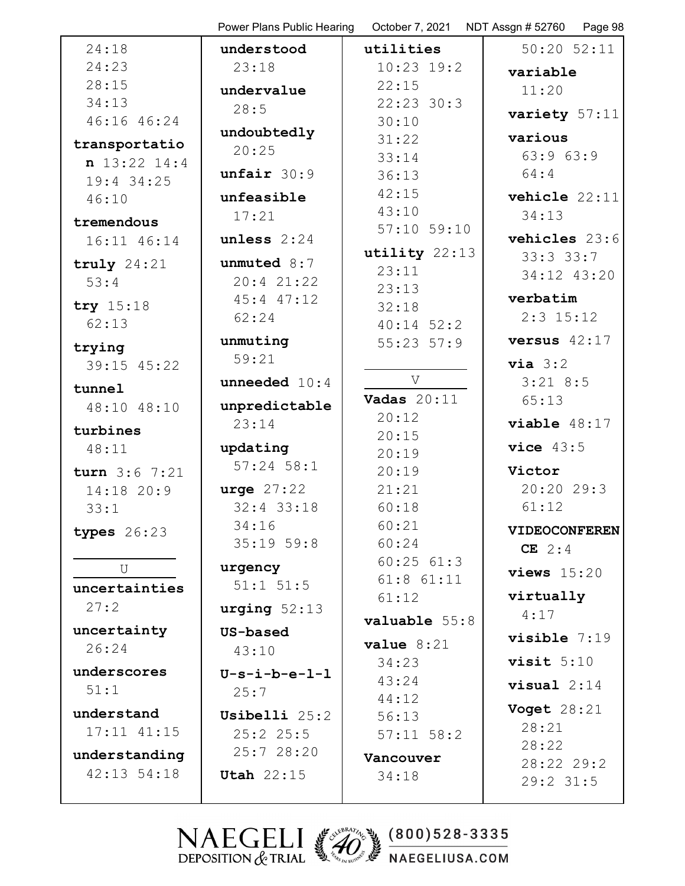24:18
24:23
28:15
34:13
46:16 46:24

**transportation** 13:22 14:4
19:4 34:25
46:10

**tremendous**
16:11 46:14

**truly** 24:21
53:4

**try** 15:18
62:13

**trying**
39:15 45:22

**tunnel**
48:10 48:10

**turbines**
48:11

**turn** 3:6 7:21
14:18 20:9
33:1

**types** 26:23

U

**uncertainties**
27:2

**uncertainty**
26:24

**underscores**
51:1

**understand**
17:11 41:15

**understanding**
42:13 54:18

**understood**
23:18

**undervalue**
28:5

**undoubtedly**
20:25

**unfair** 30:9

**unfeasible**
17:21

**unless** 2:24

**unmuted** 8:7
20:4 21:22
45:4 47:12
62:24

**unmuting**
59:21

**unneeded** 10:4

**unpredictable**
23:14

**updating**
57:24 58:1

**urge** 27:22
32:4 33:18
34:16
35:19 59:8

**urgency**
51:1 51:5

**urging** 52:13

**US-based**
43:10

**U-s-i-b-e-l-l**
25:7

**Usibelli** 25:2
25:2 25:5
25:7 28:20

**Utah** 22:15

**utilities**
10:23 19:2
22:15
22:23 30:3
30:10
31:22
33:14
36:13
42:15
43:10
57:10 59:10

**utility** 22:13
23:11
23:13
32:18
40:14 52:2
55:23 57:9

V

**Vadas** 20:11
20:12
20:15
20:19
20:19
21:21
60:18
60:21
60:24
60:25 61:3
61:8 61:11
61:12

**valuable** 55:8

**value** 8:21
34:23
43:24
44:12
56:13
57:11 58:2

**Vancouver**
34:18

50:20 52:11

**variable**
11:20

**variety** 57:11

**various**
63:9 63:9
64:4

**vehicle** 22:11
34:13

**vehicles** 23:6
33:3 33:7
34:12 43:20

**verbatim**
2:3 15:12

**versus** 42:17

**via** 3:2
3:21 8:5
65:13

**viable** 48:17

**vice** 43:5

**Victor**
20:20 29:3
61:12

**VIDEOCONFERENCE** 2:4

**views** 15:20

**virtually**
4:17

**visible** 7:19

**visit** 5:10

**visual** 2:14

**Voget** 28:21
28:21
28:22
28:22 29:2
29:2 31:5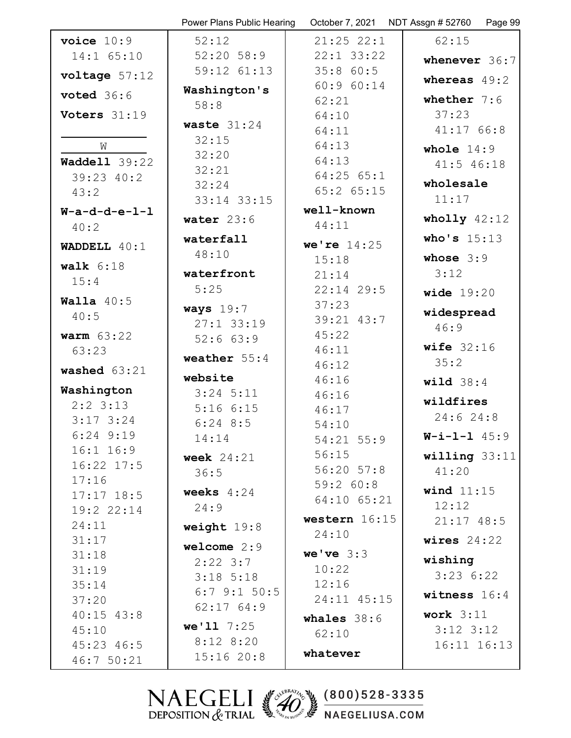**voice** 10:9 14:1 65:10

**voltage** 57:12

**voted** 36:6

**Voters** 31:19

W

**Waddell** 39:22 39:23 40:2 43:2

**W-a-d-d-e-l-l** 40:2

**WADDELL** 40:1

**walk** 6:18 15:4

**Walla** 40:5 40:5

**warm** 63:22 63:23

**washed** 63:21

**Washington** 2:2 3:13 3:17 3:24 6:24 9:19 16:1 16:9 16:22 17:5 17:16 17:17 18:5 19:2 22:14 24:11 31:17 31:18 31:19 35:14 37:20 40:15 43:8 45:10 45:23 46:5 46:7 50:21 52:12 52:20 58:9 59:12 61:13

**Washington's** 58:8

**waste** 31:24 32:15 32:20 32:21 32:24 33:14 33:15

**water** 23:6

**waterfall** 48:10

**waterfront** 5:25

**ways** 19:7 27:1 33:19 52:6 63:9

**weather** 55:4

**website** 3:24 5:11 5:16 6:15 6:24 8:5 14:14

**week** 24:21 36:5

**weeks** 4:24 24:9

**weight** 19:8

**welcome** 2:9 2:22 3:7 3:18 5:18 6:7 9:1 50:5 62:17 64:9

**we'll** 7:25 8:12 8:20 15:16 20:8 21:25 22:1 22:1 33:22 35:8 60:5 60:9 60:14 62:21 64:10 64:11 64:13 64:13 64:25 65:1 65:2 65:15

**well-known** 44:11

**we're** 14:25 15:18 21:14 22:14 29:5 37:23 39:21 43:7 45:22 46:11 46:12 46:16 46:16 46:17 54:10 54:21 55:9 56:15 56:20 57:8 59:2 60:8 64:10 65:21

**western** 16:15 24:10

**we've** 3:3 10:22 12:16 24:11 45:15

**whales** 38:6 62:10

**whatever** 62:15

**whenever** 36:7

**whereas** 49:2

**whether** 7:6 37:23 41:17 66:8

**whole** 14:9 41:5 46:18

**wholesale** 11:17

**wholly** 42:12

**who's** 15:13

**whose** 3:9 3:12

**wide** 19:20

**widespread** 46:9

**wife** 32:16 35:2

**wild** 38:4

**wildfires** 24:6 24:8

**W-i-l-l** 45:9

**willing** 33:11 41:20

**wind** 11:15 12:12 21:17 48:5

**wires** 24:22

**wishing** 3:23 6:22

**witness** 16:4

**work** 3:11 3:12 3:12 16:11 16:13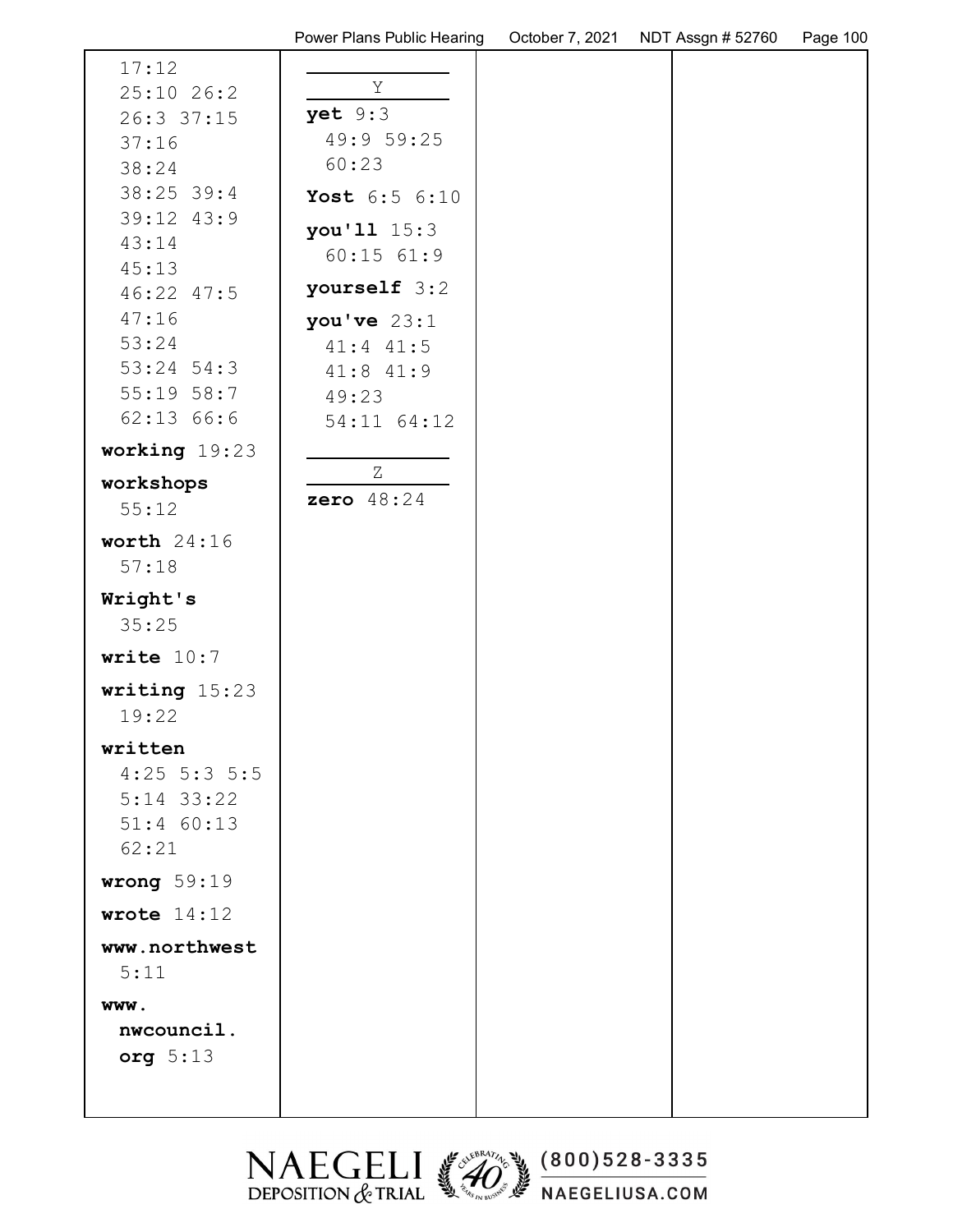17:12
25:10 26:2
26:3 37:15
37:16
38:24
38:25 39:4
39:12 43:9
43:14
45:13
46:22 47:5
47:16
53:24
53:24 54:3
55:19 58:7
62:13 66:6

**working** 19:23

**workshops** 55:12

**worth** 24:16 57:18

**Wright's** 35:25

**write** 10:7

**writing** 15:23 19:22

**written** 4:25 5:3 5:5 5:14 33:22 51:4 60:13 62:21

**wrong** 59:19

**wrote** 14:12

**www.northwest** 5:11

**www. nwcouncil. org** 5:13

## Y

**yet** 9:3 49:9 59:25 60:23

**Yost** 6:5 6:10

**you'll** 15:3 60:15 61:9

**yourself** 3:2

**you've** 23:1 41:4 41:5 41:8 41:9 49:23 54:11 64:12

## Z

**zero** 48:24